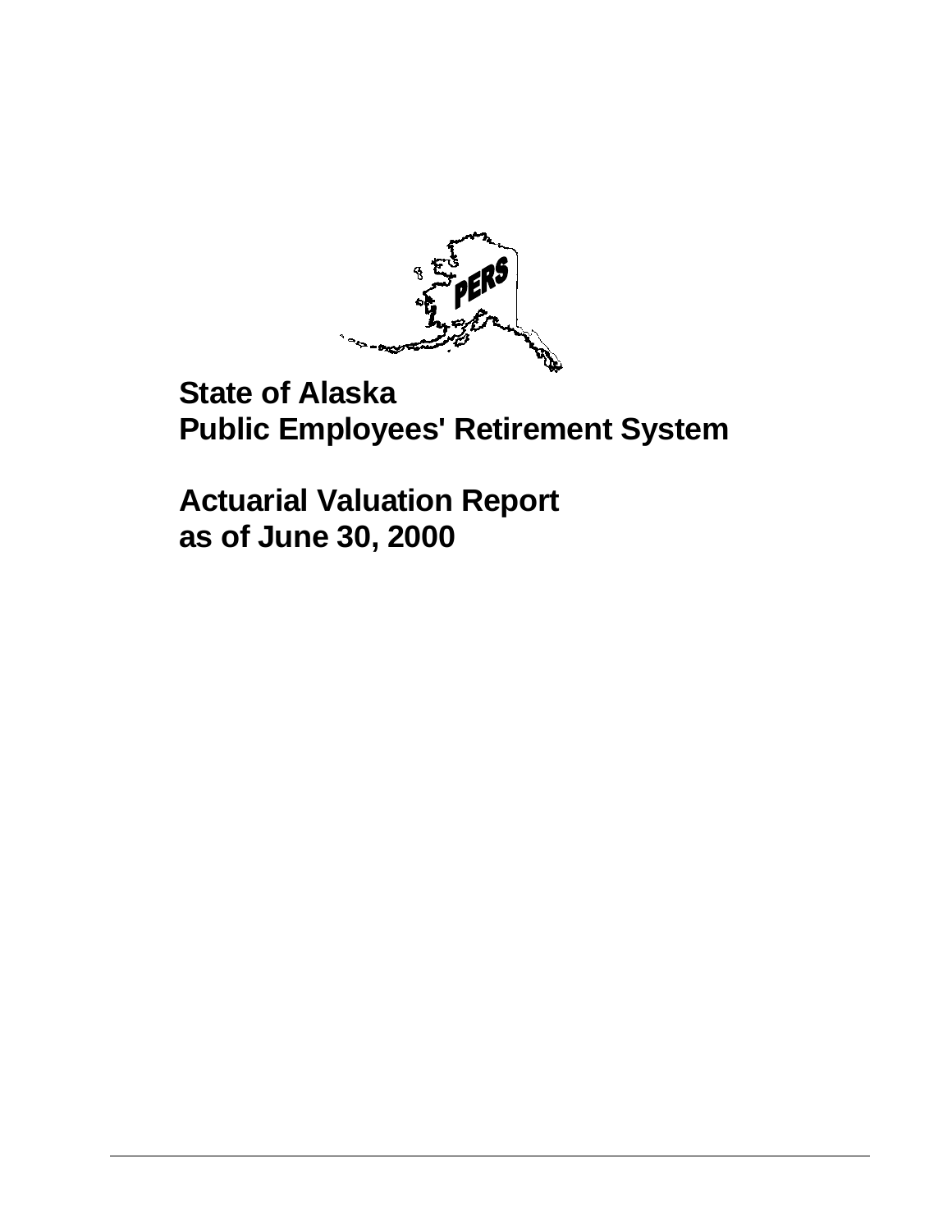# State of Alaska
# Public Employees' Retirement System

# Actuarial Valuation Report
# as of June 30, 2000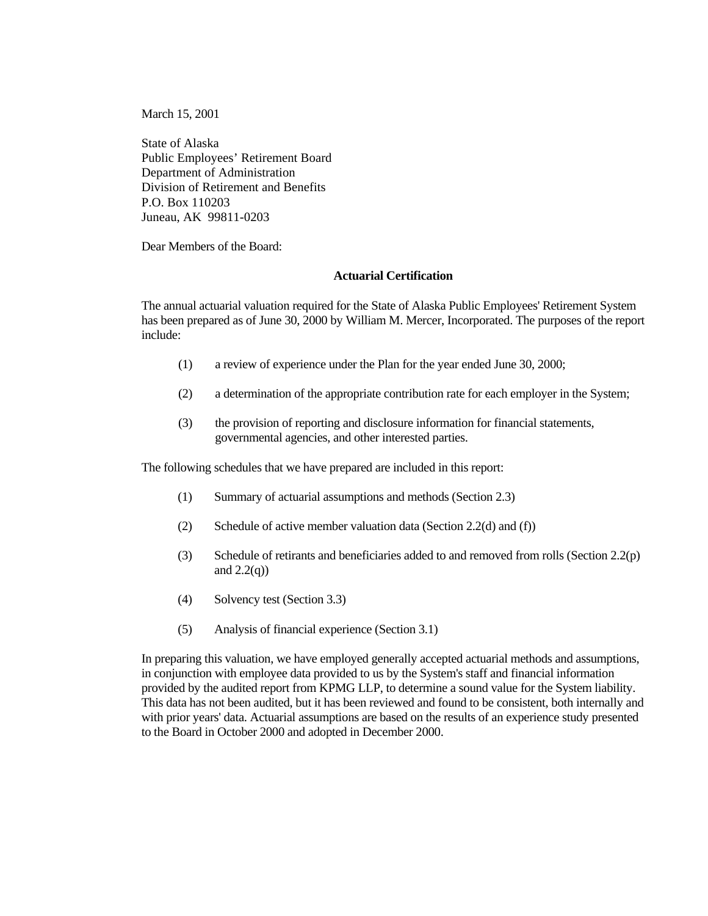March 15, 2001

State of Alaska
Public Employees' Retirement Board
Department of Administration
Division of Retirement and Benefits
P.O. Box 110203
Juneau, AK 99811-0203

Dear Members of the Board:

**Actuarial Certification**

The annual actuarial valuation required for the State of Alaska Public Employees' Retirement System has been prepared as of June 30, 2000 by William M. Mercer, Incorporated. The purposes of the report include:

(1) a review of experience under the Plan for the year ended June 30, 2000;

(2) a determination of the appropriate contribution rate for each employer in the System;

(3) the provision of reporting and disclosure information for financial statements, governmental agencies, and other interested parties.

The following schedules that we have prepared are included in this report:

(1) Summary of actuarial assumptions and methods (Section 2.3)

(2) Schedule of active member valuation data (Section 2.2(d) and (f))

(3) Schedule of retirants and beneficiaries added to and removed from rolls (Section 2.2(p) and 2.2(q))

(4) Solvency test (Section 3.3)

(5) Analysis of financial experience (Section 3.1)

In preparing this valuation, we have employed generally accepted actuarial methods and assumptions, in conjunction with employee data provided to us by the System's staff and financial information provided by the audited report from KPMG LLP, to determine a sound value for the System liability. This data has not been audited, but it has been reviewed and found to be consistent, both internally and with prior years' data. Actuarial assumptions are based on the results of an experience study presented to the Board in October 2000 and adopted in December 2000.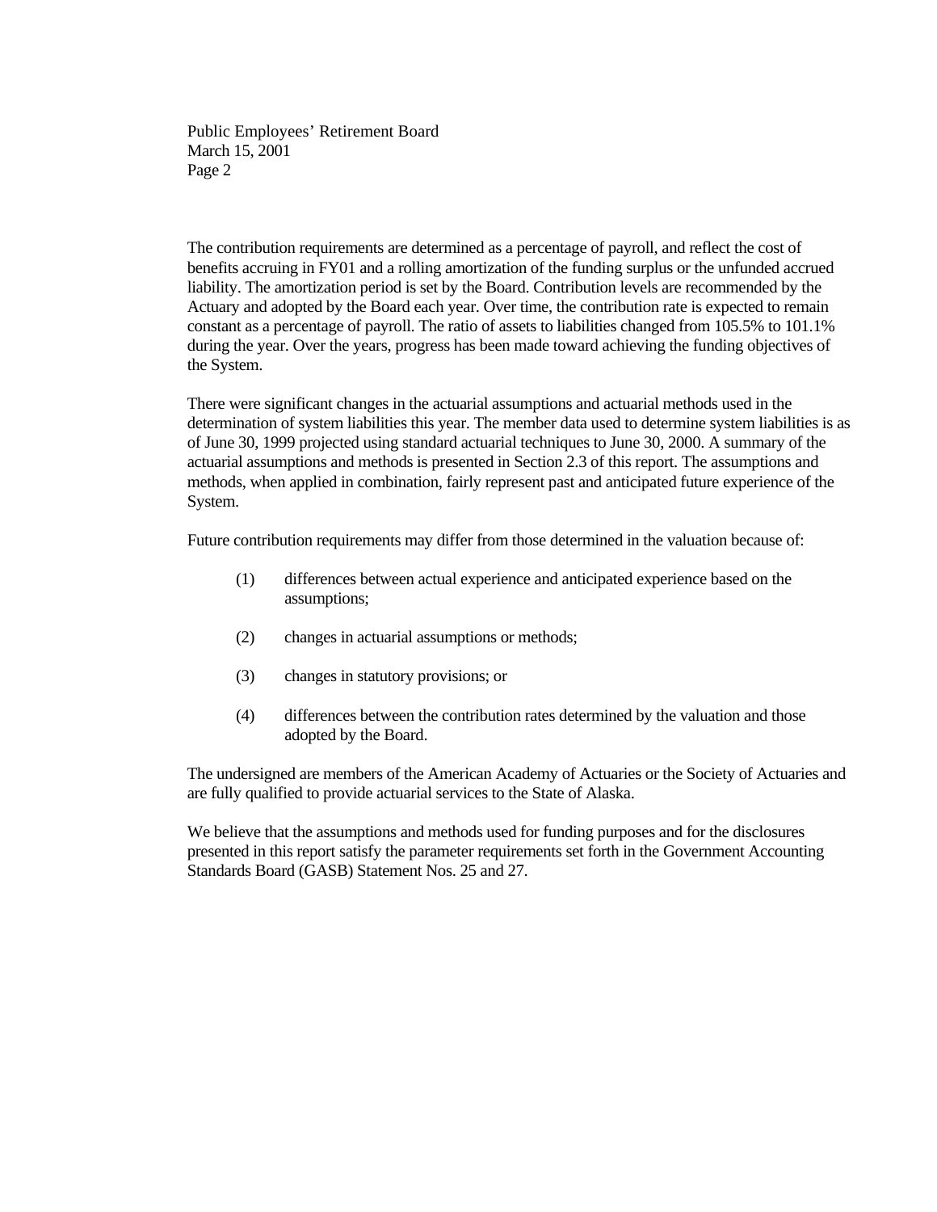The contribution requirements are determined as a percentage of payroll, and reflect the cost of benefits accruing in FY01 and a rolling amortization of the funding surplus or the unfunded accrued liability. The amortization period is set by the Board. Contribution levels are recommended by the Actuary and adopted by the Board each year. Over time, the contribution rate is expected to remain constant as a percentage of payroll. The ratio of assets to liabilities changed from 105.5% to 101.1% during the year. Over the years, progress has been made toward achieving the funding objectives of the System.

There were significant changes in the actuarial assumptions and actuarial methods used in the determination of system liabilities this year. The member data used to determine system liabilities is as of June 30, 1999 projected using standard actuarial techniques to June 30, 2000. A summary of the actuarial assumptions and methods is presented in Section 2.3 of this report. The assumptions and methods, when applied in combination, fairly represent past and anticipated future experience of the System.

Future contribution requirements may differ from those determined in the valuation because of:

(1) differences between actual experience and anticipated experience based on the assumptions;

(2) changes in actuarial assumptions or methods;

(3) changes in statutory provisions; or

(4) differences between the contribution rates determined by the valuation and those adopted by the Board.

The undersigned are members of the American Academy of Actuaries or the Society of Actuaries and are fully qualified to provide actuarial services to the State of Alaska.

We believe that the assumptions and methods used for funding purposes and for the disclosures presented in this report satisfy the parameter requirements set forth in the Government Accounting Standards Board (GASB) Statement Nos. 25 and 27.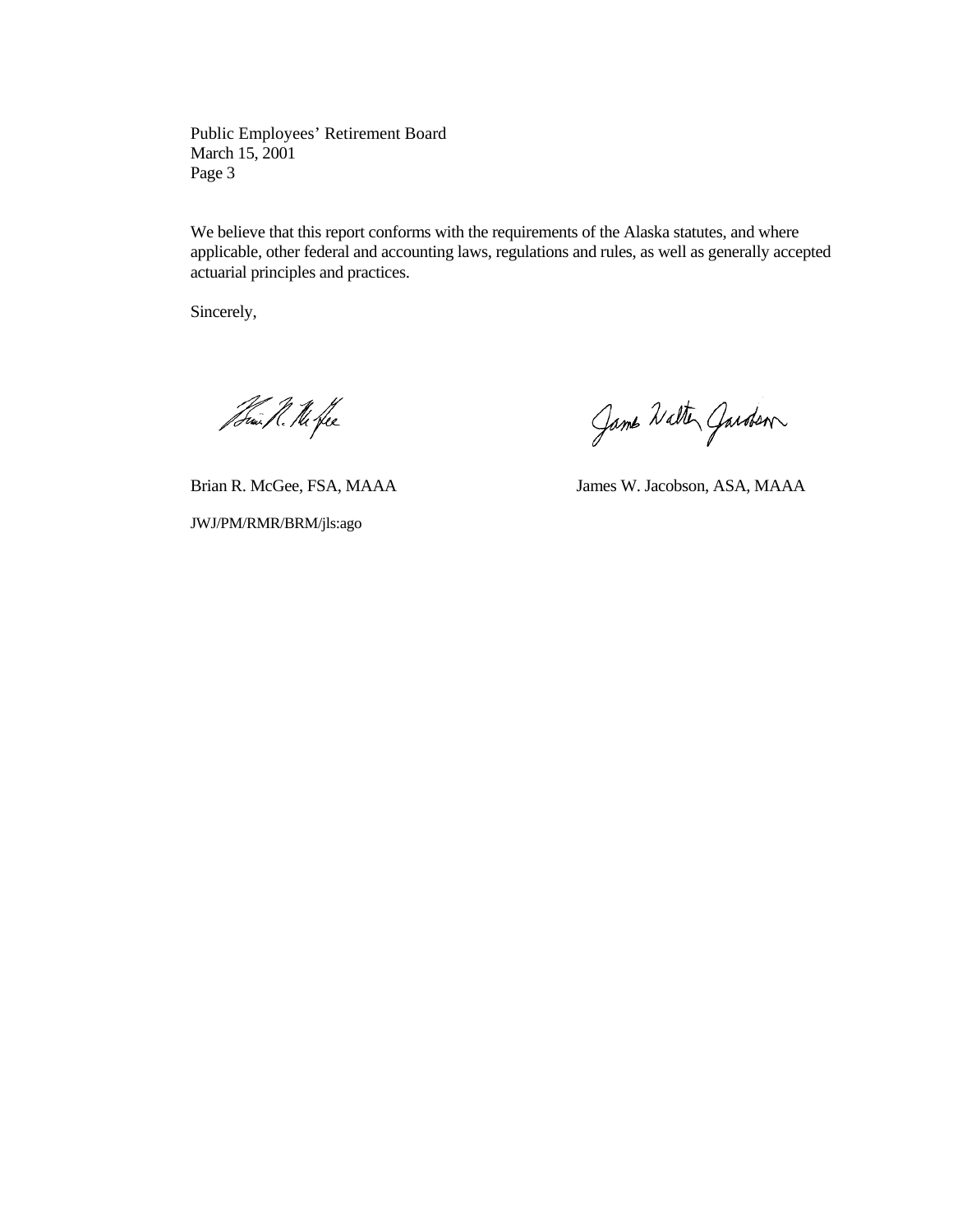Public Employees' Retirement Board
March 15, 2001
Page 3

We believe that this report conforms with the requirements of the Alaska statutes, and where applicable, other federal and accounting laws, regulations and rules, as well as generally accepted actuarial principles and practices.

Sincerely,

Brian R. McGee, FSA, MAAA

James W. Jacobson, ASA, MAAA

JWJ/PM/RMR/BRM/jls:ago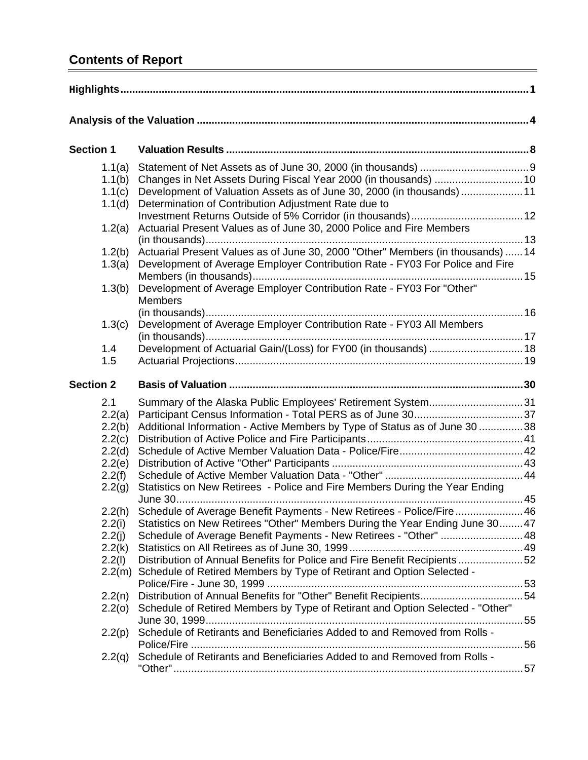## Contents of Report

| | | |
|---|---|---|
| **Highlights** | | **1** |
| **Analysis of the Valuation** | | **4** |
| **Section 1** | **Valuation Results** | **8** |
| 1.1(a) | Statement of Net Assets as of June 30, 2000 (in thousands) | 9 |
| 1.1(b) | Changes in Net Assets During Fiscal Year 2000 (in thousands) | 10 |
| 1.1(c) | Development of Valuation Assets as of June 30, 2000 (in thousands) | 11 |
| 1.1(d) | Determination of Contribution Adjustment Rate due to Investment Returns Outside of 5% Corridor (in thousands) | 12 |
| 1.2(a) | Actuarial Present Values as of June 30, 2000 Police and Fire Members (in thousands) | 13 |
| 1.2(b) | Actuarial Present Values as of June 30, 2000 "Other" Members (in thousands) | 14 |
| 1.3(a) | Development of Average Employer Contribution Rate - FY03 For Police and Fire Members (in thousands) | 15 |
| 1.3(b) | Development of Average Employer Contribution Rate - FY03 For "Other" Members (in thousands) | 16 |
| 1.3(c) | Development of Average Employer Contribution Rate - FY03 All Members (in thousands) | 17 |
| 1.4 | Development of Actuarial Gain/(Loss) for FY00 (in thousands) | 18 |
| 1.5 | Actuarial Projections | 19 |
| **Section 2** | **Basis of Valuation** | **30** |
| 2.1 | Summary of the Alaska Public Employees' Retirement System | 31 |
| 2.2(a) | Participant Census Information - Total PERS as of June 30 | 37 |
| 2.2(b) | Additional Information - Active Members by Type of Status as of June 30 | 38 |
| 2.2(c) | Distribution of Active Police and Fire Participants | 41 |
| 2.2(d) | Schedule of Active Member Valuation Data - Police/Fire | 42 |
| 2.2(e) | Distribution of Active "Other" Participants | 43 |
| 2.2(f) | Schedule of Active Member Valuation Data - "Other" | 44 |
| 2.2(g) | Statistics on New Retirees - Police and Fire Members During the Year Ending June 30 | 45 |
| 2.2(h) | Schedule of Average Benefit Payments - New Retirees - Police/Fire | 46 |
| 2.2(i) | Statistics on New Retirees "Other" Members During the Year Ending June 30 | 47 |
| 2.2(j) | Schedule of Average Benefit Payments - New Retirees - "Other" | 48 |
| 2.2(k) | Statistics on All Retirees as of June 30, 1999 | 49 |
| 2.2(l) | Distribution of Annual Benefits for Police and Fire Benefit Recipients | 52 |
| 2.2(m) | Schedule of Retired Members by Type of Retirant and Option Selected - Police/Fire - June 30, 1999 | 53 |
| 2.2(n) | Distribution of Annual Benefits for "Other" Benefit Recipients | 54 |
| 2.2(o) | Schedule of Retired Members by Type of Retirant and Option Selected - "Other" June 30, 1999 | 55 |
| 2.2(p) | Schedule of Retirants and Beneficiaries Added to and Removed from Rolls - Police/Fire | 56 |
| 2.2(q) | Schedule of Retirants and Beneficiaries Added to and Removed from Rolls - "Other" | 57 |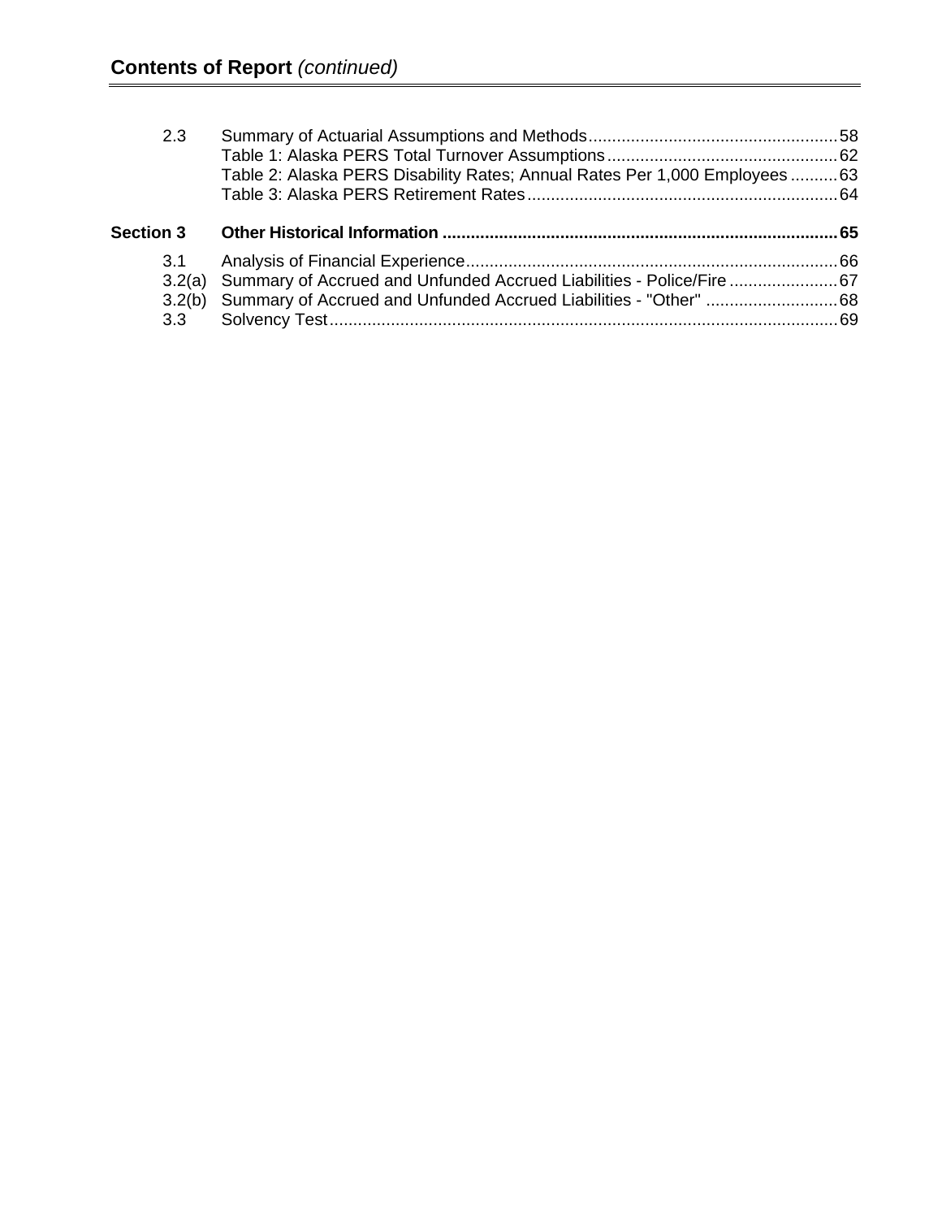## Contents of Report *(continued)*

| | | |
|---|---|---|
| 2.3 | Summary of Actuarial Assumptions and Methods | 58 |
| | Table 1: Alaska PERS Total Turnover Assumptions | 62 |
| | Table 2: Alaska PERS Disability Rates; Annual Rates Per 1,000 Employees | 63 |
| | Table 3: Alaska PERS Retirement Rates | 64 |
| **Section 3** | **Other Historical Information** | **65** |
| 3.1 | Analysis of Financial Experience | 66 |
| 3.2(a) | Summary of Accrued and Unfunded Accrued Liabilities - Police/Fire | 67 |
| 3.2(b) | Summary of Accrued and Unfunded Accrued Liabilities - "Other" | 68 |
| 3.3 | Solvency Test | 69 |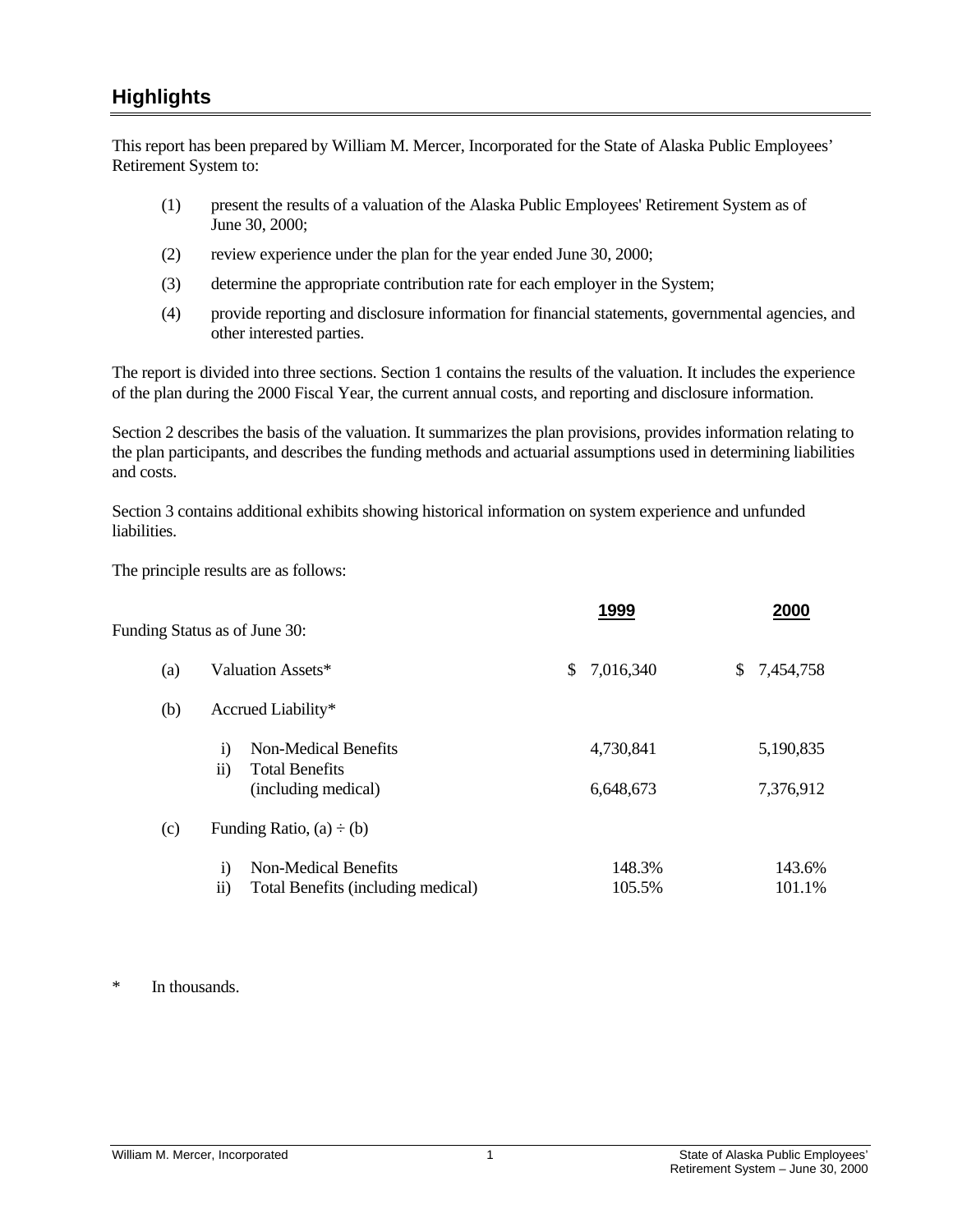## Highlights

This report has been prepared by William M. Mercer, Incorporated for the State of Alaska Public Employees' Retirement System to:

(1) present the results of a valuation of the Alaska Public Employees' Retirement System as of June 30, 2000;

(2) review experience under the plan for the year ended June 30, 2000;

(3) determine the appropriate contribution rate for each employer in the System;

(4) provide reporting and disclosure information for financial statements, governmental agencies, and other interested parties.

The report is divided into three sections. Section 1 contains the results of the valuation. It includes the experience of the plan during the 2000 Fiscal Year, the current annual costs, and reporting and disclosure information.

Section 2 describes the basis of the valuation. It summarizes the plan provisions, provides information relating to the plan participants, and describes the funding methods and actuarial assumptions used in determining liabilities and costs.

Section 3 contains additional exhibits showing historical information on system experience and unfunded liabilities.

The principle results are as follows:

| Funding Status as of June 30: | 1999 | 2000 |
|---|---|---|
| (a) Valuation Assets* | $ 7,016,340 | $ 7,454,758 |
| (b) Accrued Liability* | | |
| i) Non-Medical Benefits | 4,730,841 | 5,190,835 |
| ii) Total Benefits (including medical) | 6,648,673 | 7,376,912 |
| (c) Funding Ratio, (a) ÷ (b) | | |
| i) Non-Medical Benefits | 148.3% | 143.6% |
| ii) Total Benefits (including medical) | 105.5% | 101.1% |

\* In thousands.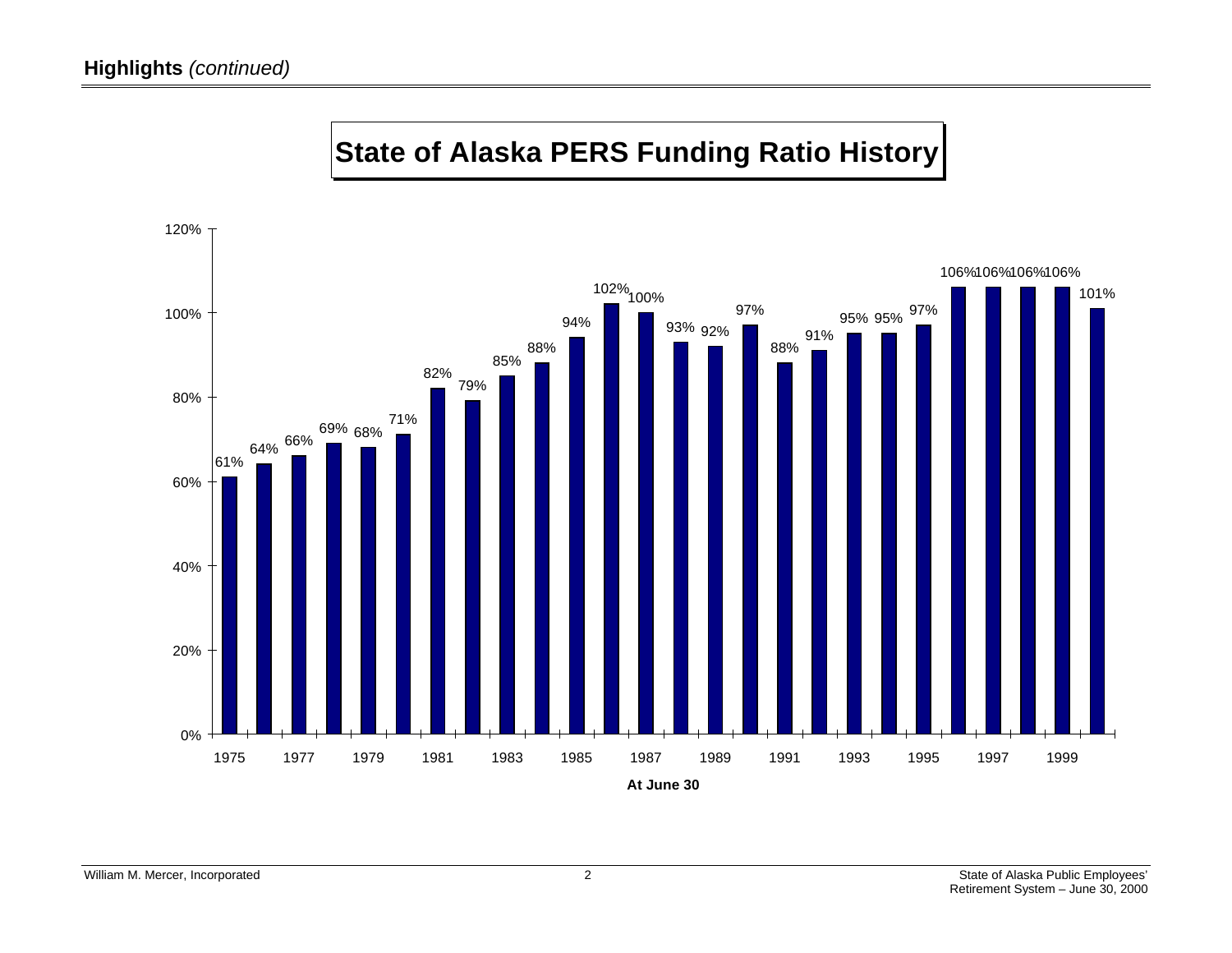**Highlights** *(continued)*

## State of Alaska PERS Funding Ratio History

| At June 30 | Funding Ratio |
|---|---|
| 1975 | 61% |
| 1976 | 64% |
| 1977 | 66% |
| 1978 | 69% |
| 1979 | 68% |
| 1980 | 71% |
| 1981 | 82% |
| 1982 | 79% |
| 1983 | 85% |
| 1984 | 88% |
| 1985 | 94% |
| 1986 | 102% |
| 1987 | 100% |
| 1988 | 93% |
| 1989 | 92% |
| 1990 | 97% |
| 1991 | 88% |
| 1992 | 91% |
| 1993 | 95% |
| 1994 | 95% |
| 1995 | 97% |
| 1996 | 106% |
| 1997 | 106% |
| 1998 | 106% |
| 1999 | 106% |
| 2000 | 101% |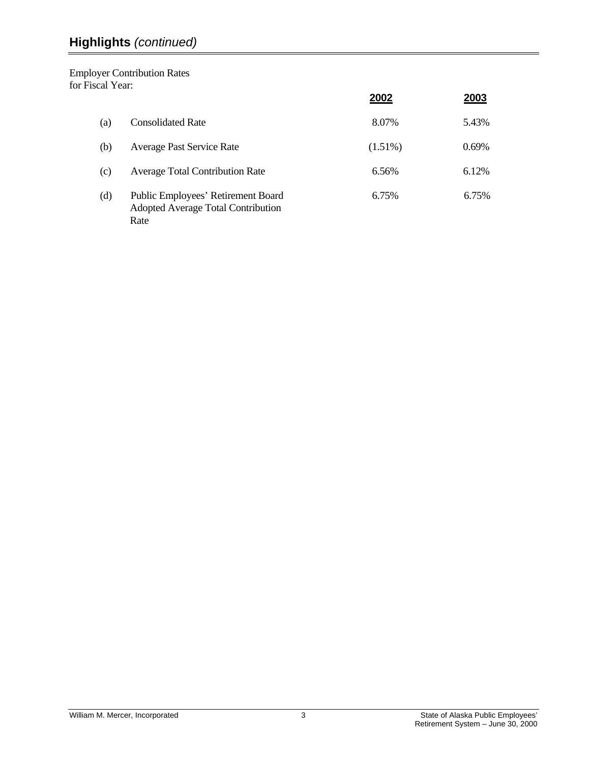## **Highlights** *(continued)*

Employer Contribution Rates for Fiscal Year:

| | | **2002** | **2003** |
|---|---|---|---|
| (a) | Consolidated Rate | 8.07% | 5.43% |
| (b) | Average Past Service Rate | (1.51%) | 0.69% |
| (c) | Average Total Contribution Rate | 6.56% | 6.12% |
| (d) | Public Employees' Retirement Board Adopted Average Total Contribution Rate | 6.75% | 6.75% |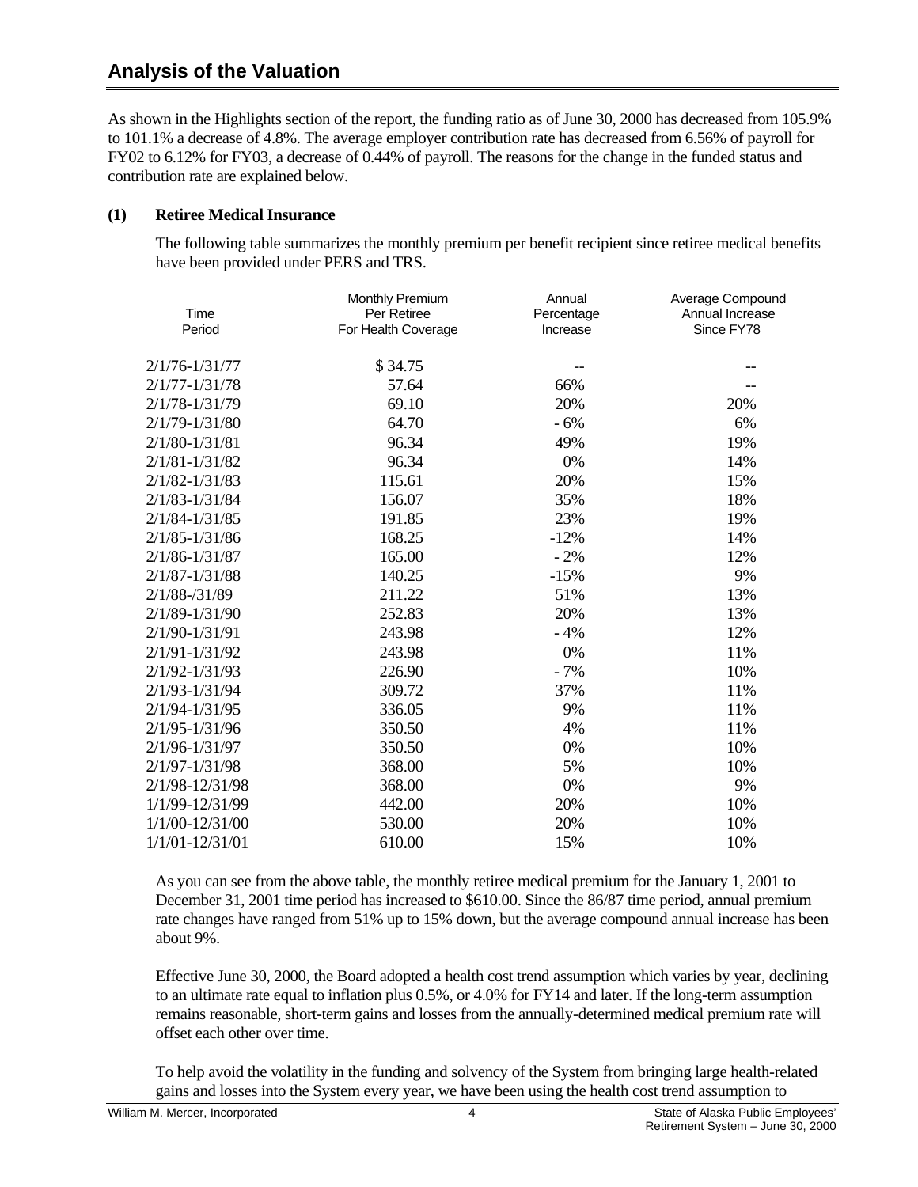## Analysis of the Valuation

As shown in the Highlights section of the report, the funding ratio as of June 30, 2000 has decreased from 105.9% to 101.1% a decrease of 4.8%. The average employer contribution rate has decreased from 6.56% of payroll for FY02 to 6.12% for FY03, a decrease of 0.44% of payroll. The reasons for the change in the funded status and contribution rate are explained below.

**(1) Retiree Medical Insurance**

The following table summarizes the monthly premium per benefit recipient since retiree medical benefits have been provided under PERS and TRS.

| Time Period | Monthly Premium Per Retiree For Health Coverage | Annual Percentage Increase | Average Compound Annual Increase Since FY78 |
|---|---|---|---|
| 2/1/76-1/31/77 | $ 34.75 | -- | -- |
| 2/1/77-1/31/78 | 57.64 | 66% | -- |
| 2/1/78-1/31/79 | 69.10 | 20% | 20% |
| 2/1/79-1/31/80 | 64.70 | - 6% | 6% |
| 2/1/80-1/31/81 | 96.34 | 49% | 19% |
| 2/1/81-1/31/82 | 96.34 | 0% | 14% |
| 2/1/82-1/31/83 | 115.61 | 20% | 15% |
| 2/1/83-1/31/84 | 156.07 | 35% | 18% |
| 2/1/84-1/31/85 | 191.85 | 23% | 19% |
| 2/1/85-1/31/86 | 168.25 | -12% | 14% |
| 2/1/86-1/31/87 | 165.00 | - 2% | 12% |
| 2/1/87-1/31/88 | 140.25 | -15% | 9% |
| 2/1/88-/31/89 | 211.22 | 51% | 13% |
| 2/1/89-1/31/90 | 252.83 | 20% | 13% |
| 2/1/90-1/31/91 | 243.98 | - 4% | 12% |
| 2/1/91-1/31/92 | 243.98 | 0% | 11% |
| 2/1/92-1/31/93 | 226.90 | - 7% | 10% |
| 2/1/93-1/31/94 | 309.72 | 37% | 11% |
| 2/1/94-1/31/95 | 336.05 | 9% | 11% |
| 2/1/95-1/31/96 | 350.50 | 4% | 11% |
| 2/1/96-1/31/97 | 350.50 | 0% | 10% |
| 2/1/97-1/31/98 | 368.00 | 5% | 10% |
| 2/1/98-12/31/98 | 368.00 | 0% | 9% |
| 1/1/99-12/31/99 | 442.00 | 20% | 10% |
| 1/1/00-12/31/00 | 530.00 | 20% | 10% |
| 1/1/01-12/31/01 | 610.00 | 15% | 10% |

As you can see from the above table, the monthly retiree medical premium for the January 1, 2001 to December 31, 2001 time period has increased to $610.00. Since the 86/87 time period, annual premium rate changes have ranged from 51% up to 15% down, but the average compound annual increase has been about 9%.

Effective June 30, 2000, the Board adopted a health cost trend assumption which varies by year, declining to an ultimate rate equal to inflation plus 0.5%, or 4.0% for FY14 and later. If the long-term assumption remains reasonable, short-term gains and losses from the annually-determined medical premium rate will offset each other over time.

To help avoid the volatility in the funding and solvency of the System from bringing large health-related gains and losses into the System every year, we have been using the health cost trend assumption to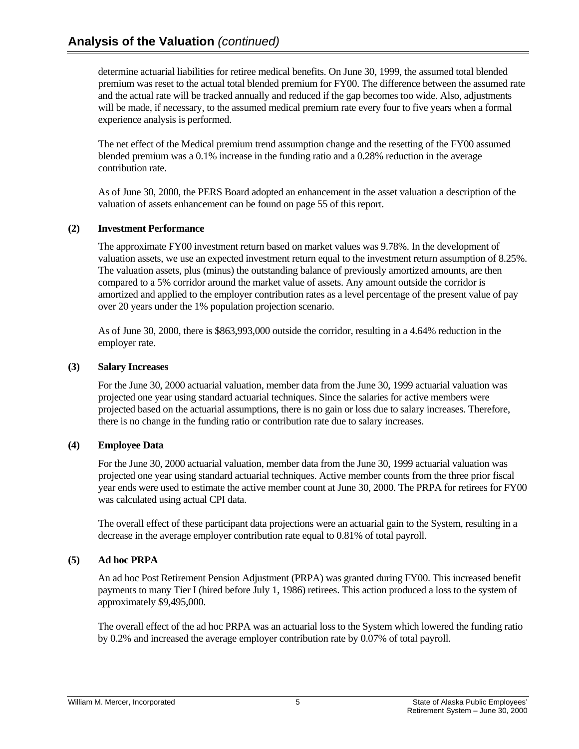## Analysis of the Valuation *(continued)*

determine actuarial liabilities for retiree medical benefits. On June 30, 1999, the assumed total blended premium was reset to the actual total blended premium for FY00. The difference between the assumed rate and the actual rate will be tracked annually and reduced if the gap becomes too wide. Also, adjustments will be made, if necessary, to the assumed medical premium rate every four to five years when a formal experience analysis is performed.

The net effect of the Medical premium trend assumption change and the resetting of the FY00 assumed blended premium was a 0.1% increase in the funding ratio and a 0.28% reduction in the average contribution rate.

As of June 30, 2000, the PERS Board adopted an enhancement in the asset valuation a description of the valuation of assets enhancement can be found on page 55 of this report.

**(2) Investment Performance**

The approximate FY00 investment return based on market values was 9.78%. In the development of valuation assets, we use an expected investment return equal to the investment return assumption of 8.25%. The valuation assets, plus (minus) the outstanding balance of previously amortized amounts, are then compared to a 5% corridor around the market value of assets. Any amount outside the corridor is amortized and applied to the employer contribution rates as a level percentage of the present value of pay over 20 years under the 1% population projection scenario.

As of June 30, 2000, there is $863,993,000 outside the corridor, resulting in a 4.64% reduction in the employer rate.

**(3) Salary Increases**

For the June 30, 2000 actuarial valuation, member data from the June 30, 1999 actuarial valuation was projected one year using standard actuarial techniques. Since the salaries for active members were projected based on the actuarial assumptions, there is no gain or loss due to salary increases. Therefore, there is no change in the funding ratio or contribution rate due to salary increases.

**(4) Employee Data**

For the June 30, 2000 actuarial valuation, member data from the June 30, 1999 actuarial valuation was projected one year using standard actuarial techniques. Active member counts from the three prior fiscal year ends were used to estimate the active member count at June 30, 2000. The PRPA for retirees for FY00 was calculated using actual CPI data.

The overall effect of these participant data projections were an actuarial gain to the System, resulting in a decrease in the average employer contribution rate equal to 0.81% of total payroll.

**(5) Ad hoc PRPA**

An ad hoc Post Retirement Pension Adjustment (PRPA) was granted during FY00. This increased benefit payments to many Tier I (hired before July 1, 1986) retirees. This action produced a loss to the system of approximately $9,495,000.

The overall effect of the ad hoc PRPA was an actuarial loss to the System which lowered the funding ratio by 0.2% and increased the average employer contribution rate by 0.07% of total payroll.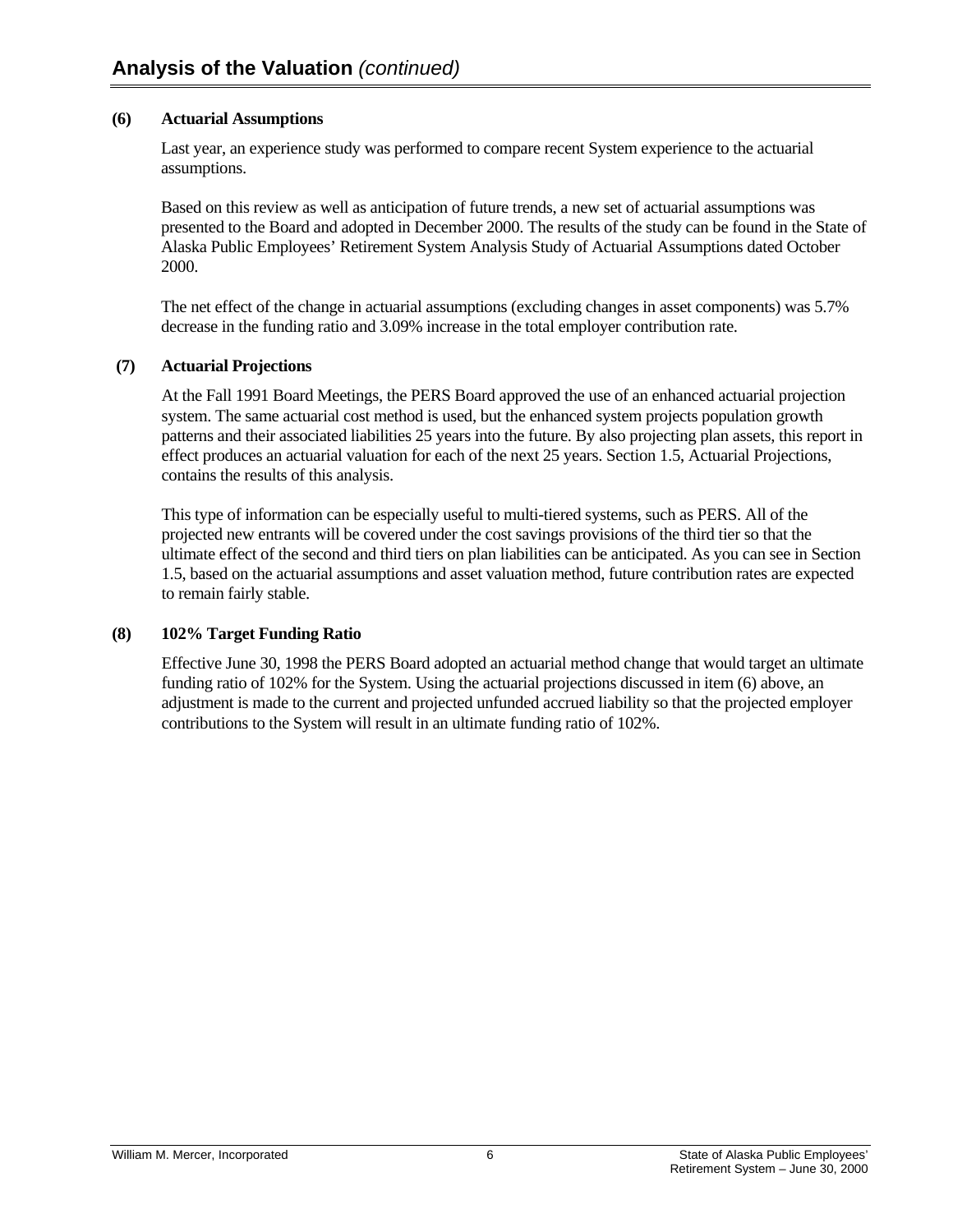## Analysis of the Valuation *(continued)*

**(6) Actuarial Assumptions**

Last year, an experience study was performed to compare recent System experience to the actuarial assumptions.

Based on this review as well as anticipation of future trends, a new set of actuarial assumptions was presented to the Board and adopted in December 2000. The results of the study can be found in the State of Alaska Public Employees' Retirement System Analysis Study of Actuarial Assumptions dated October 2000.

The net effect of the change in actuarial assumptions (excluding changes in asset components) was 5.7% decrease in the funding ratio and 3.09% increase in the total employer contribution rate.

**(7) Actuarial Projections**

At the Fall 1991 Board Meetings, the PERS Board approved the use of an enhanced actuarial projection system. The same actuarial cost method is used, but the enhanced system projects population growth patterns and their associated liabilities 25 years into the future. By also projecting plan assets, this report in effect produces an actuarial valuation for each of the next 25 years. Section 1.5, Actuarial Projections, contains the results of this analysis.

This type of information can be especially useful to multi-tiered systems, such as PERS. All of the projected new entrants will be covered under the cost savings provisions of the third tier so that the ultimate effect of the second and third tiers on plan liabilities can be anticipated. As you can see in Section 1.5, based on the actuarial assumptions and asset valuation method, future contribution rates are expected to remain fairly stable.

**(8) 102% Target Funding Ratio**

Effective June 30, 1998 the PERS Board adopted an actuarial method change that would target an ultimate funding ratio of 102% for the System. Using the actuarial projections discussed in item (6) above, an adjustment is made to the current and projected unfunded accrued liability so that the projected employer contributions to the System will result in an ultimate funding ratio of 102%.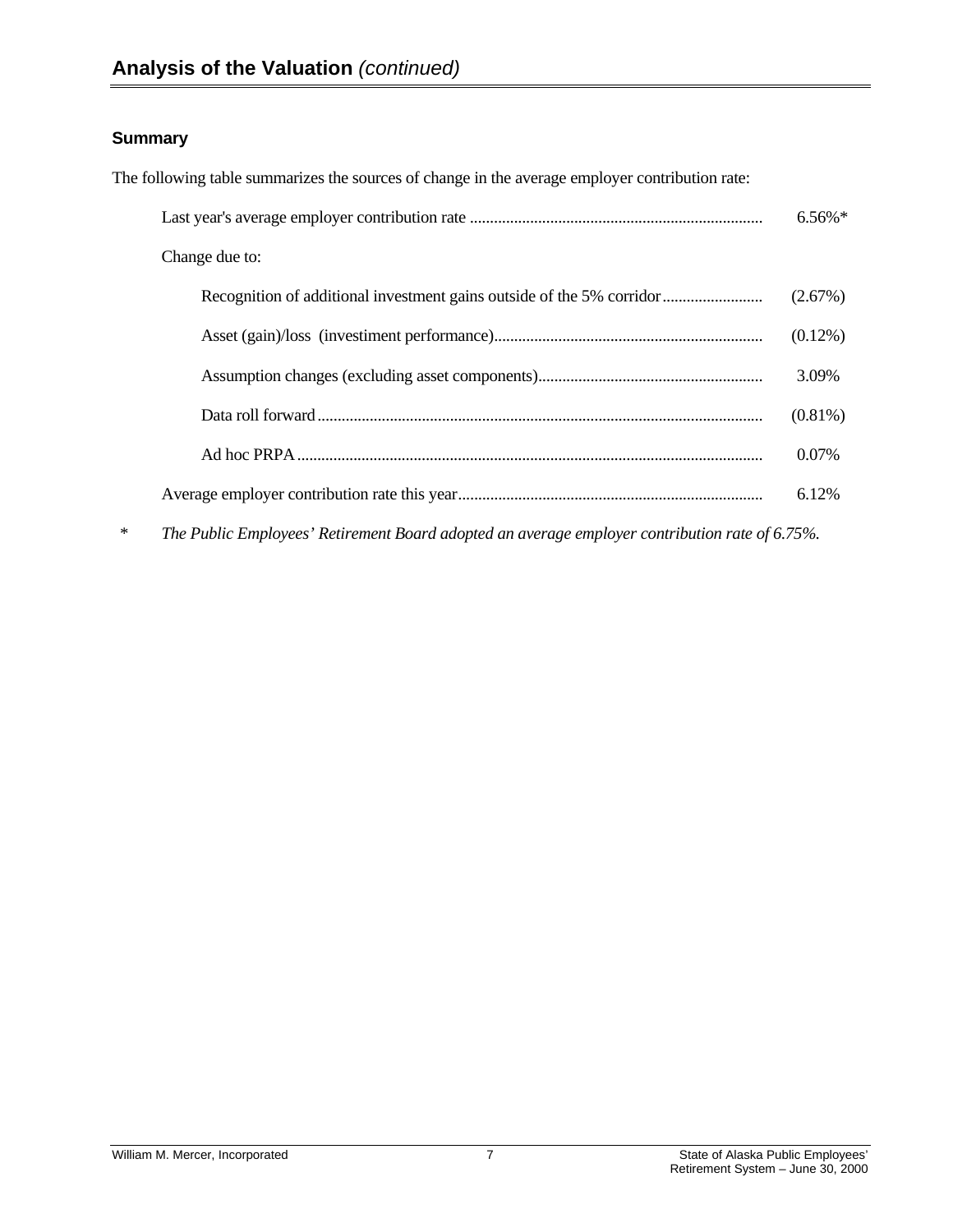## Analysis of the Valuation *(continued)*

### Summary

The following table summarizes the sources of change in the average employer contribution rate:

| | |
|---|---|
| Last year's average employer contribution rate | 6.56%* |
| Change due to: | |
| Recognition of additional investment gains outside of the 5% corridor | (2.67%) |
| Asset (gain)/loss (investiment performance) | (0.12%) |
| Assumption changes (excluding asset components) | 3.09% |
| Data roll forward | (0.81%) |
| Ad hoc PRPA | 0.07% |
| Average employer contribution rate this year | 6.12% |

\* *The Public Employees' Retirement Board adopted an average employer contribution rate of 6.75%.*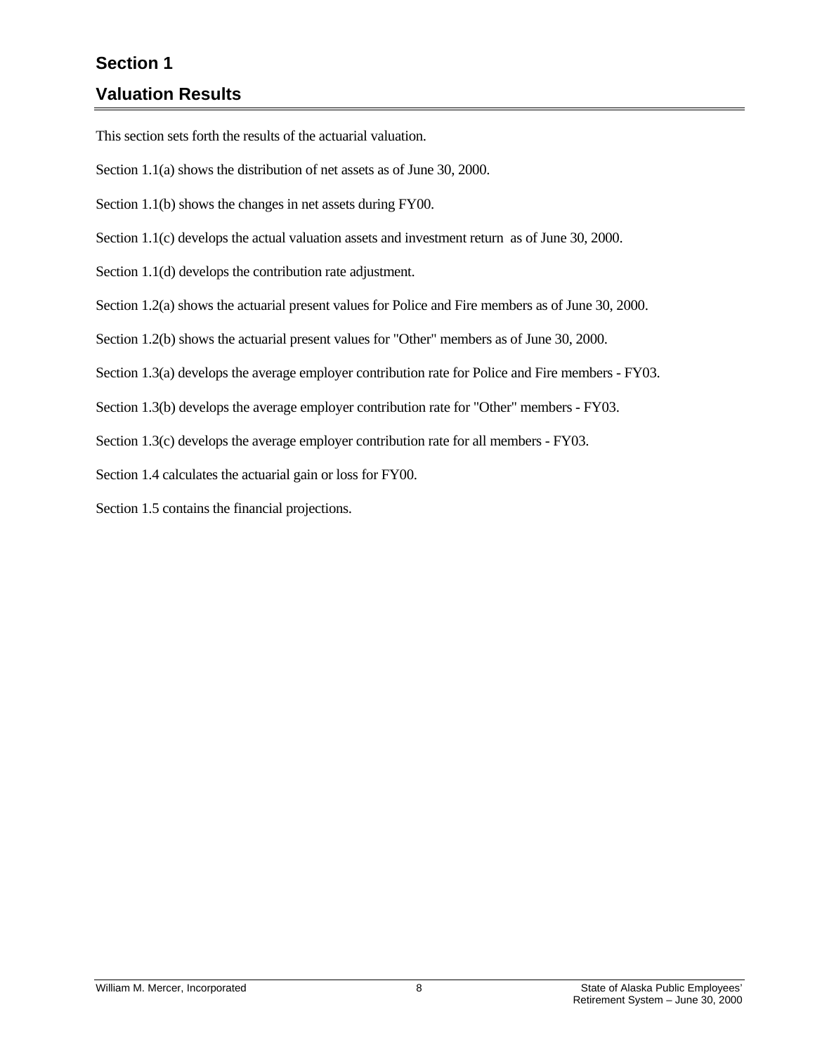# Section 1

## Valuation Results

This section sets forth the results of the actuarial valuation.

Section 1.1(a) shows the distribution of net assets as of June 30, 2000.

Section 1.1(b) shows the changes in net assets during FY00.

Section 1.1(c) develops the actual valuation assets and investment return as of June 30, 2000.

Section 1.1(d) develops the contribution rate adjustment.

Section 1.2(a) shows the actuarial present values for Police and Fire members as of June 30, 2000.

Section 1.2(b) shows the actuarial present values for "Other" members as of June 30, 2000.

Section 1.3(a) develops the average employer contribution rate for Police and Fire members - FY03.

Section 1.3(b) develops the average employer contribution rate for "Other" members - FY03.

Section 1.3(c) develops the average employer contribution rate for all members - FY03.

Section 1.4 calculates the actuarial gain or loss for FY00.

Section 1.5 contains the financial projections.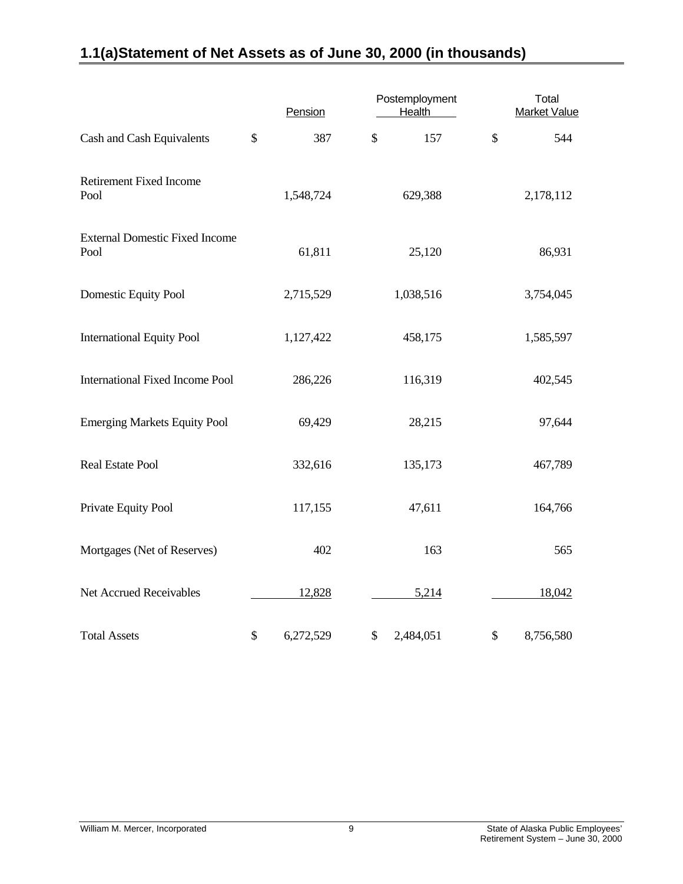## 1.1(a) Statement of Net Assets as of June 30, 2000 (in thousands)

| | Pension | Postemployment Health | Total Market Value |
|---|---|---|---|
| Cash and Cash Equivalents | $ 387 | $ 157 | $ 544 |
| Retirement Fixed Income Pool | 1,548,724 | 629,388 | 2,178,112 |
| External Domestic Fixed Income Pool | 61,811 | 25,120 | 86,931 |
| Domestic Equity Pool | 2,715,529 | 1,038,516 | 3,754,045 |
| International Equity Pool | 1,127,422 | 458,175 | 1,585,597 |
| International Fixed Income Pool | 286,226 | 116,319 | 402,545 |
| Emerging Markets Equity Pool | 69,429 | 28,215 | 97,644 |
| Real Estate Pool | 332,616 | 135,173 | 467,789 |
| Private Equity Pool | 117,155 | 47,611 | 164,766 |
| Mortgages (Net of Reserves) | 402 | 163 | 565 |
| Net Accrued Receivables | 12,828 | 5,214 | 18,042 |
| Total Assets | $ 6,272,529 | $ 2,484,051 | $ 8,756,580 |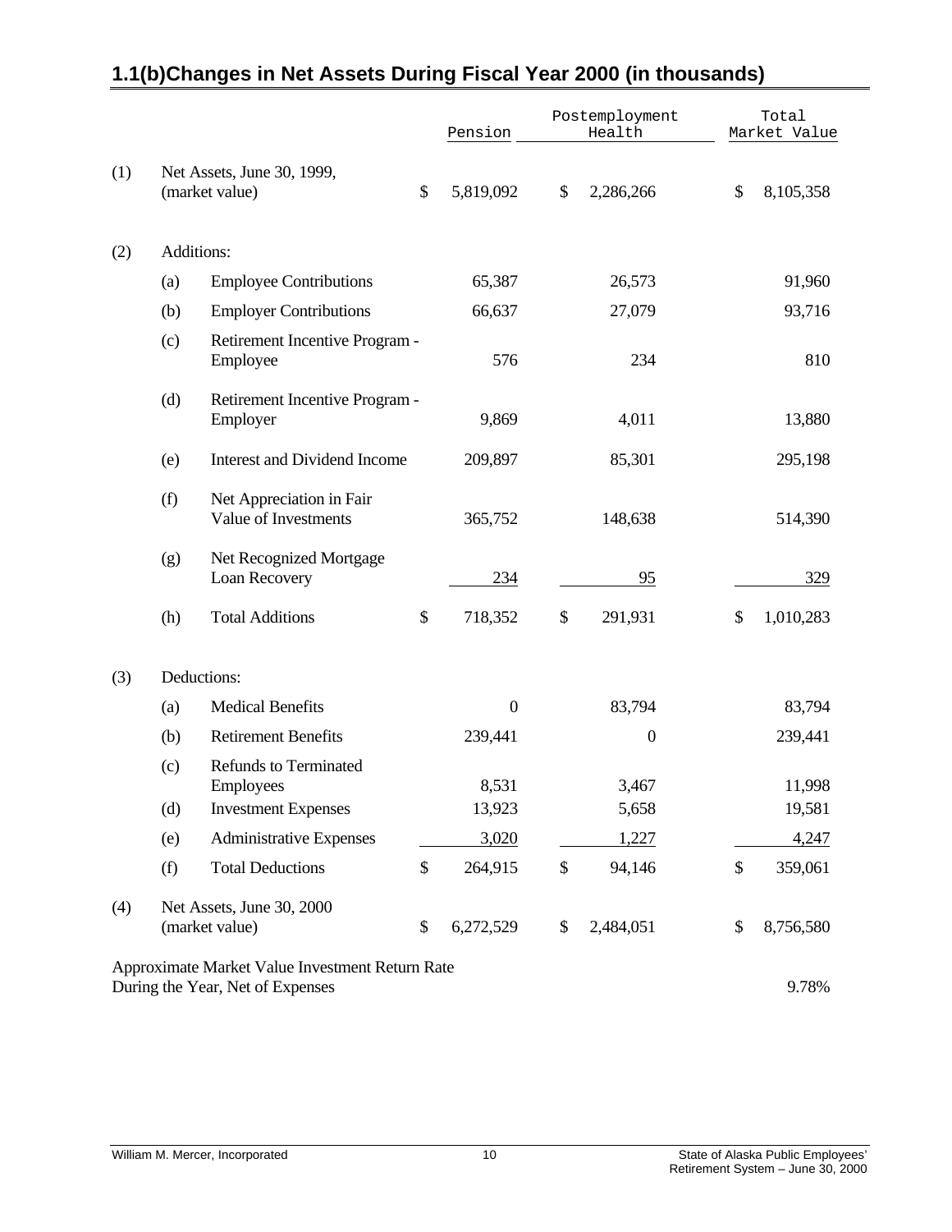## 1.1(b)Changes in Net Assets During Fiscal Year 2000 (in thousands)

| | | | Pension | Postemployment Health | Total Market Value |
|---|---|---|---|---|---|
| (1) | Net Assets, June 30, 1999, (market value) | | $ 5,819,092 | $ 2,286,266 | $ 8,105,358 |
| (2) | Additions: | | | | |
| | (a) | Employee Contributions | 65,387 | 26,573 | 91,960 |
| | (b) | Employer Contributions | 66,637 | 27,079 | 93,716 |
| | (c) | Retirement Incentive Program - Employee | 576 | 234 | 810 |
| | (d) | Retirement Incentive Program - Employer | 9,869 | 4,011 | 13,880 |
| | (e) | Interest and Dividend Income | 209,897 | 85,301 | 295,198 |
| | (f) | Net Appreciation in Fair Value of Investments | 365,752 | 148,638 | 514,390 |
| | (g) | Net Recognized Mortgage Loan Recovery | 234 | 95 | 329 |
| | (h) | Total Additions | $ 718,352 | $ 291,931 | $ 1,010,283 |
| (3) | Deductions: | | | | |
| | (a) | Medical Benefits | 0 | 83,794 | 83,794 |
| | (b) | Retirement Benefits | 239,441 | 0 | 239,441 |
| | (c) | Refunds to Terminated Employees | 8,531 | 3,467 | 11,998 |
| | (d) | Investment Expenses | 13,923 | 5,658 | 19,581 |
| | (e) | Administrative Expenses | 3,020 | 1,227 | 4,247 |
| | (f) | Total Deductions | $ 264,915 | $ 94,146 | $ 359,061 |
| (4) | Net Assets, June 30, 2000 (market value) | | $ 6,272,529 | $ 2,484,051 | $ 8,756,580 |

Approximate Market Value Investment Return Rate During the Year, Net of Expenses: 9.78%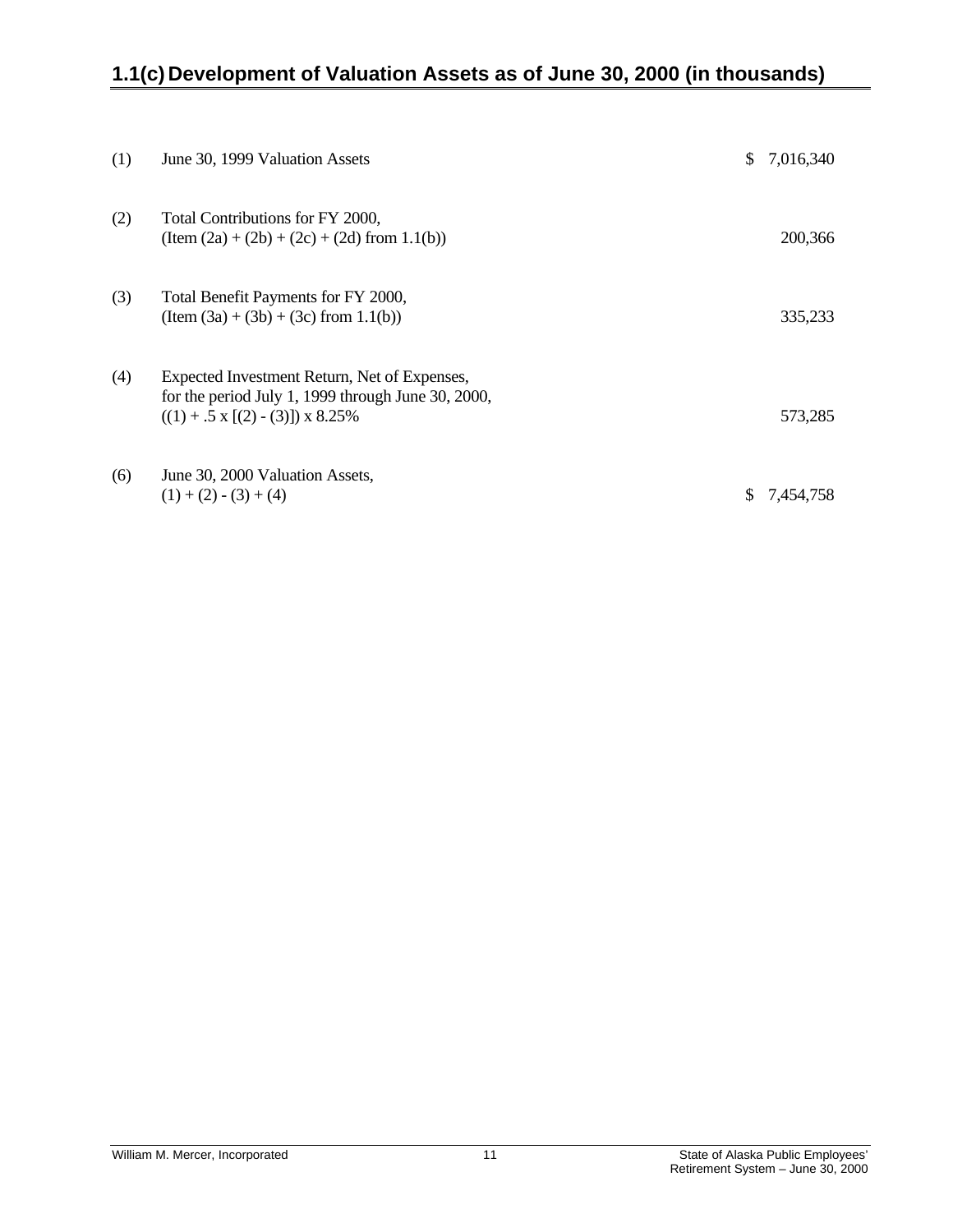## 1.1(c) Development of Valuation Assets as of June 30, 2000 (in thousands)

| | | |
|---|---|---|
| (1) | June 30, 1999 Valuation Assets | $ 7,016,340 |
| (2) | Total Contributions for FY 2000, (Item (2a) + (2b) + (2c) + (2d) from 1.1(b)) | 200,366 |
| (3) | Total Benefit Payments for FY 2000, (Item (3a) + (3b) + (3c) from 1.1(b)) | 335,233 |
| (4) | Expected Investment Return, Net of Expenses, for the period July 1, 1999 through June 30, 2000, ((1) + .5 x [(2) - (3)]) x 8.25% | 573,285 |
| (6) | June 30, 2000 Valuation Assets, (1) + (2) - (3) + (4) | $ 7,454,758 |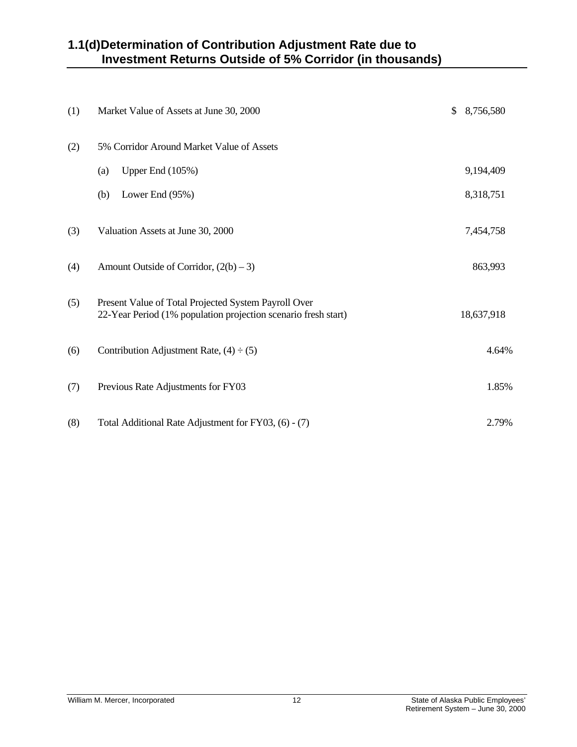## 1.1(d) Determination of Contribution Adjustment Rate due to Investment Returns Outside of 5% Corridor (in thousands)

| | | |
|---|---|---|
| (1) | Market Value of Assets at June 30, 2000 | $ 8,756,580 |
| (2) | 5% Corridor Around Market Value of Assets | |
| | (a) Upper End (105%) | 9,194,409 |
| | (b) Lower End (95%) | 8,318,751 |
| (3) | Valuation Assets at June 30, 2000 | 7,454,758 |
| (4) | Amount Outside of Corridor, (2(b) – 3) | 863,993 |
| (5) | Present Value of Total Projected System Payroll Over 22-Year Period (1% population projection scenario fresh start) | 18,637,918 |
| (6) | Contribution Adjustment Rate, (4) ÷ (5) | 4.64% |
| (7) | Previous Rate Adjustments for FY03 | 1.85% |
| (8) | Total Additional Rate Adjustment for FY03, (6) - (7) | 2.79% |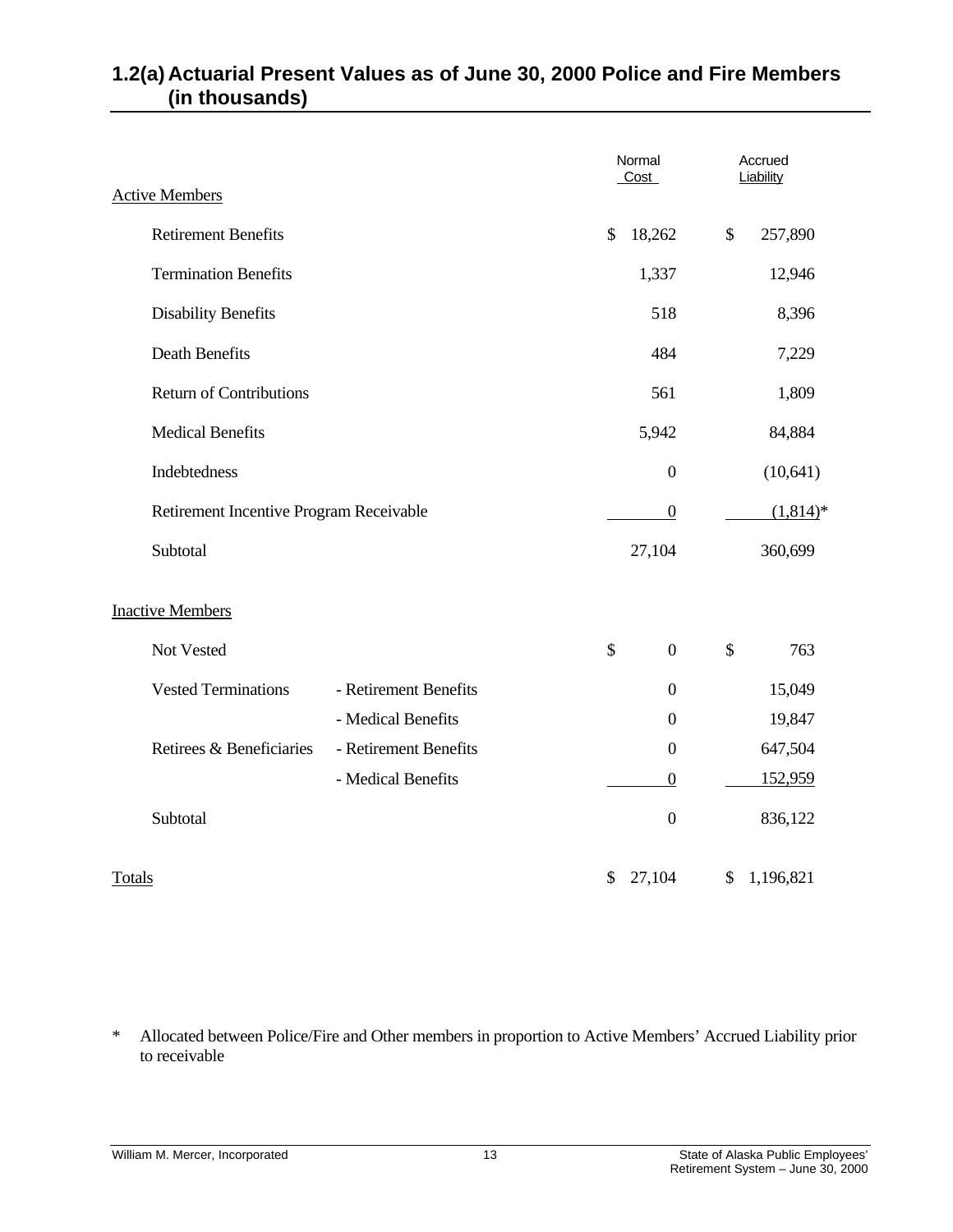## 1.2(a) Actuarial Present Values as of June 30, 2000 Police and Fire Members (in thousands)

| | | Normal Cost | Accrued Liability |
|---|---|---|---|
| **Active Members** | | | |
| Retirement Benefits | | $ 18,262 | $ 257,890 |
| Termination Benefits | | 1,337 | 12,946 |
| Disability Benefits | | 518 | 8,396 |
| Death Benefits | | 484 | 7,229 |
| Return of Contributions | | 561 | 1,809 |
| Medical Benefits | | 5,942 | 84,884 |
| Indebtedness | | 0 | (10,641) |
| Retirement Incentive Program Receivable | | 0 | (1,814)* |
| Subtotal | | 27,104 | 360,699 |
| **Inactive Members** | | | |
| Not Vested | | $ 0 | $ 763 |
| Vested Terminations | - Retirement Benefits | 0 | 15,049 |
| | - Medical Benefits | 0 | 19,847 |
| Retirees & Beneficiaries | - Retirement Benefits | 0 | 647,504 |
| | - Medical Benefits | 0 | 152,959 |
| Subtotal | | 0 | 836,122 |
| **Totals** | | $ 27,104 | $ 1,196,821 |

* Allocated between Police/Fire and Other members in proportion to Active Members' Accrued Liability prior to receivable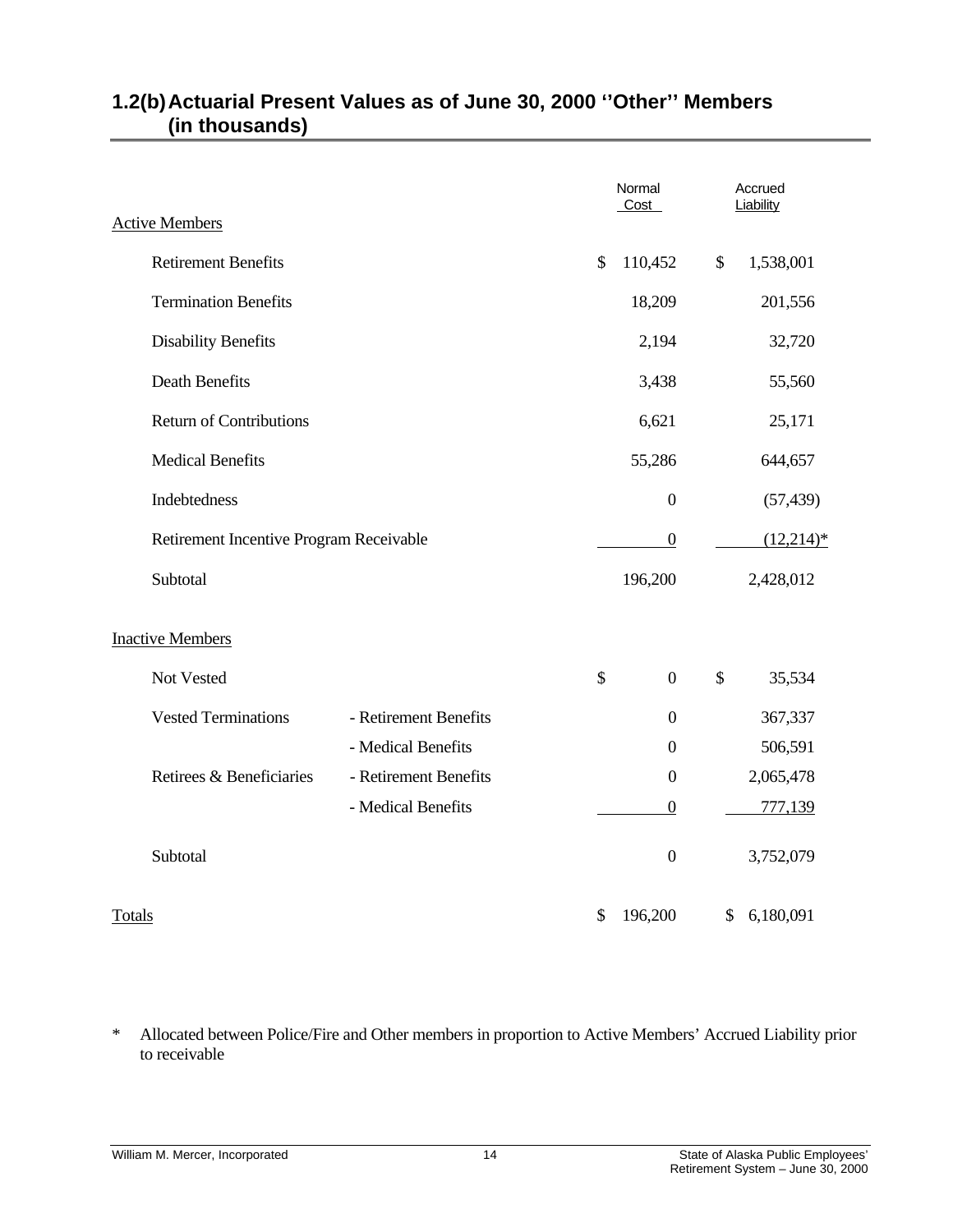## 1.2(b) Actuarial Present Values as of June 30, 2000 ''Other'' Members (in thousands)

| | | Normal Cost | Accrued Liability |
|---|---|---|---|
| Active Members | | | |
| Retirement Benefits | | $ 110,452 | $ 1,538,001 |
| Termination Benefits | | 18,209 | 201,556 |
| Disability Benefits | | 2,194 | 32,720 |
| Death Benefits | | 3,438 | 55,560 |
| Return of Contributions | | 6,621 | 25,171 |
| Medical Benefits | | 55,286 | 644,657 |
| Indebtedness | | 0 | (57,439) |
| Retirement Incentive Program Receivable | | 0 | (12,214)* |
| Subtotal | | 196,200 | 2,428,012 |
| Inactive Members | | | |
| Not Vested | | $ 0 | $ 35,534 |
| Vested Terminations | - Retirement Benefits | 0 | 367,337 |
| | - Medical Benefits | 0 | 506,591 |
| Retirees & Beneficiaries | - Retirement Benefits | 0 | 2,065,478 |
| | - Medical Benefits | 0 | 777,139 |
| Subtotal | | 0 | 3,752,079 |
| Totals | | $ 196,200 | $ 6,180,091 |

* Allocated between Police/Fire and Other members in proportion to Active Members' Accrued Liability prior to receivable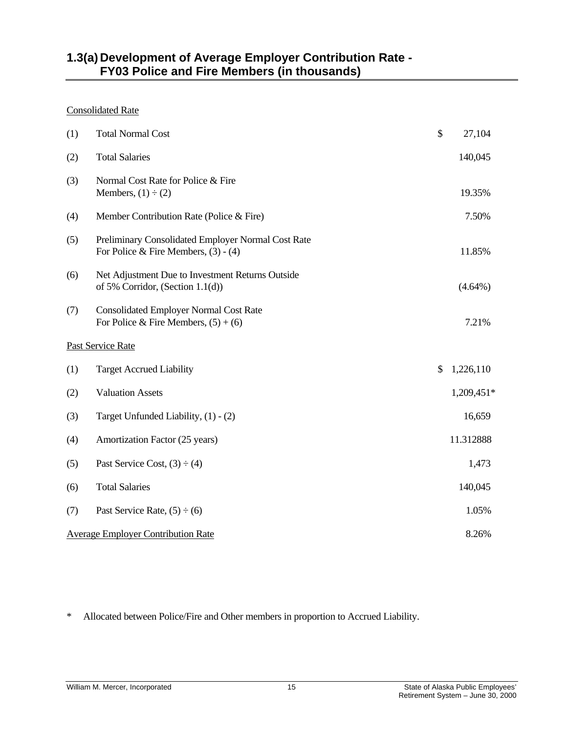## 1.3(a) Development of Average Employer Contribution Rate - FY03 Police and Fire Members (in thousands)

Consolidated Rate

| | | |
|---|---|---|
| (1) | Total Normal Cost | $ 27,104 |
| (2) | Total Salaries | 140,045 |
| (3) | Normal Cost Rate for Police & Fire Members, (1) ÷ (2) | 19.35% |
| (4) | Member Contribution Rate (Police & Fire) | 7.50% |
| (5) | Preliminary Consolidated Employer Normal Cost Rate For Police & Fire Members, (3) - (4) | 11.85% |
| (6) | Net Adjustment Due to Investment Returns Outside of 5% Corridor, (Section 1.1(d)) | (4.64%) |
| (7) | Consolidated Employer Normal Cost Rate For Police & Fire Members, (5) + (6) | 7.21% |

Past Service Rate

| | | |
|---|---|---|
| (1) | Target Accrued Liability | $ 1,226,110 |
| (2) | Valuation Assets | 1,209,451* |
| (3) | Target Unfunded Liability, (1) - (2) | 16,659 |
| (4) | Amortization Factor (25 years) | 11.312888 |
| (5) | Past Service Cost, (3) ÷ (4) | 1,473 |
| (6) | Total Salaries | 140,045 |
| (7) | Past Service Rate, (5) ÷ (6) | 1.05% |

Average Employer Contribution Rate: 8.26%

\* Allocated between Police/Fire and Other members in proportion to Accrued Liability.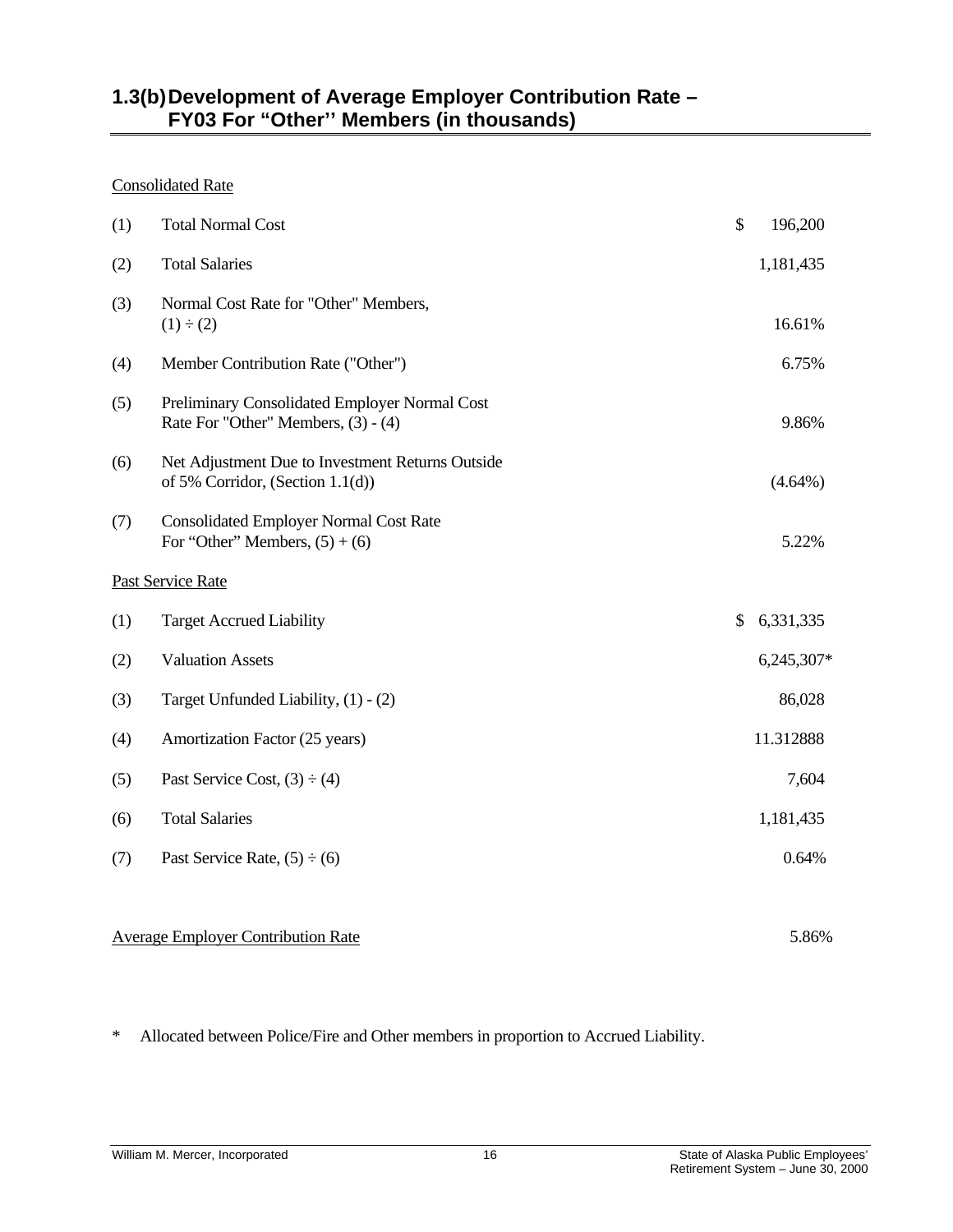## 1.3(b) Development of Average Employer Contribution Rate – FY03 For "Other'' Members (in thousands)

Consolidated Rate

| | | |
|---|---|---|
| (1) | Total Normal Cost | $ 196,200 |
| (2) | Total Salaries | 1,181,435 |
| (3) | Normal Cost Rate for "Other" Members, $(1) \div (2)$ | 16.61% |
| (4) | Member Contribution Rate ("Other") | 6.75% |
| (5) | Preliminary Consolidated Employer Normal Cost Rate For "Other" Members, (3) - (4) | 9.86% |
| (6) | Net Adjustment Due to Investment Returns Outside of 5% Corridor, (Section 1.1(d)) | (4.64%) |
| (7) | Consolidated Employer Normal Cost Rate For "Other" Members, (5) + (6) | 5.22% |

Past Service Rate

| | | |
|---|---|---|
| (1) | Target Accrued Liability | $ 6,331,335 |
| (2) | Valuation Assets | 6,245,307* |
| (3) | Target Unfunded Liability, (1) - (2) | 86,028 |
| (4) | Amortization Factor (25 years) | 11.312888 |
| (5) | Past Service Cost, $(3) \div (4)$ | 7,604 |
| (6) | Total Salaries | 1,181,435 |
| (7) | Past Service Rate, $(5) \div (6)$ | 0.64% |

Average Employer Contribution Rate 5.86%

\* Allocated between Police/Fire and Other members in proportion to Accrued Liability.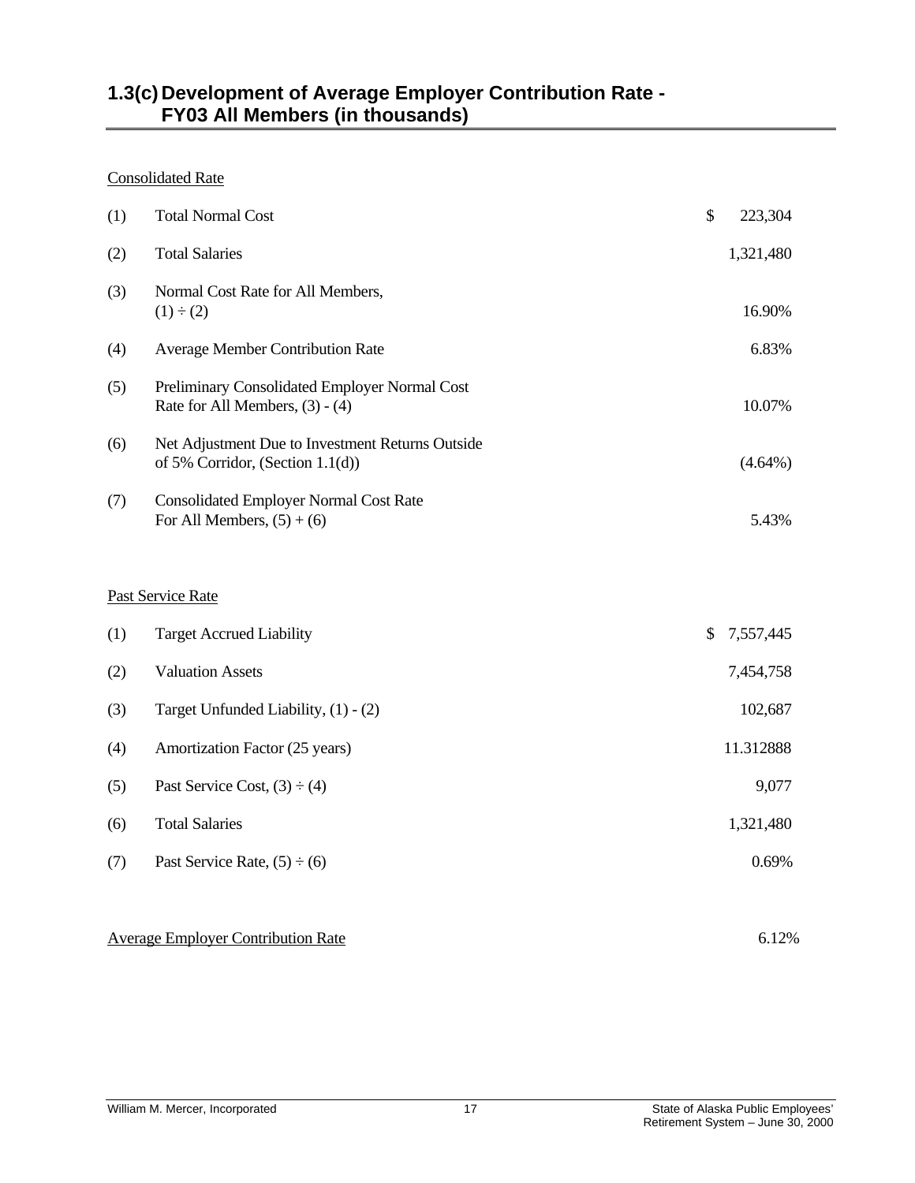## 1.3(c) Development of Average Employer Contribution Rate - FY03 All Members (in thousands)

Consolidated Rate

| | | |
|---|---|---|
| (1) | Total Normal Cost | $ 223,304 |
| (2) | Total Salaries | 1,321,480 |
| (3) | Normal Cost Rate for All Members, (1) ÷ (2) | 16.90% |
| (4) | Average Member Contribution Rate | 6.83% |
| (5) | Preliminary Consolidated Employer Normal Cost Rate for All Members, (3) - (4) | 10.07% |
| (6) | Net Adjustment Due to Investment Returns Outside of 5% Corridor, (Section 1.1(d)) | (4.64%) |
| (7) | Consolidated Employer Normal Cost Rate For All Members, (5) + (6) | 5.43% |

Past Service Rate

| | | |
|---|---|---|
| (1) | Target Accrued Liability | $ 7,557,445 |
| (2) | Valuation Assets | 7,454,758 |
| (3) | Target Unfunded Liability, (1) - (2) | 102,687 |
| (4) | Amortization Factor (25 years) | 11.312888 |
| (5) | Past Service Cost, (3) ÷ (4) | 9,077 |
| (6) | Total Salaries | 1,321,480 |
| (7) | Past Service Rate, (5) ÷ (6) | 0.69% |

Average Employer Contribution Rate 6.12%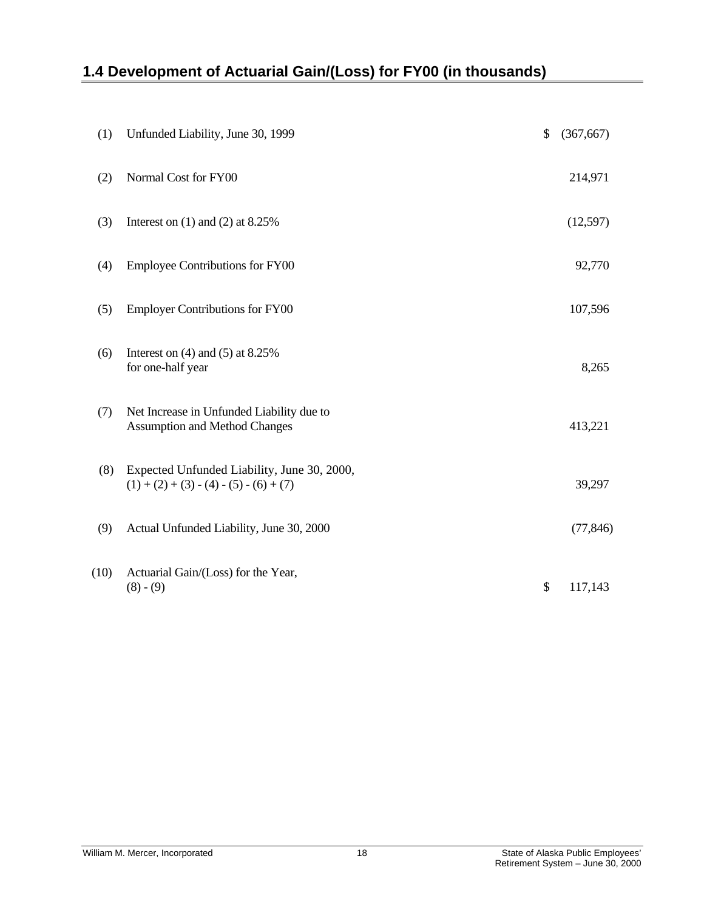## 1.4 Development of Actuarial Gain/(Loss) for FY00 (in thousands)

| | | |
|---|---|---|
| (1) | Unfunded Liability, June 30, 1999 | $ (367,667) |
| (2) | Normal Cost for FY00 | 214,971 |
| (3) | Interest on (1) and (2) at 8.25% | (12,597) |
| (4) | Employee Contributions for FY00 | 92,770 |
| (5) | Employer Contributions for FY00 | 107,596 |
| (6) | Interest on (4) and (5) at 8.25% for one-half year | 8,265 |
| (7) | Net Increase in Unfunded Liability due to Assumption and Method Changes | 413,221 |
| (8) | Expected Unfunded Liability, June 30, 2000, (1) + (2) + (3) - (4) - (5) - (6) + (7) | 39,297 |
| (9) | Actual Unfunded Liability, June 30, 2000 | (77,846) |
| (10) | Actuarial Gain/(Loss) for the Year, (8) - (9) | $ 117,143 |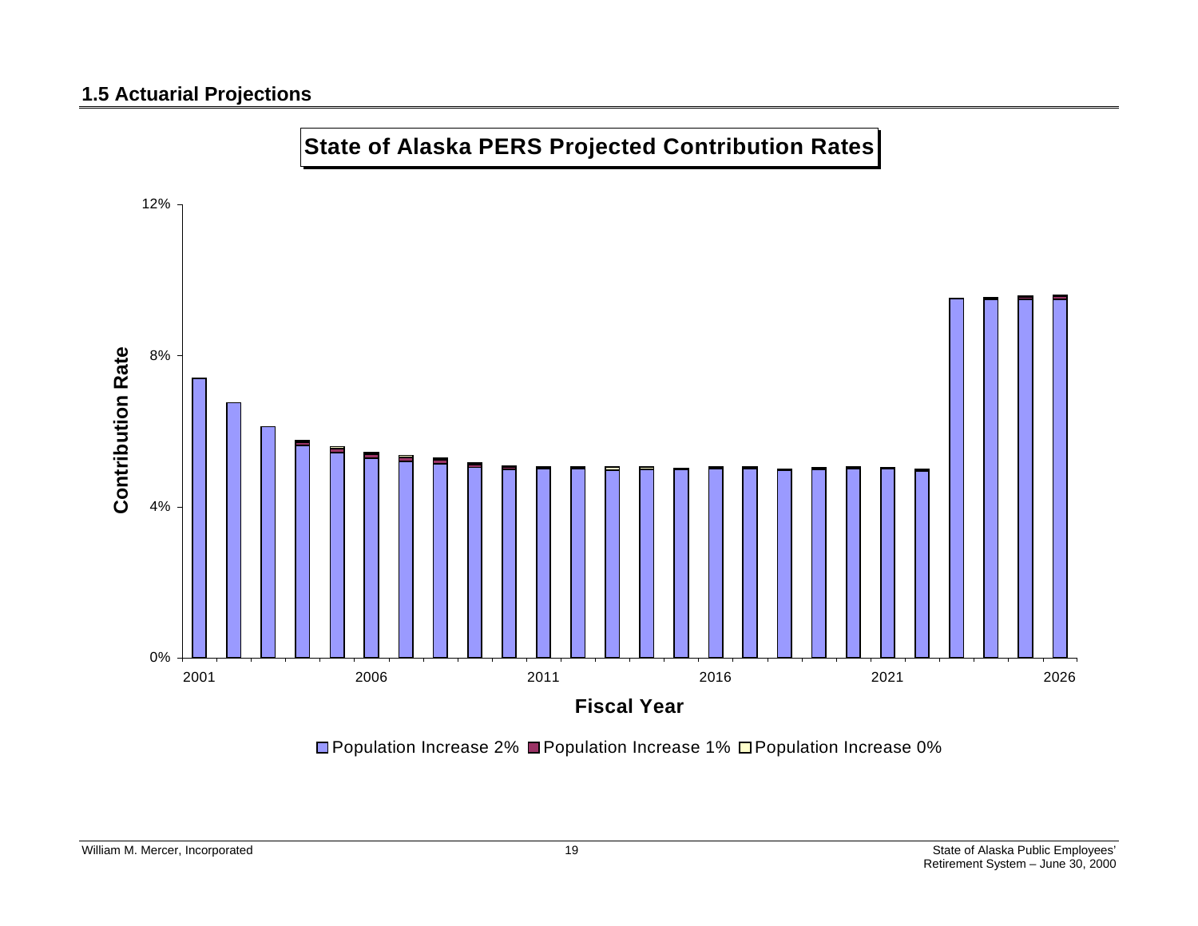## 1.5 Actuarial Projections

**State of Alaska PERS Projected Contribution Rates**

Contribution Rate: 0%, 4%, 8%, 12%

Fiscal Year: 2001, 2006, 2011, 2016, 2021, 2026

Population Increase 2% | Population Increase 1% | Population Increase 0%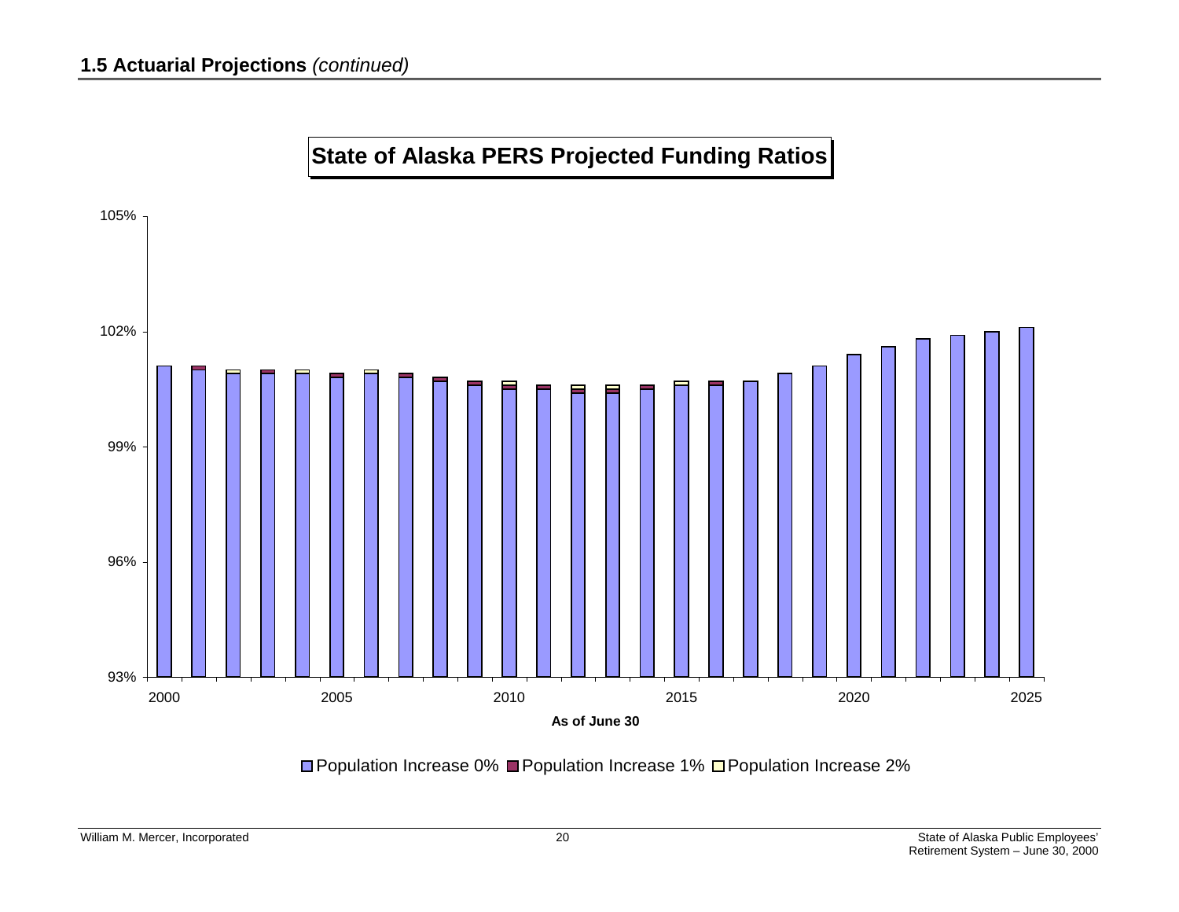## 1.5 Actuarial Projections *(continued)*

**State of Alaska PERS Projected Funding Ratios**

105%

102%

99%

96%

93%

2000 2005 2010 2015 2020 2025

**As of June 30**

Population Increase 0% Population Increase 1% Population Increase 2%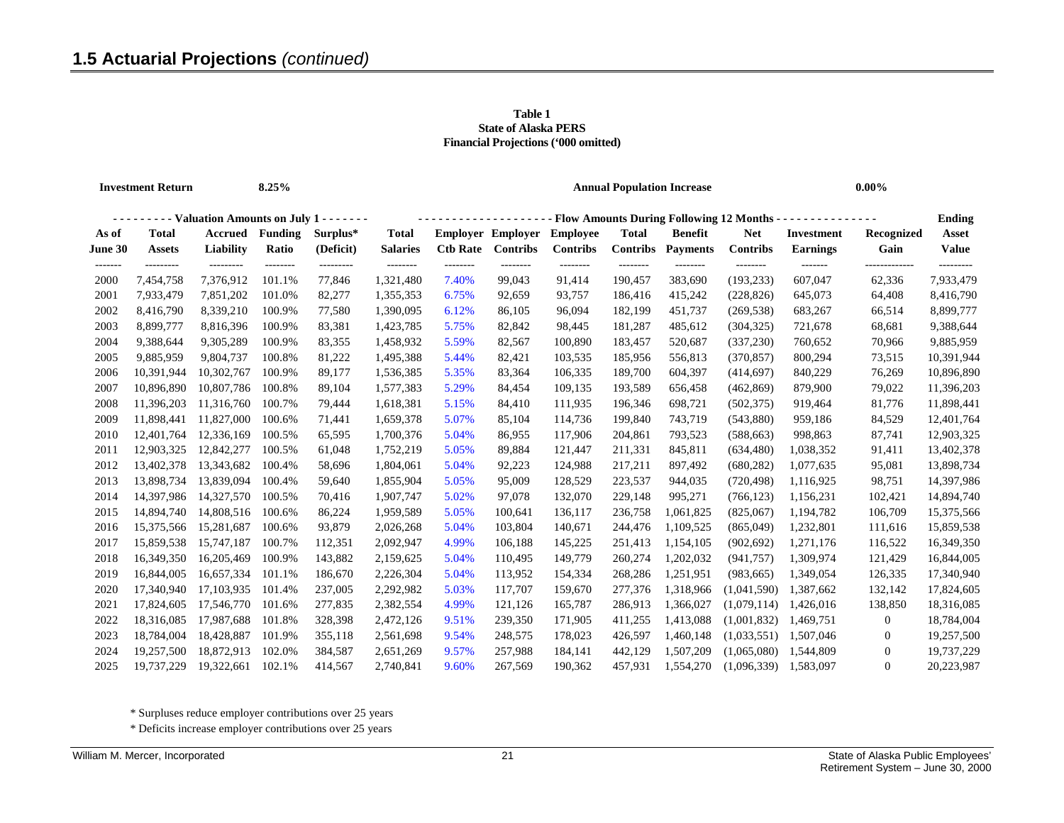## 1.5 Actuarial Projections *(continued)*

**Table 1**
**State of Alaska PERS**
**Financial Projections ('000 omitted)**

**Investment Return** 8.25% **Annual Population Increase** 0.00%

| | Valuation Amounts on July 1 | | | | | Flow Amounts During Following 12 Months | | | | | | | | Ending |
|---|---|---|---|---|---|---|---|---|---|---|---|---|---|---|
| As of June 30 | Total Assets | Accrued Liability | Funding Ratio | Surplus* (Deficit) | Total Salaries | Employer Ctb Rate | Employer Contribs | Employee Contribs | Total Contribs | Benefit Payments | Net Contribs | Investment Earnings | Recognized Gain | Asset Value |
| 2000 | 7,454,758 | 7,376,912 | 101.1% | 77,846 | 1,321,480 | 7.40% | 99,043 | 91,414 | 190,457 | 383,690 | (193,233) | 607,047 | 62,336 | 7,933,479 |
| 2001 | 7,933,479 | 7,851,202 | 101.0% | 82,277 | 1,355,353 | 6.75% | 92,659 | 93,757 | 186,416 | 415,242 | (228,826) | 645,073 | 64,408 | 8,416,790 |
| 2002 | 8,416,790 | 8,339,210 | 100.9% | 77,580 | 1,390,095 | 6.12% | 86,105 | 96,094 | 182,199 | 451,737 | (269,538) | 683,267 | 66,514 | 8,899,777 |
| 2003 | 8,899,777 | 8,816,396 | 100.9% | 83,381 | 1,423,785 | 5.75% | 82,842 | 98,445 | 181,287 | 485,612 | (304,325) | 721,678 | 68,681 | 9,388,644 |
| 2004 | 9,388,644 | 9,305,289 | 100.9% | 83,355 | 1,458,932 | 5.59% | 82,567 | 100,890 | 183,457 | 520,687 | (337,230) | 760,652 | 70,966 | 9,885,959 |
| 2005 | 9,885,959 | 9,804,737 | 100.8% | 81,222 | 1,495,388 | 5.44% | 82,421 | 103,535 | 185,956 | 556,813 | (370,857) | 800,294 | 73,515 | 10,391,944 |
| 2006 | 10,391,944 | 10,302,767 | 100.9% | 89,177 | 1,536,385 | 5.35% | 83,364 | 106,335 | 189,700 | 604,397 | (414,697) | 840,229 | 76,269 | 10,896,890 |
| 2007 | 10,896,890 | 10,807,786 | 100.8% | 89,104 | 1,577,383 | 5.29% | 84,454 | 109,135 | 193,589 | 656,458 | (462,869) | 879,900 | 79,022 | 11,396,203 |
| 2008 | 11,396,203 | 11,316,760 | 100.7% | 79,444 | 1,618,381 | 5.15% | 84,410 | 111,935 | 196,346 | 698,721 | (502,375) | 919,464 | 81,776 | 11,898,441 |
| 2009 | 11,898,441 | 11,827,000 | 100.6% | 71,441 | 1,659,378 | 5.07% | 85,104 | 114,736 | 199,840 | 743,719 | (543,880) | 959,186 | 84,529 | 12,401,764 |
| 2010 | 12,401,764 | 12,336,169 | 100.5% | 65,595 | 1,700,376 | 5.04% | 86,955 | 117,906 | 204,861 | 793,523 | (588,663) | 998,863 | 87,741 | 12,903,325 |
| 2011 | 12,903,325 | 12,842,277 | 100.5% | 61,048 | 1,752,219 | 5.05% | 89,884 | 121,447 | 211,331 | 845,811 | (634,480) | 1,038,352 | 91,411 | 13,402,378 |
| 2012 | 13,402,378 | 13,343,682 | 100.4% | 58,696 | 1,804,061 | 5.04% | 92,223 | 124,988 | 217,211 | 897,492 | (680,282) | 1,077,635 | 95,081 | 13,898,734 |
| 2013 | 13,898,734 | 13,839,094 | 100.4% | 59,640 | 1,855,904 | 5.05% | 95,009 | 128,529 | 223,537 | 944,035 | (720,498) | 1,116,925 | 98,751 | 14,397,986 |
| 2014 | 14,397,986 | 14,327,570 | 100.5% | 70,416 | 1,907,747 | 5.02% | 97,078 | 132,070 | 229,148 | 995,271 | (766,123) | 1,156,231 | 102,421 | 14,894,740 |
| 2015 | 14,894,740 | 14,808,516 | 100.6% | 86,224 | 1,959,589 | 5.05% | 100,641 | 136,117 | 236,758 | 1,061,825 | (825,067) | 1,194,782 | 106,709 | 15,375,566 |
| 2016 | 15,375,566 | 15,281,687 | 100.6% | 93,879 | 2,026,268 | 5.04% | 103,804 | 140,671 | 244,476 | 1,109,525 | (865,049) | 1,232,801 | 111,616 | 15,859,538 |
| 2017 | 15,859,538 | 15,747,187 | 100.7% | 112,351 | 2,092,947 | 4.99% | 106,188 | 145,225 | 251,413 | 1,154,105 | (902,692) | 1,271,176 | 116,522 | 16,349,350 |
| 2018 | 16,349,350 | 16,205,469 | 100.9% | 143,882 | 2,159,625 | 5.04% | 110,495 | 149,779 | 260,274 | 1,202,032 | (941,757) | 1,309,974 | 121,429 | 16,844,005 |
| 2019 | 16,844,005 | 16,657,334 | 101.1% | 186,670 | 2,226,304 | 5.04% | 113,952 | 154,334 | 268,286 | 1,251,951 | (983,665) | 1,349,054 | 126,335 | 17,340,940 |
| 2020 | 17,340,940 | 17,103,935 | 101.4% | 237,005 | 2,292,982 | 5.03% | 117,707 | 159,670 | 277,376 | 1,318,966 | (1,041,590) | 1,387,662 | 132,142 | 17,824,605 |
| 2021 | 17,824,605 | 17,546,770 | 101.6% | 277,835 | 2,382,554 | 4.99% | 121,126 | 165,787 | 286,913 | 1,366,027 | (1,079,114) | 1,426,016 | 138,850 | 18,316,085 |
| 2022 | 18,316,085 | 17,987,688 | 101.8% | 328,398 | 2,472,126 | 9.51% | 239,350 | 171,905 | 411,255 | 1,413,088 | (1,001,832) | 1,469,751 | 0 | 18,784,004 |
| 2023 | 18,784,004 | 18,428,887 | 101.9% | 355,118 | 2,561,698 | 9.54% | 248,575 | 178,023 | 426,597 | 1,460,148 | (1,033,551) | 1,507,046 | 0 | 19,257,500 |
| 2024 | 19,257,500 | 18,872,913 | 102.0% | 384,587 | 2,651,269 | 9.57% | 257,988 | 184,141 | 442,129 | 1,507,209 | (1,065,080) | 1,544,809 | 0 | 19,737,229 |
| 2025 | 19,737,229 | 19,322,661 | 102.1% | 414,567 | 2,740,841 | 9.60% | 267,569 | 190,362 | 457,931 | 1,554,270 | (1,096,339) | 1,583,097 | 0 | 20,223,987 |

\* Surpluses reduce employer contributions over 25 years

\* Deficits increase employer contributions over 25 years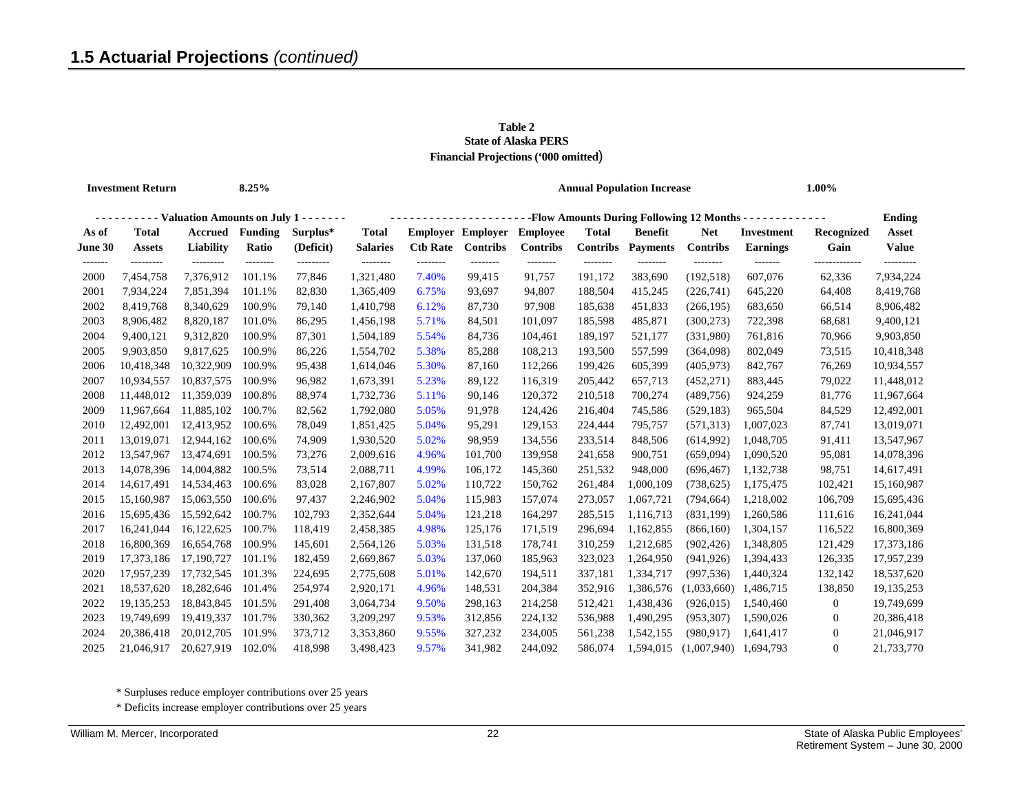## 1.5 Actuarial Projections *(continued)*

**Table 2**
**State of Alaska PERS**
**Financial Projections ('000 omitted)**

**Investment Return** **8.25%** **Annual Population Increase** **1.00%**

| Valuation Amounts on July 1 | | | | | Flow Amounts During Following 12 Months | | | | | | | | | Ending |
|---|---|---|---|---|---|---|---|---|---|---|---|---|---|---|
| **As of June 30** | **Total Assets** | **Accrued Liability** | **Funding Ratio** | **Surplus* (Deficit)** | **Total Salaries** | **Employer Ctb Rate** | **Employer Contribs** | **Employee Contribs** | **Total Contribs** | **Benefit Payments** | **Net Contribs** | **Investment Earnings** | **Recognized Gain** | **Asset Value** |
| 2000 | 7,454,758 | 7,376,912 | 101.1% | 77,846 | 1,321,480 | 7.40% | 99,415 | 91,757 | 191,172 | 383,690 | (192,518) | 607,076 | 62,336 | 7,934,224 |
| 2001 | 7,934,224 | 7,851,394 | 101.1% | 82,830 | 1,365,409 | 6.75% | 93,697 | 94,807 | 188,504 | 415,245 | (226,741) | 645,220 | 64,408 | 8,419,768 |
| 2002 | 8,419,768 | 8,340,629 | 100.9% | 79,140 | 1,410,798 | 6.12% | 87,730 | 97,908 | 185,638 | 451,833 | (266,195) | 683,650 | 66,514 | 8,906,482 |
| 2003 | 8,906,482 | 8,820,187 | 101.0% | 86,295 | 1,456,198 | 5.71% | 84,501 | 101,097 | 185,598 | 485,871 | (300,273) | 722,398 | 68,681 | 9,400,121 |
| 2004 | 9,400,121 | 9,312,820 | 100.9% | 87,301 | 1,504,189 | 5.54% | 84,736 | 104,461 | 189,197 | 521,177 | (331,980) | 761,816 | 70,966 | 9,903,850 |
| 2005 | 9,903,850 | 9,817,625 | 100.9% | 86,226 | 1,554,702 | 5.38% | 85,288 | 108,213 | 193,500 | 557,599 | (364,098) | 802,049 | 73,515 | 10,418,348 |
| 2006 | 10,418,348 | 10,322,909 | 100.9% | 95,438 | 1,614,046 | 5.30% | 87,160 | 112,266 | 199,426 | 605,399 | (405,973) | 842,767 | 76,269 | 10,934,557 |
| 2007 | 10,934,557 | 10,837,575 | 100.9% | 96,982 | 1,673,391 | 5.23% | 89,122 | 116,319 | 205,442 | 657,713 | (452,271) | 883,445 | 79,022 | 11,448,012 |
| 2008 | 11,448,012 | 11,359,039 | 100.8% | 88,974 | 1,732,736 | 5.11% | 90,146 | 120,372 | 210,518 | 700,274 | (489,756) | 924,259 | 81,776 | 11,967,664 |
| 2009 | 11,967,664 | 11,885,102 | 100.7% | 82,562 | 1,792,080 | 5.05% | 91,978 | 124,426 | 216,404 | 745,586 | (529,183) | 965,504 | 84,529 | 12,492,001 |
| 2010 | 12,492,001 | 12,413,952 | 100.6% | 78,049 | 1,851,425 | 5.04% | 95,291 | 129,153 | 224,444 | 795,757 | (571,313) | 1,007,023 | 87,741 | 13,019,071 |
| 2011 | 13,019,071 | 12,944,162 | 100.6% | 74,909 | 1,930,520 | 5.02% | 98,959 | 134,556 | 233,514 | 848,506 | (614,992) | 1,048,705 | 91,411 | 13,547,967 |
| 2012 | 13,547,967 | 13,474,691 | 100.5% | 73,276 | 2,009,616 | 4.96% | 101,700 | 139,958 | 241,658 | 900,751 | (659,094) | 1,090,520 | 95,081 | 14,078,396 |
| 2013 | 14,078,396 | 14,004,882 | 100.5% | 73,514 | 2,088,711 | 4.99% | 106,172 | 145,360 | 251,532 | 948,000 | (696,467) | 1,132,738 | 98,751 | 14,617,491 |
| 2014 | 14,617,491 | 14,534,463 | 100.6% | 83,028 | 2,167,807 | 5.02% | 110,722 | 150,762 | 261,484 | 1,000,109 | (738,625) | 1,175,475 | 102,421 | 15,160,987 |
| 2015 | 15,160,987 | 15,063,550 | 100.6% | 97,437 | 2,246,902 | 5.04% | 115,983 | 157,074 | 273,057 | 1,067,721 | (794,664) | 1,218,002 | 106,709 | 15,695,436 |
| 2016 | 15,695,436 | 15,592,642 | 100.7% | 102,793 | 2,352,644 | 5.04% | 121,218 | 164,297 | 285,515 | 1,116,713 | (831,199) | 1,260,586 | 111,616 | 16,241,044 |
| 2017 | 16,241,044 | 16,122,625 | 100.7% | 118,419 | 2,458,385 | 4.98% | 125,176 | 171,519 | 296,694 | 1,162,855 | (866,160) | 1,304,157 | 116,522 | 16,800,369 |
| 2018 | 16,800,369 | 16,654,768 | 100.9% | 145,601 | 2,564,126 | 5.03% | 131,518 | 178,741 | 310,259 | 1,212,685 | (902,426) | 1,348,805 | 121,429 | 17,373,186 |
| 2019 | 17,373,186 | 17,190,727 | 101.1% | 182,459 | 2,669,867 | 5.03% | 137,060 | 185,963 | 323,023 | 1,264,950 | (941,926) | 1,394,433 | 126,335 | 17,957,239 |
| 2020 | 17,957,239 | 17,732,545 | 101.3% | 224,695 | 2,775,608 | 5.01% | 142,670 | 194,511 | 337,181 | 1,334,717 | (997,536) | 1,440,324 | 132,142 | 18,537,620 |
| 2021 | 18,537,620 | 18,282,646 | 101.4% | 254,974 | 2,920,171 | 4.96% | 148,531 | 204,384 | 352,916 | 1,386,576 | (1,033,660) | 1,486,715 | 138,850 | 19,135,253 |
| 2022 | 19,135,253 | 18,843,845 | 101.5% | 291,408 | 3,064,734 | 9.50% | 298,163 | 214,258 | 512,421 | 1,438,436 | (926,015) | 1,540,460 | 0 | 19,749,699 |
| 2023 | 19,749,699 | 19,419,337 | 101.7% | 330,362 | 3,209,297 | 9.53% | 312,856 | 224,132 | 536,988 | 1,490,295 | (953,307) | 1,590,026 | 0 | 20,386,418 |
| 2024 | 20,386,418 | 20,012,705 | 101.9% | 373,712 | 3,353,860 | 9.55% | 327,232 | 234,005 | 561,238 | 1,542,155 | (980,917) | 1,641,417 | 0 | 21,046,917 |
| 2025 | 21,046,917 | 20,627,919 | 102.0% | 418,998 | 3,498,423 | 9.57% | 341,982 | 244,092 | 586,074 | 1,594,015 | (1,007,940) | 1,694,793 | 0 | 21,733,770 |

\* Surpluses reduce employer contributions over 25 years

\* Deficits increase employer contributions over 25 years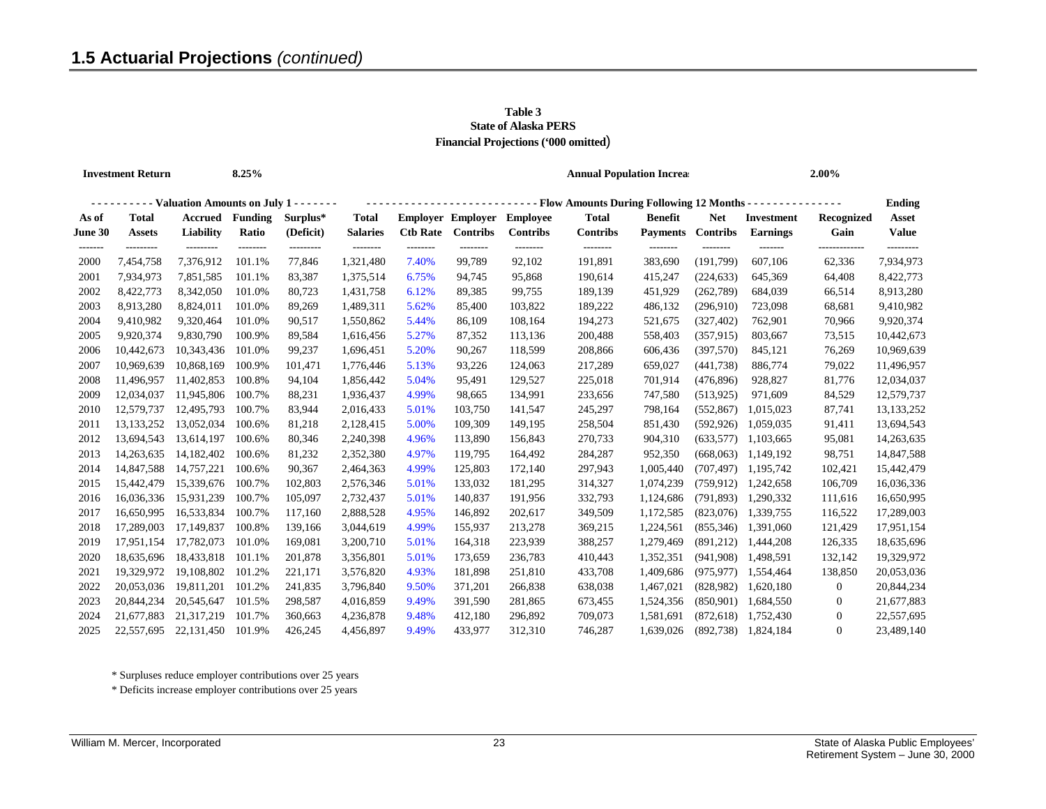## 1.5 Actuarial Projections *(continued)*

**Table 3**
**State of Alaska PERS**
**Financial Projections ('000 omitted)**

**Investment Return** **8.25%** **Annual Population Increa** **2.00%**

| ---------- Valuation Amounts on July 1 ------- | | | | | ------------------------- Flow Amounts During Following 12 Months --------------- | | | | | | | | | Ending |
|---|---|---|---|---|---|---|---|---|---|---|---|---|---|---|
| **As of June 30** | **Total Assets** | **Accrued Liability** | **Funding Ratio** | **Surplus* (Deficit)** | **Total Salaries** | **Employer Ctb Rate** | **Employer Contribs** | **Employee Contribs** | **Total Contribs** | **Benefit Payments** | **Net Contribs** | **Investment Earnings** | **Recognized Gain** | **Asset Value** |
| 2000 | 7,454,758 | 7,376,912 | 101.1% | 77,846 | 1,321,480 | 7.40% | 99,789 | 92,102 | 191,891 | 383,690 | (191,799) | 607,106 | 62,336 | 7,934,973 |
| 2001 | 7,934,973 | 7,851,585 | 101.1% | 83,387 | 1,375,514 | 6.75% | 94,745 | 95,868 | 190,614 | 415,247 | (224,633) | 645,369 | 64,408 | 8,422,773 |
| 2002 | 8,422,773 | 8,342,050 | 101.0% | 80,723 | 1,431,758 | 6.12% | 89,385 | 99,755 | 189,139 | 451,929 | (262,789) | 684,039 | 66,514 | 8,913,280 |
| 2003 | 8,913,280 | 8,824,011 | 101.0% | 89,269 | 1,489,311 | 5.62% | 85,400 | 103,822 | 189,222 | 486,132 | (296,910) | 723,098 | 68,681 | 9,410,982 |
| 2004 | 9,410,982 | 9,320,464 | 101.0% | 90,517 | 1,550,862 | 5.44% | 86,109 | 108,164 | 194,273 | 521,675 | (327,402) | 762,901 | 70,966 | 9,920,374 |
| 2005 | 9,920,374 | 9,830,790 | 100.9% | 89,584 | 1,616,456 | 5.27% | 87,352 | 113,136 | 200,488 | 558,403 | (357,915) | 803,667 | 73,515 | 10,442,673 |
| 2006 | 10,442,673 | 10,343,436 | 101.0% | 99,237 | 1,696,451 | 5.20% | 90,267 | 118,599 | 208,866 | 606,436 | (397,570) | 845,121 | 76,269 | 10,969,639 |
| 2007 | 10,969,639 | 10,868,169 | 100.9% | 101,471 | 1,776,446 | 5.13% | 93,226 | 124,063 | 217,289 | 659,027 | (441,738) | 886,774 | 79,022 | 11,496,957 |
| 2008 | 11,496,957 | 11,402,853 | 100.8% | 94,104 | 1,856,442 | 5.04% | 95,491 | 129,527 | 225,018 | 701,914 | (476,896) | 928,827 | 81,776 | 12,034,037 |
| 2009 | 12,034,037 | 11,945,806 | 100.7% | 88,231 | 1,936,437 | 4.99% | 98,665 | 134,991 | 233,656 | 747,580 | (513,925) | 971,609 | 84,529 | 12,579,737 |
| 2010 | 12,579,737 | 12,495,793 | 100.7% | 83,944 | 2,016,433 | 5.01% | 103,750 | 141,547 | 245,297 | 798,164 | (552,867) | 1,015,023 | 87,741 | 13,133,252 |
| 2011 | 13,133,252 | 13,052,034 | 100.6% | 81,218 | 2,128,415 | 5.00% | 109,309 | 149,195 | 258,504 | 851,430 | (592,926) | 1,059,035 | 91,411 | 13,694,543 |
| 2012 | 13,694,543 | 13,614,197 | 100.6% | 80,346 | 2,240,398 | 4.96% | 113,890 | 156,843 | 270,733 | 904,310 | (633,577) | 1,103,665 | 95,081 | 14,263,635 |
| 2013 | 14,263,635 | 14,182,402 | 100.6% | 81,232 | 2,352,380 | 4.97% | 119,795 | 164,492 | 284,287 | 952,350 | (668,063) | 1,149,192 | 98,751 | 14,847,588 |
| 2014 | 14,847,588 | 14,757,221 | 100.6% | 90,367 | 2,464,363 | 4.99% | 125,803 | 172,140 | 297,943 | 1,005,440 | (707,497) | 1,195,742 | 102,421 | 15,442,479 |
| 2015 | 15,442,479 | 15,339,676 | 100.7% | 102,803 | 2,576,346 | 5.01% | 133,032 | 181,295 | 314,327 | 1,074,239 | (759,912) | 1,242,658 | 106,709 | 16,036,336 |
| 2016 | 16,036,336 | 15,931,239 | 100.7% | 105,097 | 2,732,437 | 5.01% | 140,837 | 191,956 | 332,793 | 1,124,686 | (791,893) | 1,290,332 | 111,616 | 16,650,995 |
| 2017 | 16,650,995 | 16,533,834 | 100.7% | 117,160 | 2,888,528 | 4.95% | 146,892 | 202,617 | 349,509 | 1,172,585 | (823,076) | 1,339,755 | 116,522 | 17,289,003 |
| 2018 | 17,289,003 | 17,149,837 | 100.8% | 139,166 | 3,044,619 | 4.99% | 155,937 | 213,278 | 369,215 | 1,224,561 | (855,346) | 1,391,060 | 121,429 | 17,951,154 |
| 2019 | 17,951,154 | 17,782,073 | 101.0% | 169,081 | 3,200,710 | 5.01% | 164,318 | 223,939 | 388,257 | 1,279,469 | (891,212) | 1,444,208 | 126,335 | 18,635,696 |
| 2020 | 18,635,696 | 18,433,818 | 101.1% | 201,878 | 3,356,801 | 5.01% | 173,659 | 236,783 | 410,443 | 1,352,351 | (941,908) | 1,498,591 | 132,142 | 19,329,972 |
| 2021 | 19,329,972 | 19,108,802 | 101.2% | 221,171 | 3,576,820 | 4.93% | 181,898 | 251,810 | 433,708 | 1,409,686 | (975,977) | 1,554,464 | 138,850 | 20,053,036 |
| 2022 | 20,053,036 | 19,811,201 | 101.2% | 241,835 | 3,796,840 | 9.50% | 371,201 | 266,838 | 638,038 | 1,467,021 | (828,982) | 1,620,180 | 0 | 20,844,234 |
| 2023 | 20,844,234 | 20,545,647 | 101.5% | 298,587 | 4,016,859 | 9.49% | 391,590 | 281,865 | 673,455 | 1,524,356 | (850,901) | 1,684,550 | 0 | 21,677,883 |
| 2024 | 21,677,883 | 21,317,219 | 101.7% | 360,663 | 4,236,878 | 9.48% | 412,180 | 296,892 | 709,073 | 1,581,691 | (872,618) | 1,752,430 | 0 | 22,557,695 |
| 2025 | 22,557,695 | 22,131,450 | 101.9% | 426,245 | 4,456,897 | 9.49% | 433,977 | 312,310 | 746,287 | 1,639,026 | (892,738) | 1,824,184 | 0 | 23,489,140 |

\* Surpluses reduce employer contributions over 25 years

\* Deficits increase employer contributions over 25 years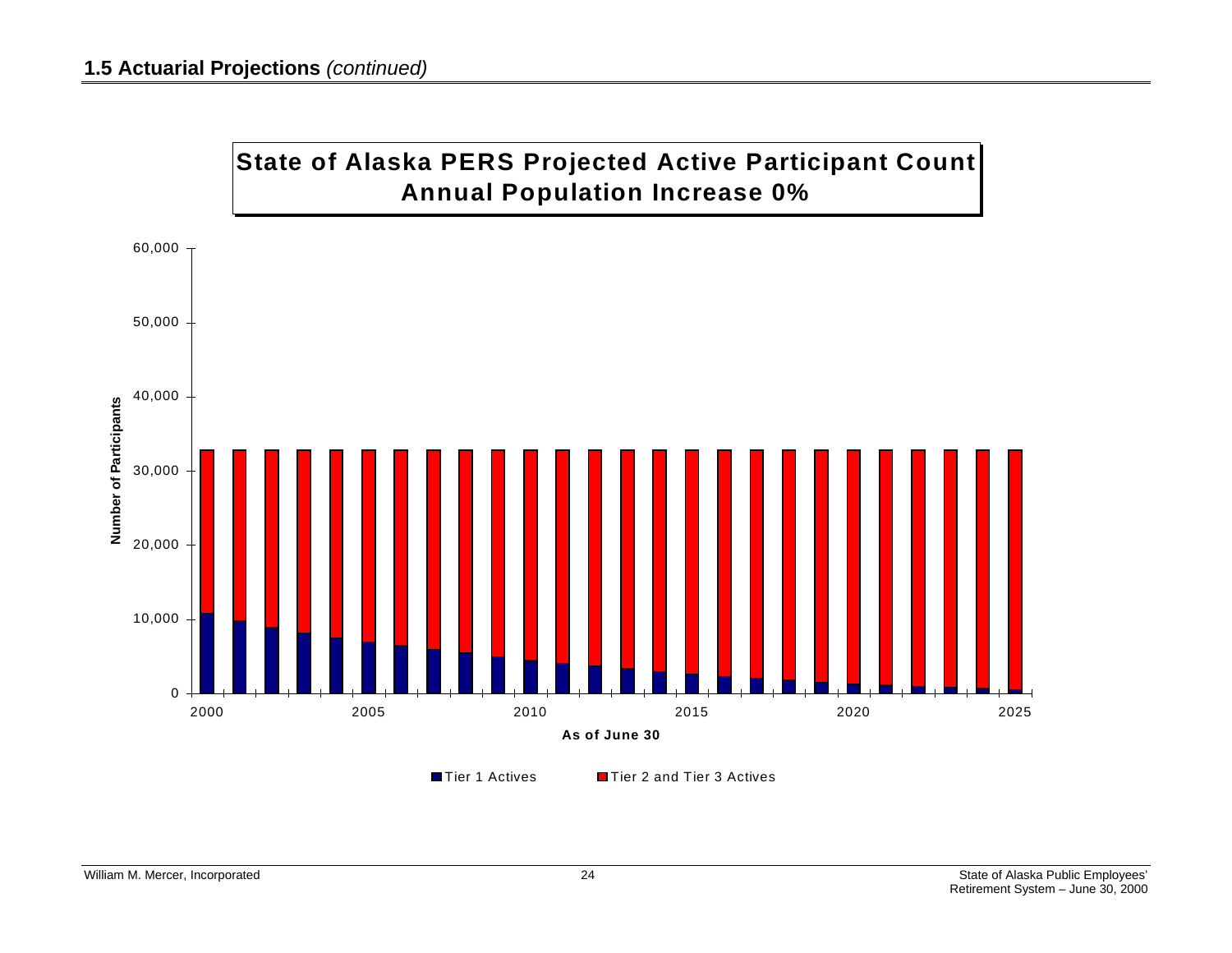## 1.5 Actuarial Projections *(continued)*

**State of Alaska PERS Projected Active Participant Count**
**Annual Population Increase 0%**

Number of Participants

60,000
50,000
40,000
30,000
20,000
10,000
0

2000 2005 2010 2015 2020 2025

**As of June 30**

■ Tier 1 Actives ■ Tier 2 and Tier 3 Actives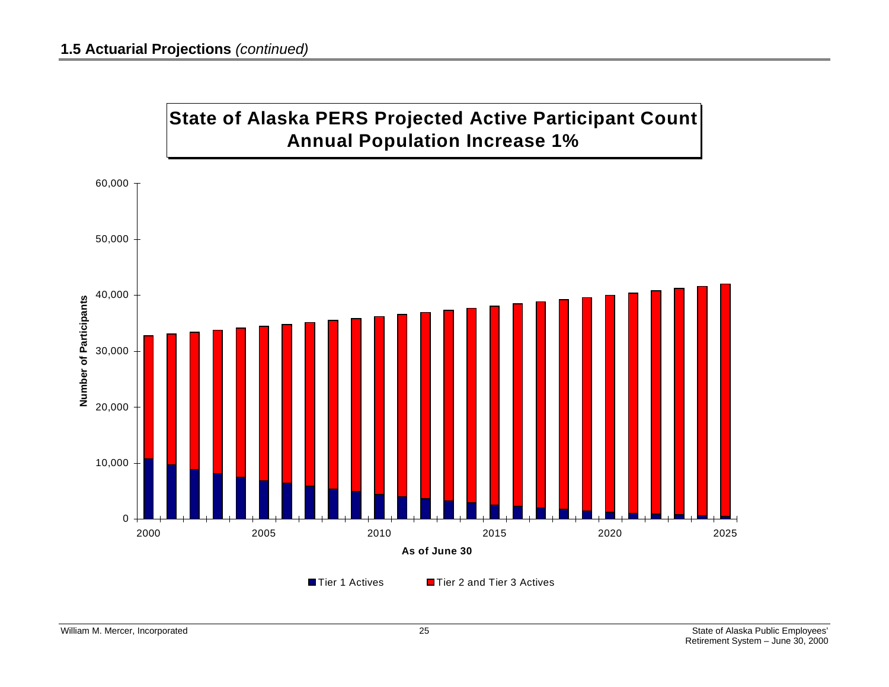## 1.5 Actuarial Projections *(continued)*

**State of Alaska PERS Projected Active Participant Count**
**Annual Population Increase 1%**

Number of Participants

As of June 30

Tier 1 Actives    Tier 2 and Tier 3 Actives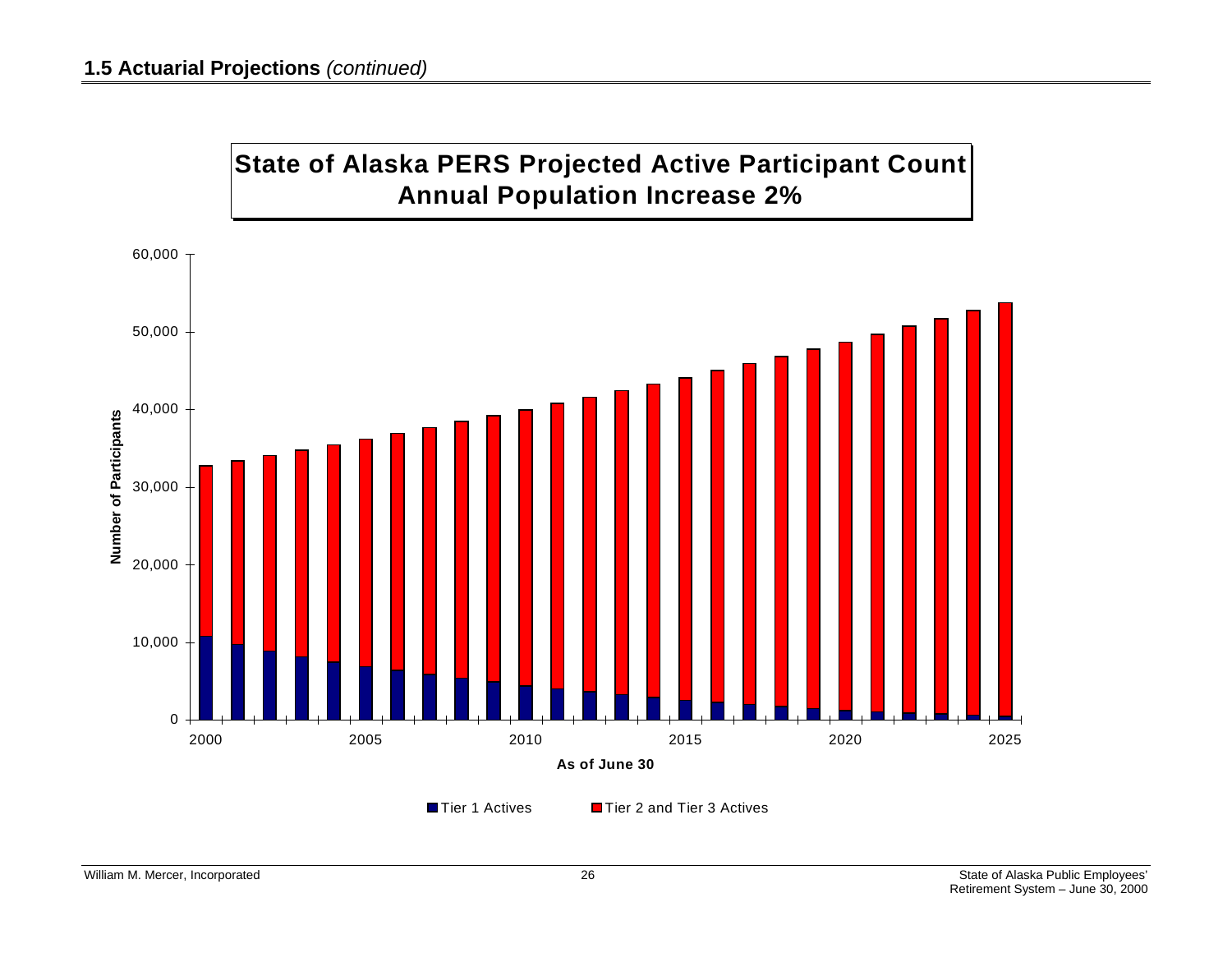## 1.5 Actuarial Projections *(continued)*

**State of Alaska PERS Projected Active Participant Count**
**Annual Population Increase 2%**

Number of Participants

60,000
50,000
40,000
30,000
20,000
10,000
0

2000 2005 2010 2015 2020 2025

As of June 30

Tier 1 Actives    Tier 2 and Tier 3 Actives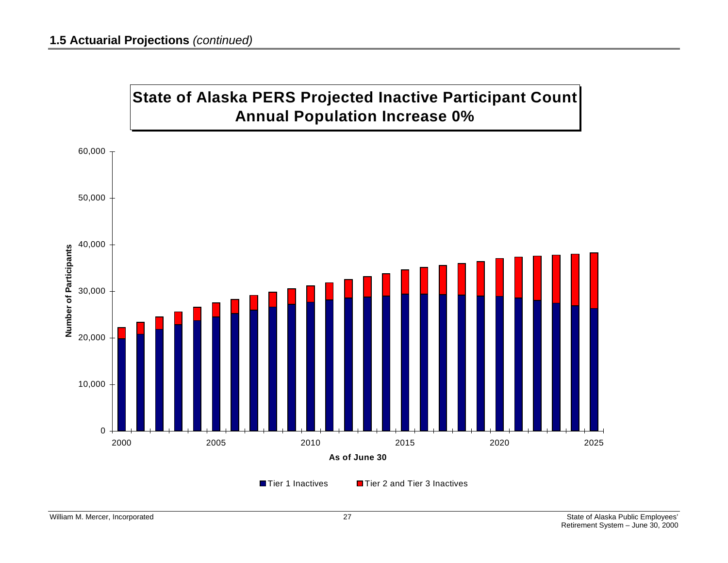## 1.5 Actuarial Projections *(continued)*

**State of Alaska PERS Projected Inactive Participant Count**
**Annual Population Increase 0%**

Number of Participants

60,000
50,000
40,000
30,000
20,000
10,000
0

2000 2005 2010 2015 2020 2025

**As of June 30**

Tier 1 Inactives    Tier 2 and Tier 3 Inactives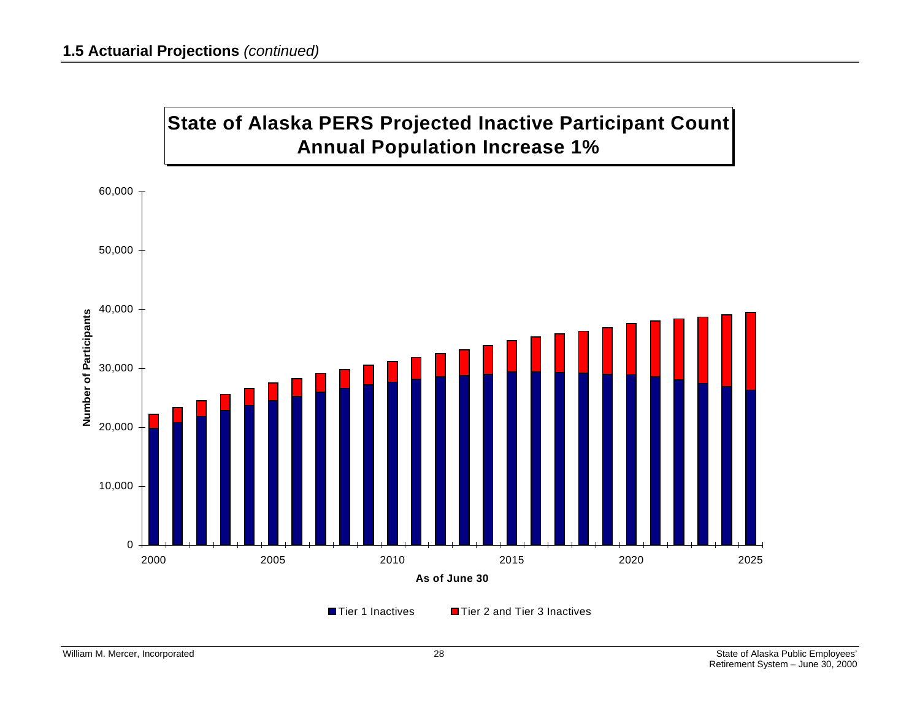## 1.5 Actuarial Projections *(continued)*

**State of Alaska PERS Projected Inactive Participant Count**
**Annual Population Increase 1%**

Number of Participants

60,000
50,000
40,000
30,000
20,000
10,000
0

2000 2005 2010 2015 2020 2025

**As of June 30**

■ Tier 1 Inactives ■ Tier 2 and Tier 3 Inactives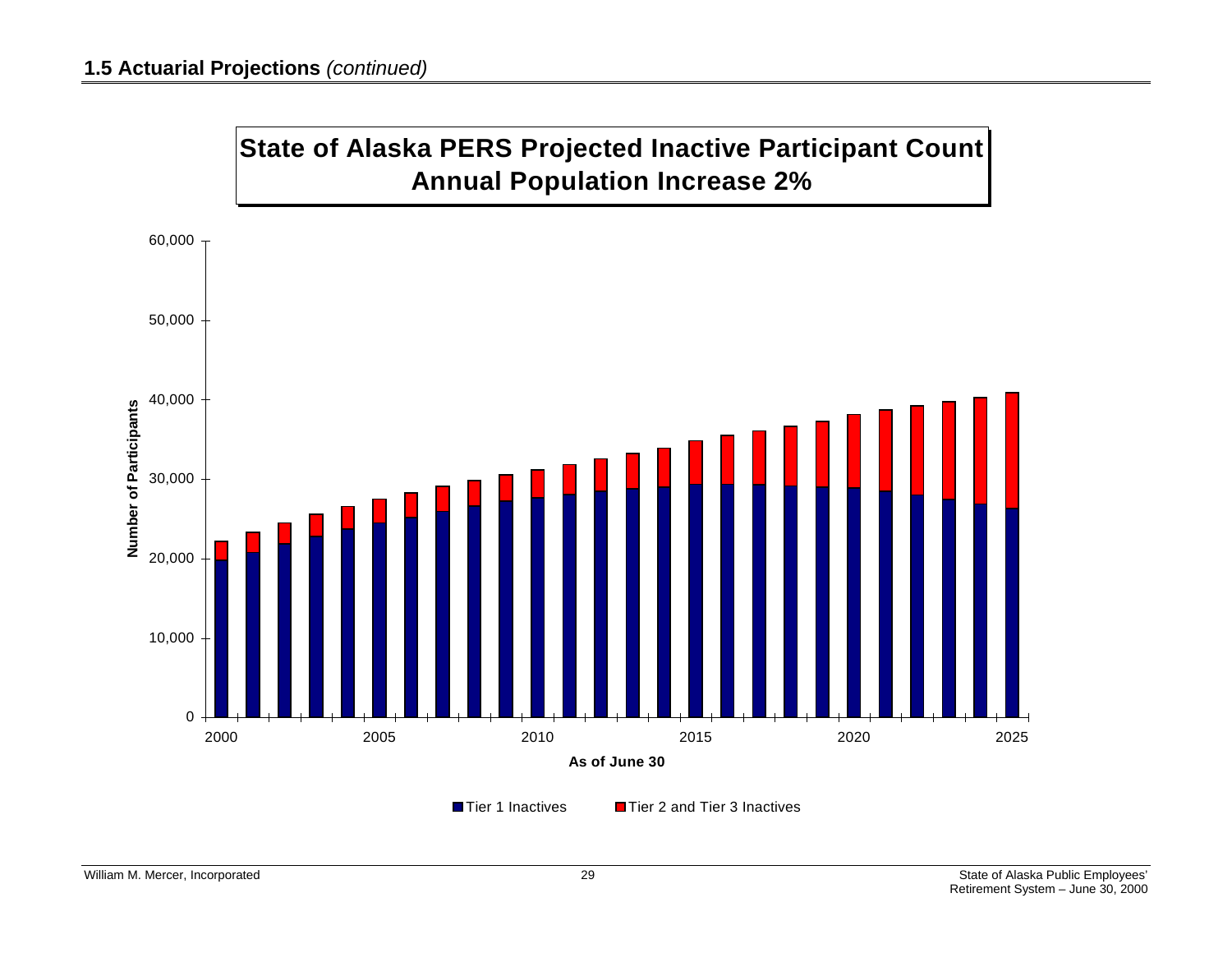## 1.5 Actuarial Projections *(continued)*

**State of Alaska PERS Projected Inactive Participant Count**
**Annual Population Increase 2%**

Number of Participants

60,000
50,000
40,000
30,000
20,000
10,000
0

2000 2005 2010 2015 2020 2025

As of June 30

Tier 1 Inactives    Tier 2 and Tier 3 Inactives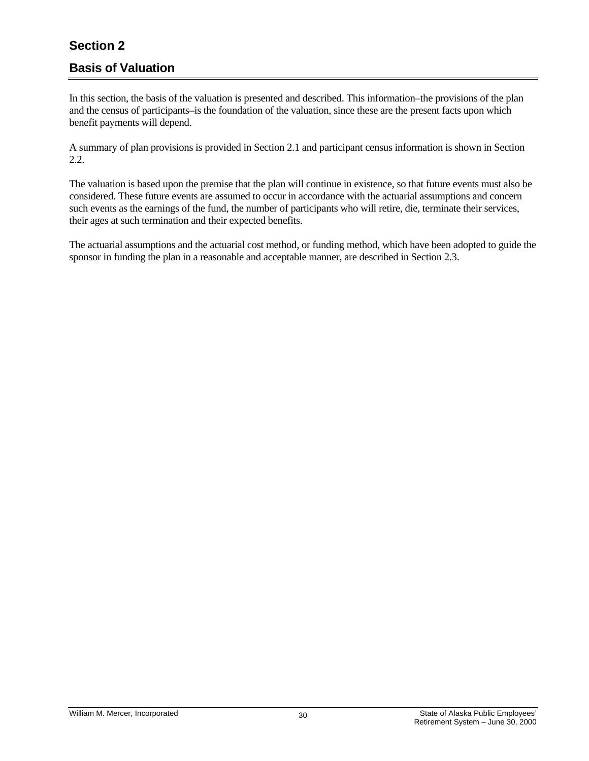# Section 2

## Basis of Valuation

In this section, the basis of the valuation is presented and described. This information–the provisions of the plan and the census of participants–is the foundation of the valuation, since these are the present facts upon which benefit payments will depend.

A summary of plan provisions is provided in Section 2.1 and participant census information is shown in Section 2.2.

The valuation is based upon the premise that the plan will continue in existence, so that future events must also be considered. These future events are assumed to occur in accordance with the actuarial assumptions and concern such events as the earnings of the fund, the number of participants who will retire, die, terminate their services, their ages at such termination and their expected benefits.

The actuarial assumptions and the actuarial cost method, or funding method, which have been adopted to guide the sponsor in funding the plan in a reasonable and acceptable manner, are described in Section 2.3.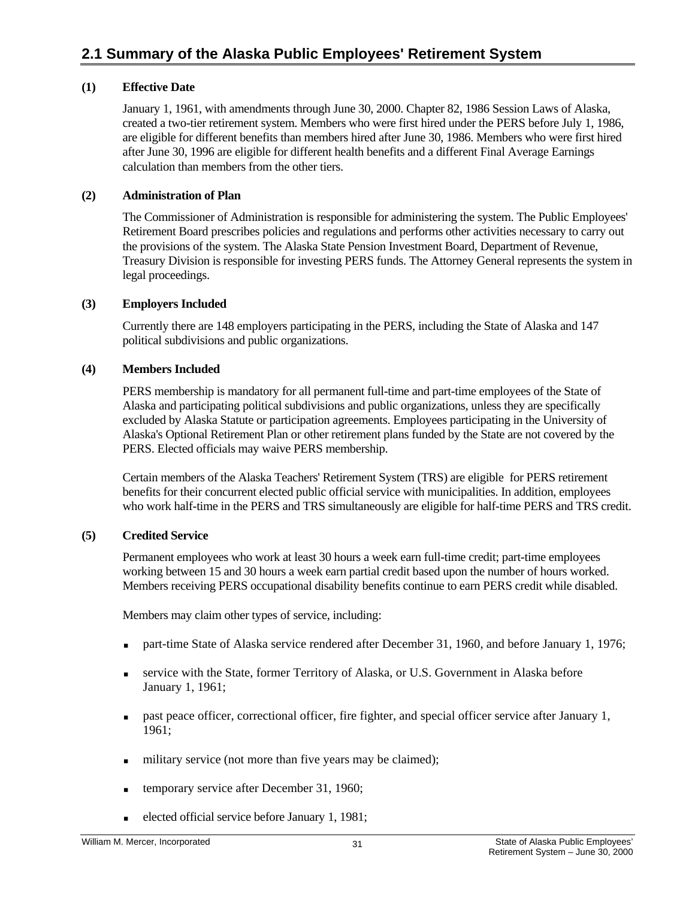## 2.1 Summary of the Alaska Public Employees' Retirement System

**(1) Effective Date**

January 1, 1961, with amendments through June 30, 2000. Chapter 82, 1986 Session Laws of Alaska, created a two-tier retirement system. Members who were first hired under the PERS before July 1, 1986, are eligible for different benefits than members hired after June 30, 1986. Members who were first hired after June 30, 1996 are eligible for different health benefits and a different Final Average Earnings calculation than members from the other tiers.

**(2) Administration of Plan**

The Commissioner of Administration is responsible for administering the system. The Public Employees' Retirement Board prescribes policies and regulations and performs other activities necessary to carry out the provisions of the system. The Alaska State Pension Investment Board, Department of Revenue, Treasury Division is responsible for investing PERS funds. The Attorney General represents the system in legal proceedings.

**(3) Employers Included**

Currently there are 148 employers participating in the PERS, including the State of Alaska and 147 political subdivisions and public organizations.

**(4) Members Included**

PERS membership is mandatory for all permanent full-time and part-time employees of the State of Alaska and participating political subdivisions and public organizations, unless they are specifically excluded by Alaska Statute or participation agreements. Employees participating in the University of Alaska's Optional Retirement Plan or other retirement plans funded by the State are not covered by the PERS. Elected officials may waive PERS membership.

Certain members of the Alaska Teachers' Retirement System (TRS) are eligible for PERS retirement benefits for their concurrent elected public official service with municipalities. In addition, employees who work half-time in the PERS and TRS simultaneously are eligible for half-time PERS and TRS credit.

**(5) Credited Service**

Permanent employees who work at least 30 hours a week earn full-time credit; part-time employees working between 15 and 30 hours a week earn partial credit based upon the number of hours worked. Members receiving PERS occupational disability benefits continue to earn PERS credit while disabled.

Members may claim other types of service, including:

- part-time State of Alaska service rendered after December 31, 1960, and before January 1, 1976;
- service with the State, former Territory of Alaska, or U.S. Government in Alaska before January 1, 1961;
- past peace officer, correctional officer, fire fighter, and special officer service after January 1, 1961;
- military service (not more than five years may be claimed);
- temporary service after December 31, 1960;
- elected official service before January 1, 1981;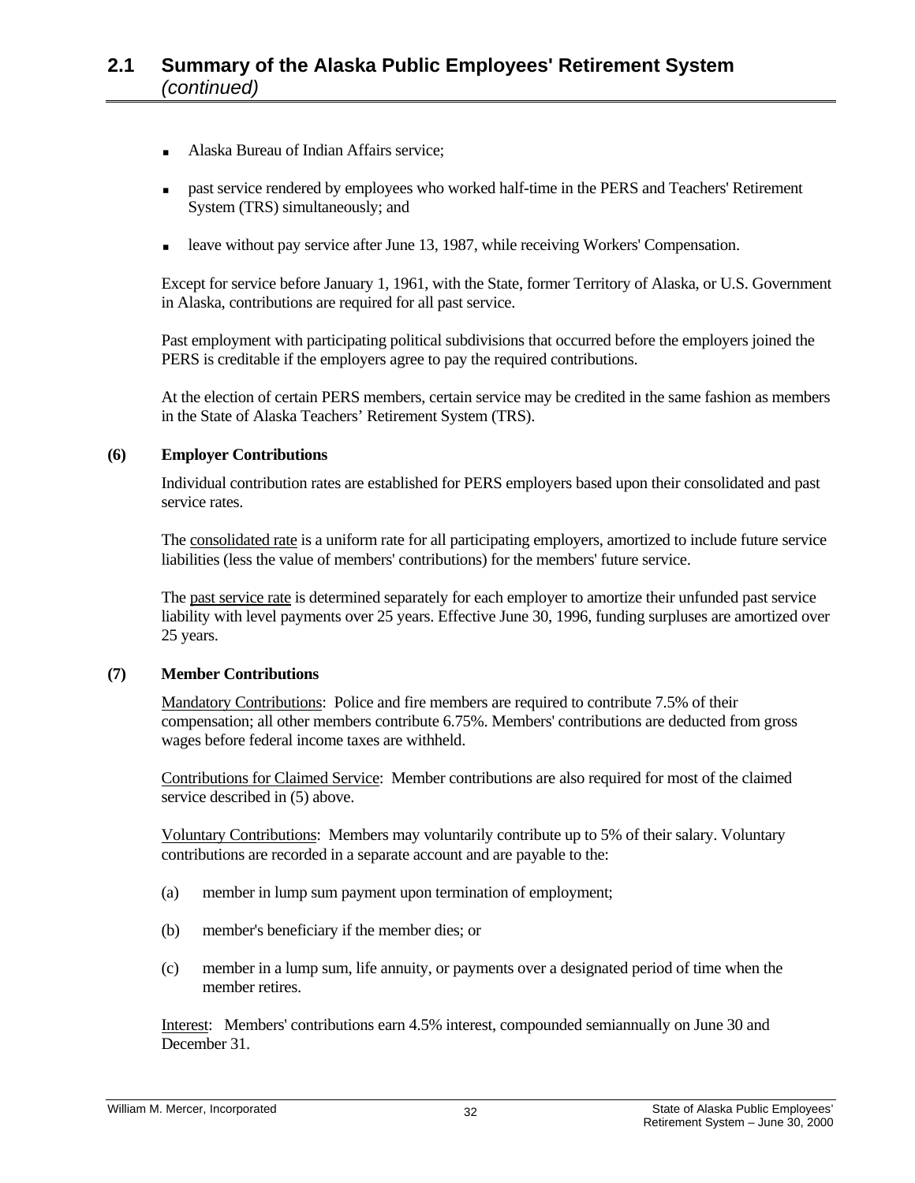## 2.1 Summary of the Alaska Public Employees' Retirement System *(continued)*

- Alaska Bureau of Indian Affairs service;
- past service rendered by employees who worked half-time in the PERS and Teachers' Retirement System (TRS) simultaneously; and
- leave without pay service after June 13, 1987, while receiving Workers' Compensation.

Except for service before January 1, 1961, with the State, former Territory of Alaska, or U.S. Government in Alaska, contributions are required for all past service.

Past employment with participating political subdivisions that occurred before the employers joined the PERS is creditable if the employers agree to pay the required contributions.

At the election of certain PERS members, certain service may be credited in the same fashion as members in the State of Alaska Teachers' Retirement System (TRS).

**(6) Employer Contributions**

Individual contribution rates are established for PERS employers based upon their consolidated and past service rates.

The consolidated rate is a uniform rate for all participating employers, amortized to include future service liabilities (less the value of members' contributions) for the members' future service.

The past service rate is determined separately for each employer to amortize their unfunded past service liability with level payments over 25 years. Effective June 30, 1996, funding surpluses are amortized over 25 years.

**(7) Member Contributions**

Mandatory Contributions: Police and fire members are required to contribute 7.5% of their compensation; all other members contribute 6.75%. Members' contributions are deducted from gross wages before federal income taxes are withheld.

Contributions for Claimed Service: Member contributions are also required for most of the claimed service described in (5) above.

Voluntary Contributions: Members may voluntarily contribute up to 5% of their salary. Voluntary contributions are recorded in a separate account and are payable to the:

(a) member in lump sum payment upon termination of employment;

(b) member's beneficiary if the member dies; or

(c) member in a lump sum, life annuity, or payments over a designated period of time when the member retires.

Interest: Members' contributions earn 4.5% interest, compounded semiannually on June 30 and December 31.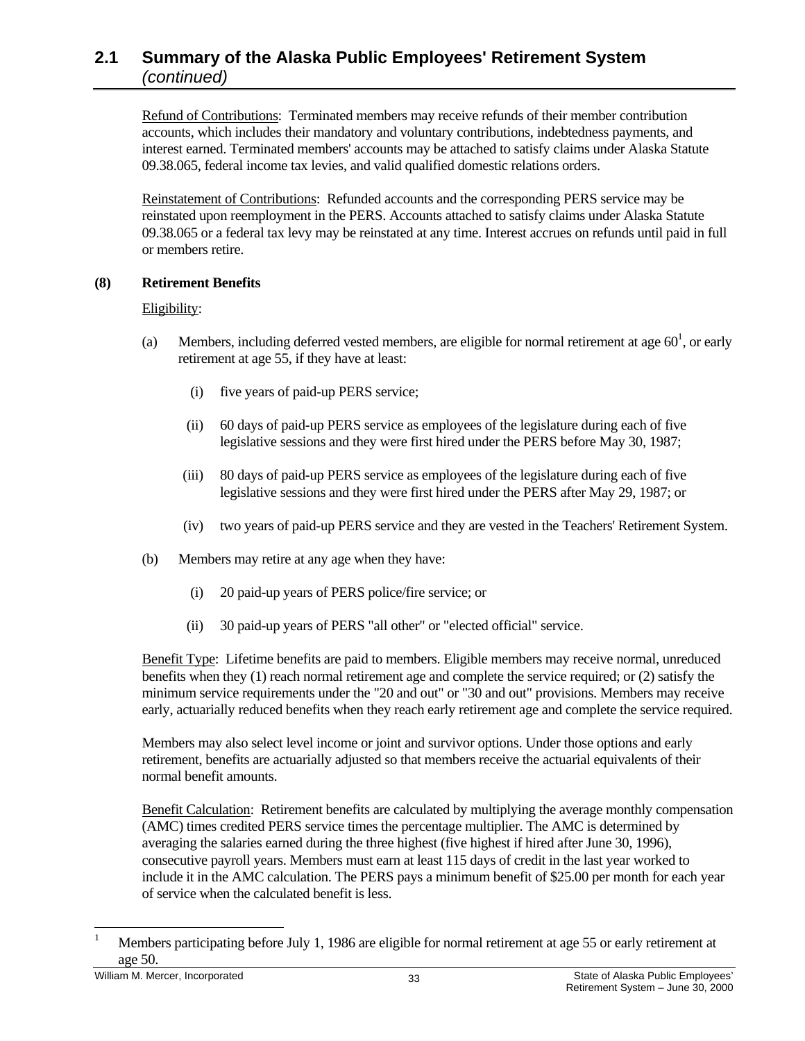## 2.1 Summary of the Alaska Public Employees' Retirement System *(continued)*

Refund of Contributions: Terminated members may receive refunds of their member contribution accounts, which includes their mandatory and voluntary contributions, indebtedness payments, and interest earned. Terminated members' accounts may be attached to satisfy claims under Alaska Statute 09.38.065, federal income tax levies, and valid qualified domestic relations orders.

Reinstatement of Contributions: Refunded accounts and the corresponding PERS service may be reinstated upon reemployment in the PERS. Accounts attached to satisfy claims under Alaska Statute 09.38.065 or a federal tax levy may be reinstated at any time. Interest accrues on refunds until paid in full or members retire.

**(8) Retirement Benefits**

Eligibility:

(a) Members, including deferred vested members, are eligible for normal retirement at age 60[1], or early retirement at age 55, if they have at least:

- (i) five years of paid-up PERS service;
- (ii) 60 days of paid-up PERS service as employees of the legislature during each of five legislative sessions and they were first hired under the PERS before May 30, 1987;
- (iii) 80 days of paid-up PERS service as employees of the legislature during each of five legislative sessions and they were first hired under the PERS after May 29, 1987; or
- (iv) two years of paid-up PERS service and they are vested in the Teachers' Retirement System.

(b) Members may retire at any age when they have:

- (i) 20 paid-up years of PERS police/fire service; or
- (ii) 30 paid-up years of PERS "all other" or "elected official" service.

Benefit Type: Lifetime benefits are paid to members. Eligible members may receive normal, unreduced benefits when they (1) reach normal retirement age and complete the service required; or (2) satisfy the minimum service requirements under the "20 and out" or "30 and out" provisions. Members may receive early, actuarially reduced benefits when they reach early retirement age and complete the service required.

Members may also select level income or joint and survivor options. Under those options and early retirement, benefits are actuarially adjusted so that members receive the actuarial equivalents of their normal benefit amounts.

Benefit Calculation: Retirement benefits are calculated by multiplying the average monthly compensation (AMC) times credited PERS service times the percentage multiplier. The AMC is determined by averaging the salaries earned during the three highest (five highest if hired after June 30, 1996), consecutive payroll years. Members must earn at least 115 days of credit in the last year worked to include it in the AMC calculation. The PERS pays a minimum benefit of $25.00 per month for each year of service when the calculated benefit is less.

[1] Members participating before July 1, 1986 are eligible for normal retirement at age 55 or early retirement at age 50.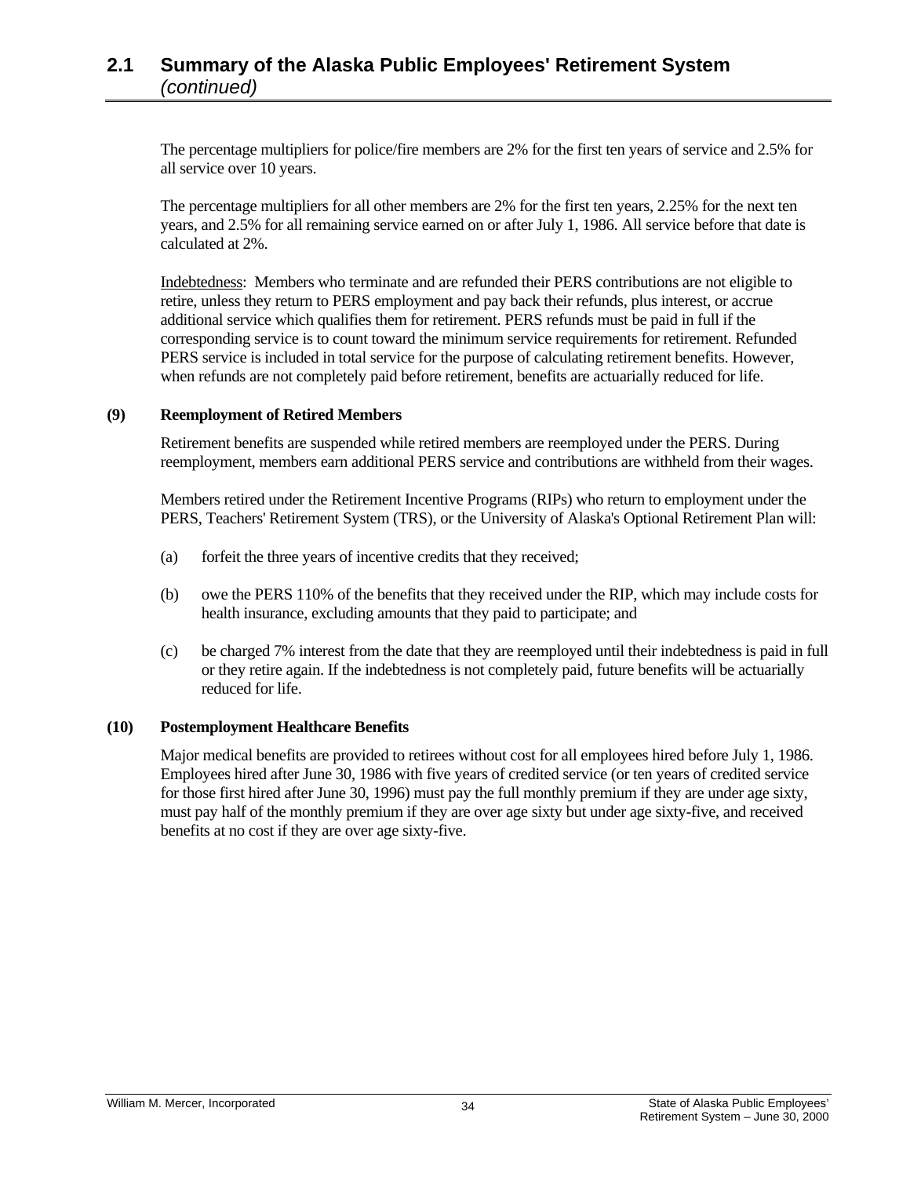## 2.1 Summary of the Alaska Public Employees' Retirement System *(continued)*

The percentage multipliers for police/fire members are 2% for the first ten years of service and 2.5% for all service over 10 years.

The percentage multipliers for all other members are 2% for the first ten years, 2.25% for the next ten years, and 2.5% for all remaining service earned on or after July 1, 1986. All service before that date is calculated at 2%.

Indebtedness: Members who terminate and are refunded their PERS contributions are not eligible to retire, unless they return to PERS employment and pay back their refunds, plus interest, or accrue additional service which qualifies them for retirement. PERS refunds must be paid in full if the corresponding service is to count toward the minimum service requirements for retirement. Refunded PERS service is included in total service for the purpose of calculating retirement benefits. However, when refunds are not completely paid before retirement, benefits are actuarially reduced for life.

**(9) Reemployment of Retired Members**

Retirement benefits are suspended while retired members are reemployed under the PERS. During reemployment, members earn additional PERS service and contributions are withheld from their wages.

Members retired under the Retirement Incentive Programs (RIPs) who return to employment under the PERS, Teachers' Retirement System (TRS), or the University of Alaska's Optional Retirement Plan will:

(a) forfeit the three years of incentive credits that they received;

(b) owe the PERS 110% of the benefits that they received under the RIP, which may include costs for health insurance, excluding amounts that they paid to participate; and

(c) be charged 7% interest from the date that they are reemployed until their indebtedness is paid in full or they retire again. If the indebtedness is not completely paid, future benefits will be actuarially reduced for life.

**(10) Postemployment Healthcare Benefits**

Major medical benefits are provided to retirees without cost for all employees hired before July 1, 1986. Employees hired after June 30, 1986 with five years of credited service (or ten years of credited service for those first hired after June 30, 1996) must pay the full monthly premium if they are under age sixty, must pay half of the monthly premium if they are over age sixty but under age sixty-five, and received benefits at no cost if they are over age sixty-five.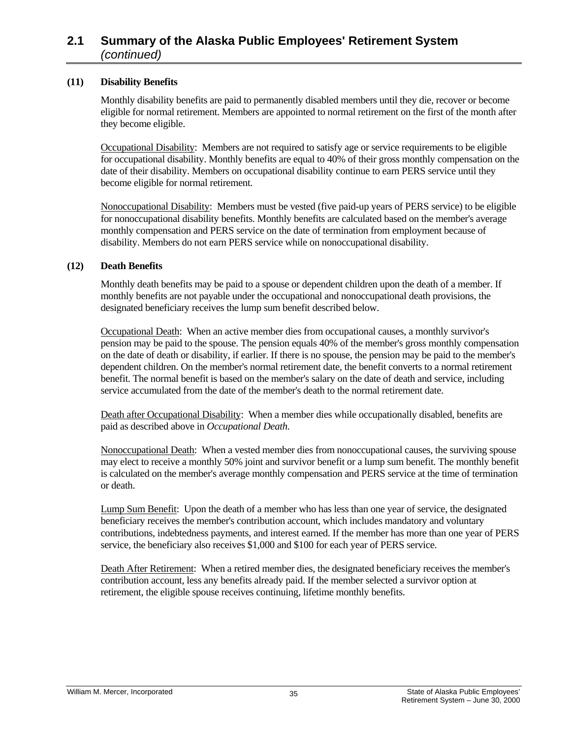## 2.1 Summary of the Alaska Public Employees' Retirement System *(continued)*

**(11) Disability Benefits**

Monthly disability benefits are paid to permanently disabled members until they die, recover or become eligible for normal retirement. Members are appointed to normal retirement on the first of the month after they become eligible.

Occupational Disability: Members are not required to satisfy age or service requirements to be eligible for occupational disability. Monthly benefits are equal to 40% of their gross monthly compensation on the date of their disability. Members on occupational disability continue to earn PERS service until they become eligible for normal retirement.

Nonoccupational Disability: Members must be vested (five paid-up years of PERS service) to be eligible for nonoccupational disability benefits. Monthly benefits are calculated based on the member's average monthly compensation and PERS service on the date of termination from employment because of disability. Members do not earn PERS service while on nonoccupational disability.

**(12) Death Benefits**

Monthly death benefits may be paid to a spouse or dependent children upon the death of a member. If monthly benefits are not payable under the occupational and nonoccupational death provisions, the designated beneficiary receives the lump sum benefit described below.

Occupational Death: When an active member dies from occupational causes, a monthly survivor's pension may be paid to the spouse. The pension equals 40% of the member's gross monthly compensation on the date of death or disability, if earlier. If there is no spouse, the pension may be paid to the member's dependent children. On the member's normal retirement date, the benefit converts to a normal retirement benefit. The normal benefit is based on the member's salary on the date of death and service, including service accumulated from the date of the member's death to the normal retirement date.

Death after Occupational Disability: When a member dies while occupationally disabled, benefits are paid as described above in *Occupational Death.*

Nonoccupational Death: When a vested member dies from nonoccupational causes, the surviving spouse may elect to receive a monthly 50% joint and survivor benefit or a lump sum benefit. The monthly benefit is calculated on the member's average monthly compensation and PERS service at the time of termination or death.

Lump Sum Benefit: Upon the death of a member who has less than one year of service, the designated beneficiary receives the member's contribution account, which includes mandatory and voluntary contributions, indebtedness payments, and interest earned. If the member has more than one year of PERS service, the beneficiary also receives $1,000 and $100 for each year of PERS service.

Death After Retirement: When a retired member dies, the designated beneficiary receives the member's contribution account, less any benefits already paid. If the member selected a survivor option at retirement, the eligible spouse receives continuing, lifetime monthly benefits.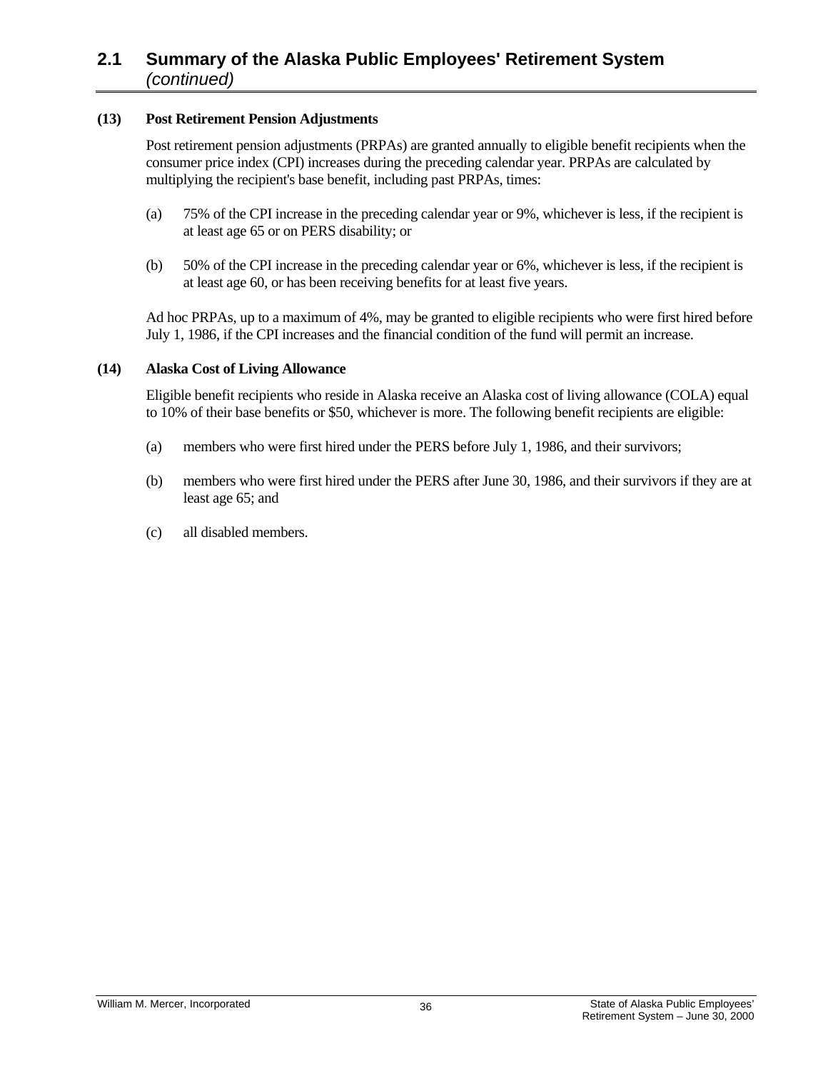## 2.1 Summary of the Alaska Public Employees' Retirement System *(continued)*

**(13) Post Retirement Pension Adjustments**

Post retirement pension adjustments (PRPAs) are granted annually to eligible benefit recipients when the consumer price index (CPI) increases during the preceding calendar year. PRPAs are calculated by multiplying the recipient's base benefit, including past PRPAs, times:

(a) 75% of the CPI increase in the preceding calendar year or 9%, whichever is less, if the recipient is at least age 65 or on PERS disability; or

(b) 50% of the CPI increase in the preceding calendar year or 6%, whichever is less, if the recipient is at least age 60, or has been receiving benefits for at least five years.

Ad hoc PRPAs, up to a maximum of 4%, may be granted to eligible recipients who were first hired before July 1, 1986, if the CPI increases and the financial condition of the fund will permit an increase.

**(14) Alaska Cost of Living Allowance**

Eligible benefit recipients who reside in Alaska receive an Alaska cost of living allowance (COLA) equal to 10% of their base benefits or $50, whichever is more. The following benefit recipients are eligible:

(a) members who were first hired under the PERS before July 1, 1986, and their survivors;

(b) members who were first hired under the PERS after June 30, 1986, and their survivors if they are at least age 65; and

(c) all disabled members.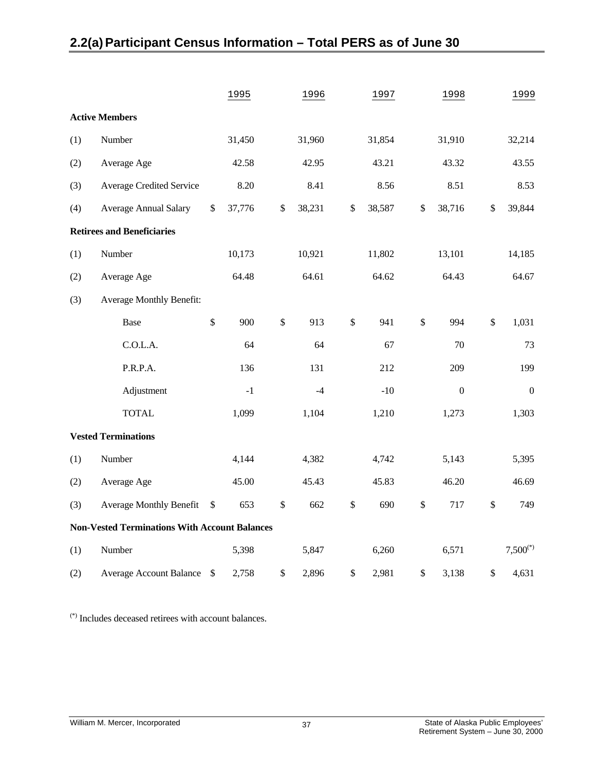## 2.2(a) Participant Census Information – Total PERS as of June 30

| | | 1995 | 1996 | 1997 | 1998 | 1999 |
|---|---|---|---|---|---|---|
| **Active Members** | | | | | | |
| (1) | Number | 31,450 | 31,960 | 31,854 | 31,910 | 32,214 |
| (2) | Average Age | 42.58 | 42.95 | 43.21 | 43.32 | 43.55 |
| (3) | Average Credited Service | 8.20 | 8.41 | 8.56 | 8.51 | 8.53 |
| (4) | Average Annual Salary | $ 37,776 | $ 38,231 | $ 38,587 | $ 38,716 | $ 39,844 |
| **Retirees and Beneficiaries** | | | | | | |
| (1) | Number | 10,173 | 10,921 | 11,802 | 13,101 | 14,185 |
| (2) | Average Age | 64.48 | 64.61 | 64.62 | 64.43 | 64.67 |
| (3) | Average Monthly Benefit: | | | | | |
| | Base | $ 900 | $ 913 | $ 941 | $ 994 | $ 1,031 |
| | C.O.L.A. | 64 | 64 | 67 | 70 | 73 |
| | P.R.P.A. | 136 | 131 | 212 | 209 | 199 |
| | Adjustment | -1 | -4 | -10 | 0 | 0 |
| | TOTAL | 1,099 | 1,104 | 1,210 | 1,273 | 1,303 |
| **Vested Terminations** | | | | | | |
| (1) | Number | 4,144 | 4,382 | 4,742 | 5,143 | 5,395 |
| (2) | Average Age | 45.00 | 45.43 | 45.83 | 46.20 | 46.69 |
| (3) | Average Monthly Benefit | $ 653 | $ 662 | $ 690 | $ 717 | $ 749 |
| **Non-Vested Terminations With Account Balances** | | | | | | |
| (1) | Number | 5,398 | 5,847 | 6,260 | 6,571 | 7,500(*) |
| (2) | Average Account Balance | $ 2,758 | $ 2,896 | $ 2,981 | $ 3,138 | $ 4,631 |

(*) Includes deceased retirees with account balances.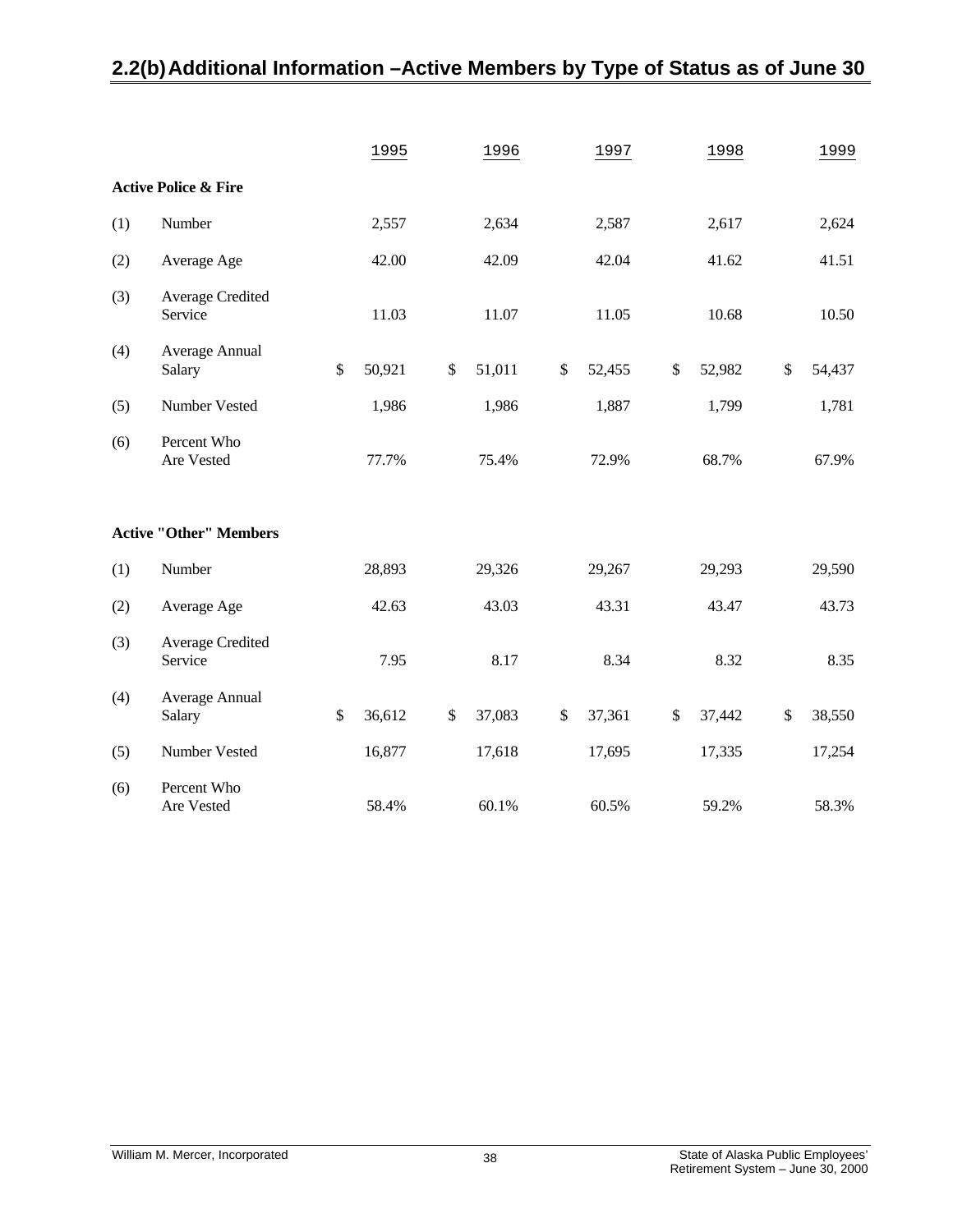## 2.2(b) Additional Information – Active Members by Type of Status as of June 30

| | | 1995 | 1996 | 1997 | 1998 | 1999 |
|---|---|---|---|---|---|---|
| **Active Police & Fire** | | | | | | |
| (1) | Number | 2,557 | 2,634 | 2,587 | 2,617 | 2,624 |
| (2) | Average Age | 42.00 | 42.09 | 42.04 | 41.62 | 41.51 |
| (3) | Average Credited Service | 11.03 | 11.07 | 11.05 | 10.68 | 10.50 |
| (4) | Average Annual Salary | $ 50,921 | $ 51,011 | $ 52,455 | $ 52,982 | $ 54,437 |
| (5) | Number Vested | 1,986 | 1,986 | 1,887 | 1,799 | 1,781 |
| (6) | Percent Who Are Vested | 77.7% | 75.4% | 72.9% | 68.7% | 67.9% |
| **Active "Other" Members** | | | | | | |
| (1) | Number | 28,893 | 29,326 | 29,267 | 29,293 | 29,590 |
| (2) | Average Age | 42.63 | 43.03 | 43.31 | 43.47 | 43.73 |
| (3) | Average Credited Service | 7.95 | 8.17 | 8.34 | 8.32 | 8.35 |
| (4) | Average Annual Salary | $ 36,612 | $ 37,083 | $ 37,361 | $ 37,442 | $ 38,550 |
| (5) | Number Vested | 16,877 | 17,618 | 17,695 | 17,335 | 17,254 |
| (6) | Percent Who Are Vested | 58.4% | 60.1% | 60.5% | 59.2% | 58.3% |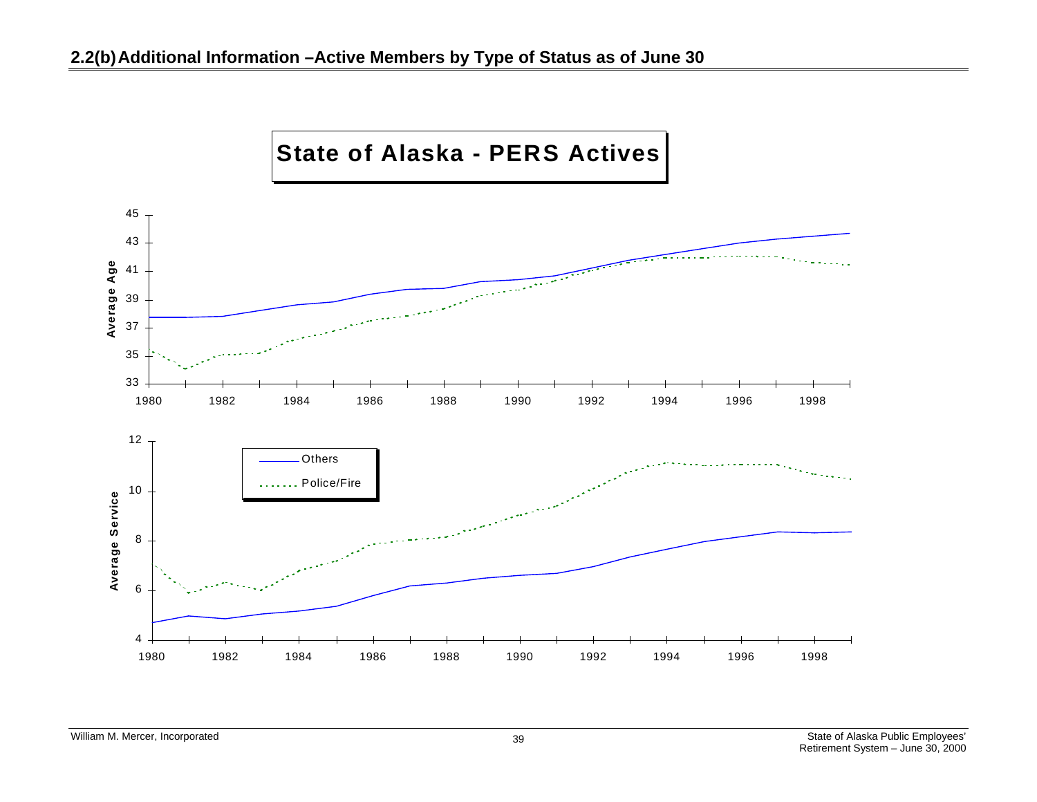## 2.2(b) Additional Information –Active Members by Type of Status as of June 30

**State of Alaska - PERS Actives**

Average Age

45
43
41
39
37
35
33

1980 1982 1984 1986 1988 1990 1992 1994 1996 1998

Others

Police/Fire

Average Service

12
10
8
6
4

1980 1982 1984 1986 1988 1990 1992 1994 1996 1998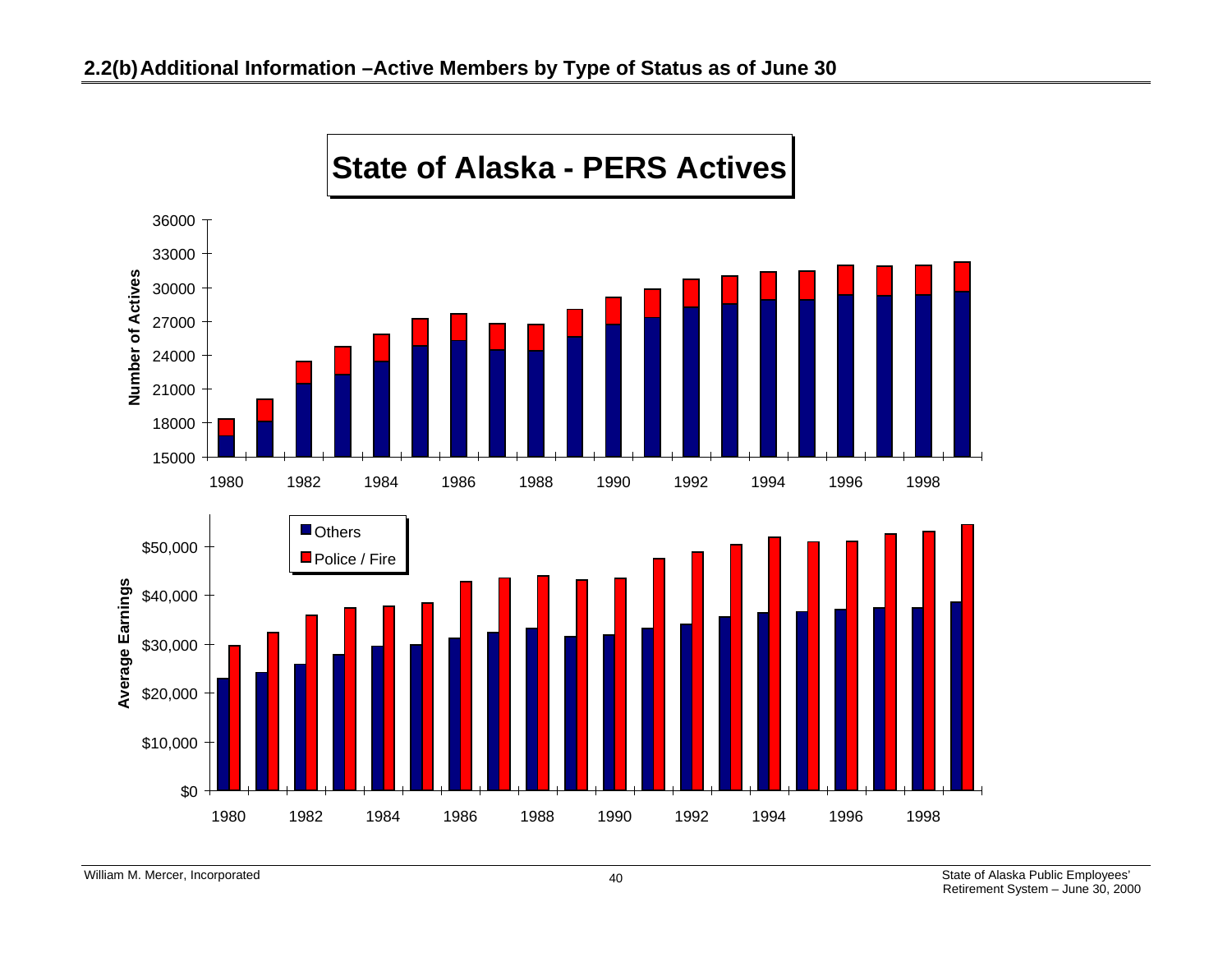## 2.2(b) Additional Information – Active Members by Type of Status as of June 30

**State of Alaska - PERS Actives**

Number of Actives

36000
33000
30000
27000
24000
21000
18000
15000

1980 1982 1984 1986 1988 1990 1992 1994 1996 1998

Average Earnings

$50,000
$40,000
$30,000
$20,000
$10,000
$0

1980 1982 1984 1986 1988 1990 1992 1994 1996 1998

Others
Police / Fire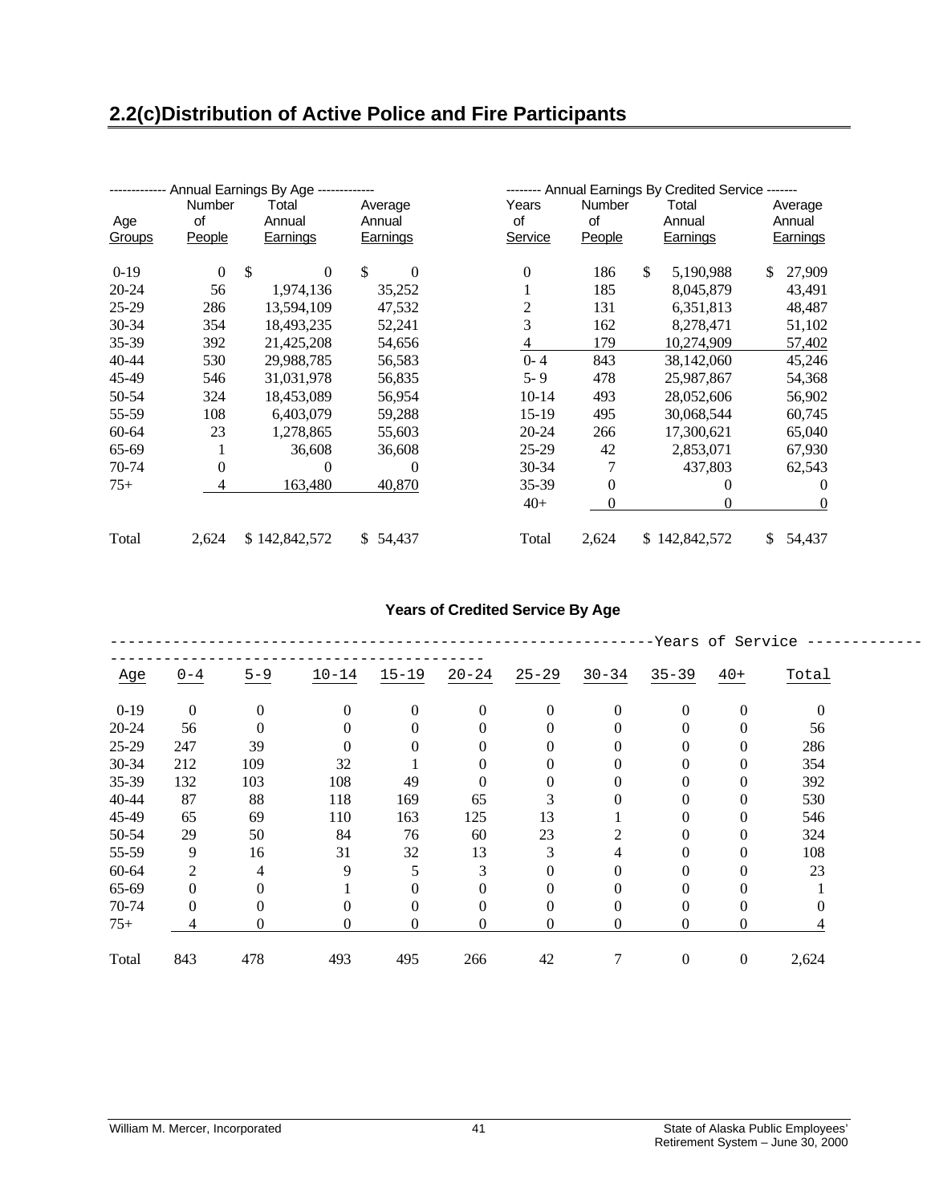## 2.2(c)Distribution of Active Police and Fire Participants

| ------------- Annual Earnings By Age ------------- | | | |
|---|---|---|---|
| Age Groups | Number of People | Total Annual Earnings | Average Annual Earnings |
| 0-19 | 0 | $ 0 | $ 0 |
| 20-24 | 56 | 1,974,136 | 35,252 |
| 25-29 | 286 | 13,594,109 | 47,532 |
| 30-34 | 354 | 18,493,235 | 52,241 |
| 35-39 | 392 | 21,425,208 | 54,656 |
| 40-44 | 530 | 29,988,785 | 56,583 |
| 45-49 | 546 | 31,031,978 | 56,835 |
| 50-54 | 324 | 18,453,089 | 56,954 |
| 55-59 | 108 | 6,403,079 | 59,288 |
| 60-64 | 23 | 1,278,865 | 55,603 |
| 65-69 | 1 | 36,608 | 36,608 |
| 70-74 | 0 | 0 | 0 |
| 75+ | 4 | 163,480 | 40,870 |
| Total | 2,624 | $ 142,842,572 | $ 54,437 |

| -------- Annual Earnings By Credited Service ------- | | | |
|---|---|---|---|
| Years of Service | Number of People | Total Annual Earnings | Average Annual Earnings |
| 0 | 186 | $ 5,190,988 | $ 27,909 |
| 1 | 185 | 8,045,879 | 43,491 |
| 2 | 131 | 6,351,813 | 48,487 |
| 3 | 162 | 8,278,471 | 51,102 |
| 4 | 179 | 10,274,909 | 57,402 |
| 0- 4 | 843 | 38,142,060 | 45,246 |
| 5- 9 | 478 | 25,987,867 | 54,368 |
| 10-14 | 493 | 28,052,606 | 56,902 |
| 15-19 | 495 | 30,068,544 | 60,745 |
| 20-24 | 266 | 17,300,621 | 65,040 |
| 25-29 | 42 | 2,853,071 | 67,930 |
| 30-34 | 7 | 437,803 | 62,543 |
| 35-39 | 0 | 0 | 0 |
| 40+ | 0 | 0 | 0 |
| Total | 2,624 | $ 142,842,572 | $ 54,437 |

### Years of Credited Service By Age

| | ----- | ----- | ----- | ----- | ----- | ----- | Years of Service | ----- | ----- | |
|---|---|---|---|---|---|---|---|---|---|---|
| Age | 0-4 | 5-9 | 10-14 | 15-19 | 20-24 | 25-29 | 30-34 | 35-39 | 40+ | Total |
| 0-19 | 0 | 0 | 0 | 0 | 0 | 0 | 0 | 0 | 0 | 0 |
| 20-24 | 56 | 0 | 0 | 0 | 0 | 0 | 0 | 0 | 0 | 56 |
| 25-29 | 247 | 39 | 0 | 0 | 0 | 0 | 0 | 0 | 0 | 286 |
| 30-34 | 212 | 109 | 32 | 1 | 0 | 0 | 0 | 0 | 0 | 354 |
| 35-39 | 132 | 103 | 108 | 49 | 0 | 0 | 0 | 0 | 0 | 392 |
| 40-44 | 87 | 88 | 118 | 169 | 65 | 3 | 0 | 0 | 0 | 530 |
| 45-49 | 65 | 69 | 110 | 163 | 125 | 13 | 1 | 0 | 0 | 546 |
| 50-54 | 29 | 50 | 84 | 76 | 60 | 23 | 2 | 0 | 0 | 324 |
| 55-59 | 9 | 16 | 31 | 32 | 13 | 3 | 4 | 0 | 0 | 108 |
| 60-64 | 2 | 4 | 9 | 5 | 3 | 0 | 0 | 0 | 0 | 23 |
| 65-69 | 0 | 0 | 1 | 0 | 0 | 0 | 0 | 0 | 0 | 1 |
| 70-74 | 0 | 0 | 0 | 0 | 0 | 0 | 0 | 0 | 0 | 0 |
| 75+ | 4 | 0 | 0 | 0 | 0 | 0 | 0 | 0 | 0 | 4 |
| Total | 843 | 478 | 493 | 495 | 266 | 42 | 7 | 0 | 0 | 2,624 |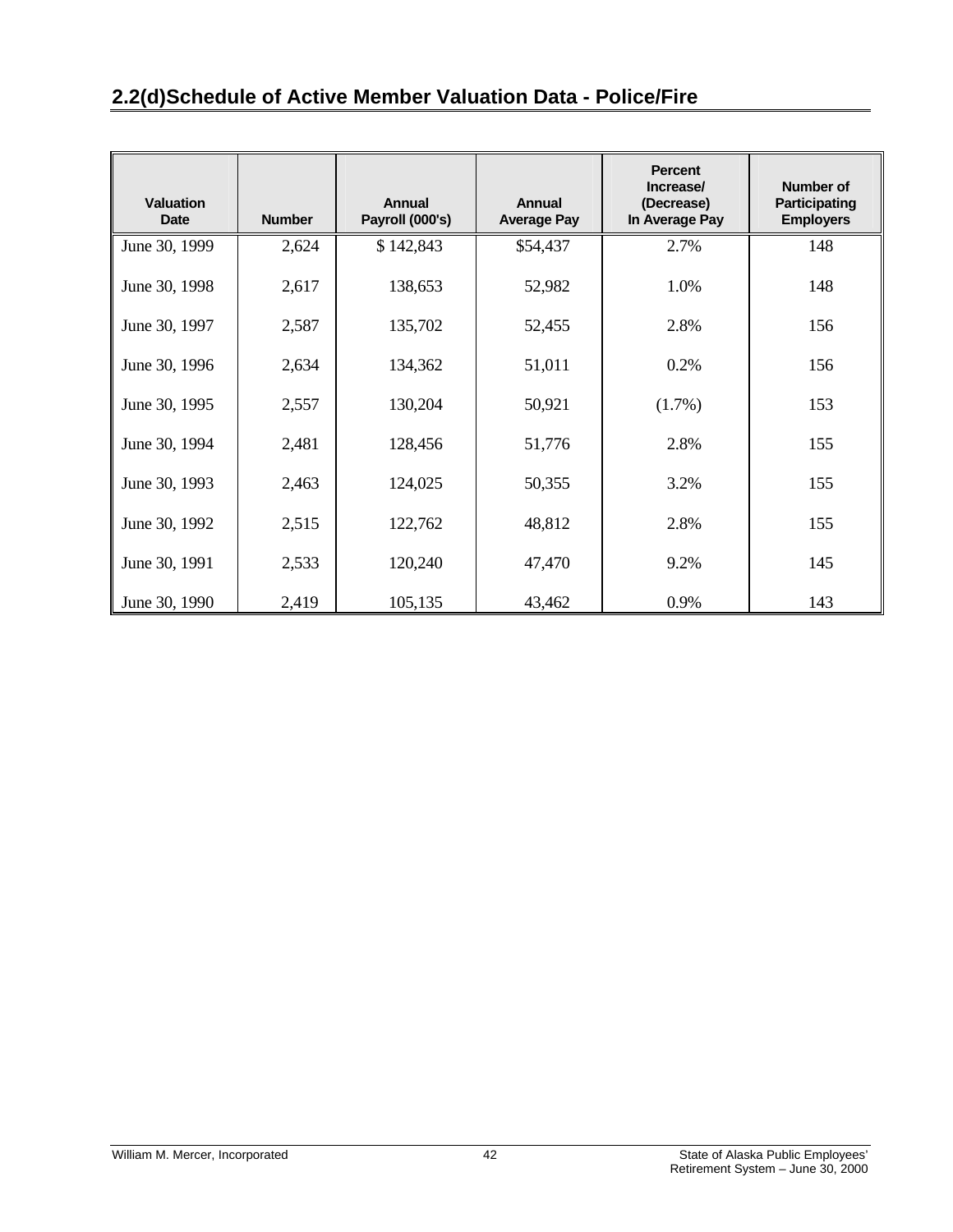## 2.2(d)Schedule of Active Member Valuation Data - Police/Fire

| Valuation Date | Number | Annual Payroll (000's) | Annual Average Pay | Percent Increase/ (Decrease) In Average Pay | Number of Participating Employers |
|---|---|---|---|---|---|
| June 30, 1999 | 2,624 | $ 142,843 | $54,437 | 2.7% | 148 |
| June 30, 1998 | 2,617 | 138,653 | 52,982 | 1.0% | 148 |
| June 30, 1997 | 2,587 | 135,702 | 52,455 | 2.8% | 156 |
| June 30, 1996 | 2,634 | 134,362 | 51,011 | 0.2% | 156 |
| June 30, 1995 | 2,557 | 130,204 | 50,921 | (1.7%) | 153 |
| June 30, 1994 | 2,481 | 128,456 | 51,776 | 2.8% | 155 |
| June 30, 1993 | 2,463 | 124,025 | 50,355 | 3.2% | 155 |
| June 30, 1992 | 2,515 | 122,762 | 48,812 | 2.8% | 155 |
| June 30, 1991 | 2,533 | 120,240 | 47,470 | 9.2% | 145 |
| June 30, 1990 | 2,419 | 105,135 | 43,462 | 0.9% | 143 |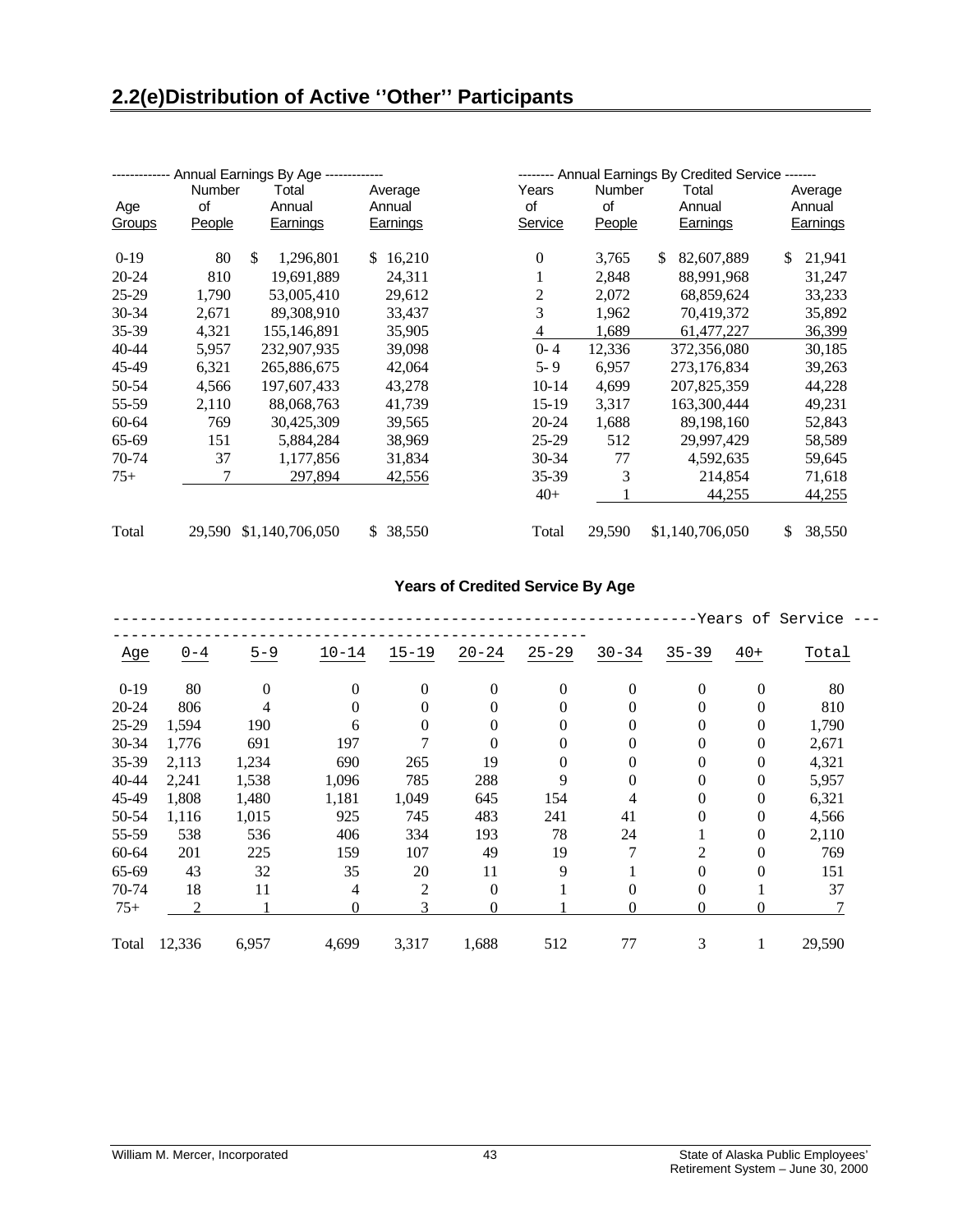## 2.2(e)Distribution of Active ''Other'' Participants

| ------------- Annual Earnings By Age ------------- | | | |
|---|---|---|---|
| Age Groups | Number of People | Total Annual Earnings | Average Annual Earnings |
| 0-19 | 80 | $ 1,296,801 | $ 16,210 |
| 20-24 | 810 | 19,691,889 | 24,311 |
| 25-29 | 1,790 | 53,005,410 | 29,612 |
| 30-34 | 2,671 | 89,308,910 | 33,437 |
| 35-39 | 4,321 | 155,146,891 | 35,905 |
| 40-44 | 5,957 | 232,907,935 | 39,098 |
| 45-49 | 6,321 | 265,886,675 | 42,064 |
| 50-54 | 4,566 | 197,607,433 | 43,278 |
| 55-59 | 2,110 | 88,068,763 | 41,739 |
| 60-64 | 769 | 30,425,309 | 39,565 |
| 65-69 | 151 | 5,884,284 | 38,969 |
| 70-74 | 37 | 1,177,856 | 31,834 |
| 75+ | 7 | 297,894 | 42,556 |
| Total | 29,590 | $1,140,706,050 | $ 38,550 |

| -------- Annual Earnings By Credited Service ------- | | | |
|---|---|---|---|
| Years of Service | Number of People | Total Annual Earnings | Average Annual Earnings |
| 0 | 3,765 | $ 82,607,889 | $ 21,941 |
| 1 | 2,848 | 88,991,968 | 31,247 |
| 2 | 2,072 | 68,859,624 | 33,233 |
| 3 | 1,962 | 70,419,372 | 35,892 |
| 4 | 1,689 | 61,477,227 | 36,399 |
| 0- 4 | 12,336 | 372,356,080 | 30,185 |
| 5- 9 | 6,957 | 273,176,834 | 39,263 |
| 10-14 | 4,699 | 207,825,359 | 44,228 |
| 15-19 | 3,317 | 163,300,444 | 49,231 |
| 20-24 | 1,688 | 89,198,160 | 52,843 |
| 25-29 | 512 | 29,997,429 | 58,589 |
| 30-34 | 77 | 4,592,635 | 59,645 |
| 35-39 | 3 | 214,854 | 71,618 |
| 40+ | 1 | 44,255 | 44,255 |
| Total | 29,590 | $1,140,706,050 | $ 38,550 |

### Years of Credited Service By Age

| | ------------------------------------------ Years of Service ------------------------------------------ | | | | | | | | | |
|---|---|---|---|---|---|---|---|---|---|---|
| Age | 0-4 | 5-9 | 10-14 | 15-19 | 20-24 | 25-29 | 30-34 | 35-39 | 40+ | Total |
| 0-19 | 80 | 0 | 0 | 0 | 0 | 0 | 0 | 0 | 0 | 80 |
| 20-24 | 806 | 4 | 0 | 0 | 0 | 0 | 0 | 0 | 0 | 810 |
| 25-29 | 1,594 | 190 | 6 | 0 | 0 | 0 | 0 | 0 | 0 | 1,790 |
| 30-34 | 1,776 | 691 | 197 | 7 | 0 | 0 | 0 | 0 | 0 | 2,671 |
| 35-39 | 2,113 | 1,234 | 690 | 265 | 19 | 0 | 0 | 0 | 0 | 4,321 |
| 40-44 | 2,241 | 1,538 | 1,096 | 785 | 288 | 9 | 0 | 0 | 0 | 5,957 |
| 45-49 | 1,808 | 1,480 | 1,181 | 1,049 | 645 | 154 | 4 | 0 | 0 | 6,321 |
| 50-54 | 1,116 | 1,015 | 925 | 745 | 483 | 241 | 41 | 0 | 0 | 4,566 |
| 55-59 | 538 | 536 | 406 | 334 | 193 | 78 | 24 | 1 | 0 | 2,110 |
| 60-64 | 201 | 225 | 159 | 107 | 49 | 19 | 7 | 2 | 0 | 769 |
| 65-69 | 43 | 32 | 35 | 20 | 11 | 9 | 1 | 0 | 0 | 151 |
| 70-74 | 18 | 11 | 4 | 2 | 0 | 1 | 0 | 0 | 1 | 37 |
| 75+ | 2 | 1 | 0 | 3 | 0 | 1 | 0 | 0 | 0 | 7 |
| Total | 12,336 | 6,957 | 4,699 | 3,317 | 1,688 | 512 | 77 | 3 | 1 | 29,590 |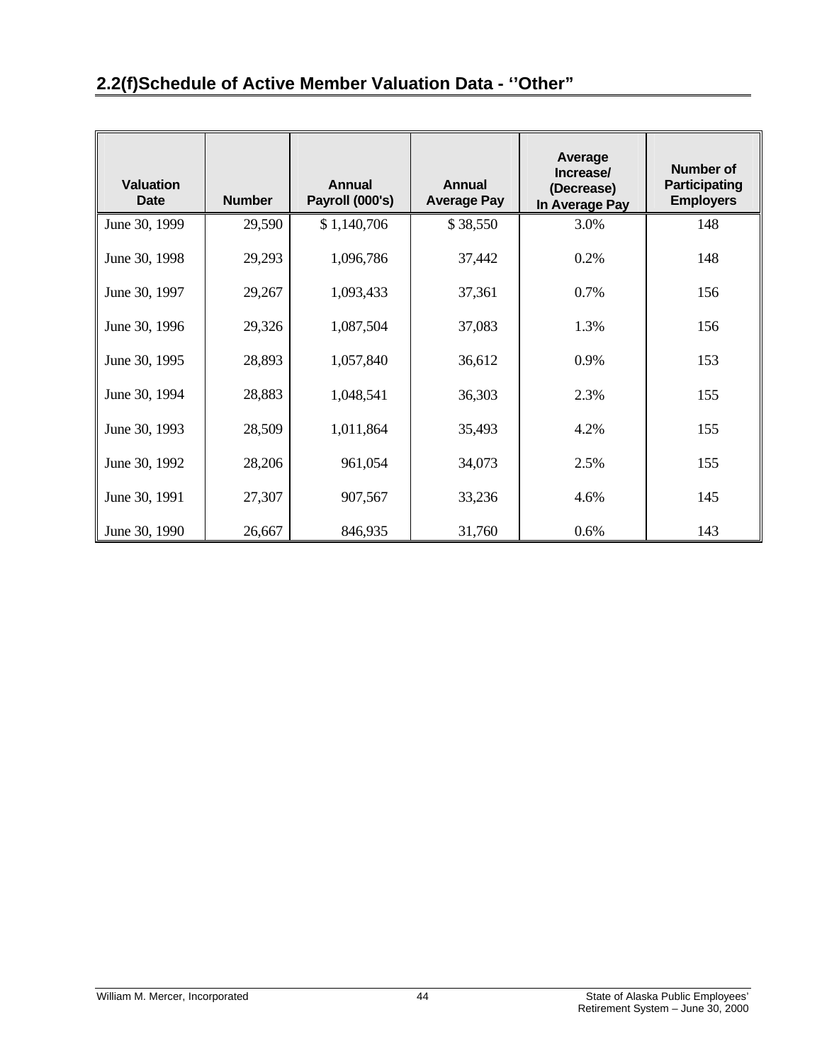## 2.2(f)Schedule of Active Member Valuation Data - ‘’Other”

| Valuation Date | Number | Annual Payroll (000's) | Annual Average Pay | Average Increase/ (Decrease) In Average Pay | Number of Participating Employers |
|---|---|---|---|---|---|
| June 30, 1999 | 29,590 | $ 1,140,706 | $ 38,550 | 3.0% | 148 |
| June 30, 1998 | 29,293 | 1,096,786 | 37,442 | 0.2% | 148 |
| June 30, 1997 | 29,267 | 1,093,433 | 37,361 | 0.7% | 156 |
| June 30, 1996 | 29,326 | 1,087,504 | 37,083 | 1.3% | 156 |
| June 30, 1995 | 28,893 | 1,057,840 | 36,612 | 0.9% | 153 |
| June 30, 1994 | 28,883 | 1,048,541 | 36,303 | 2.3% | 155 |
| June 30, 1993 | 28,509 | 1,011,864 | 35,493 | 4.2% | 155 |
| June 30, 1992 | 28,206 | 961,054 | 34,073 | 2.5% | 155 |
| June 30, 1991 | 27,307 | 907,567 | 33,236 | 4.6% | 145 |
| June 30, 1990 | 26,667 | 846,935 | 31,760 | 0.6% | 143 |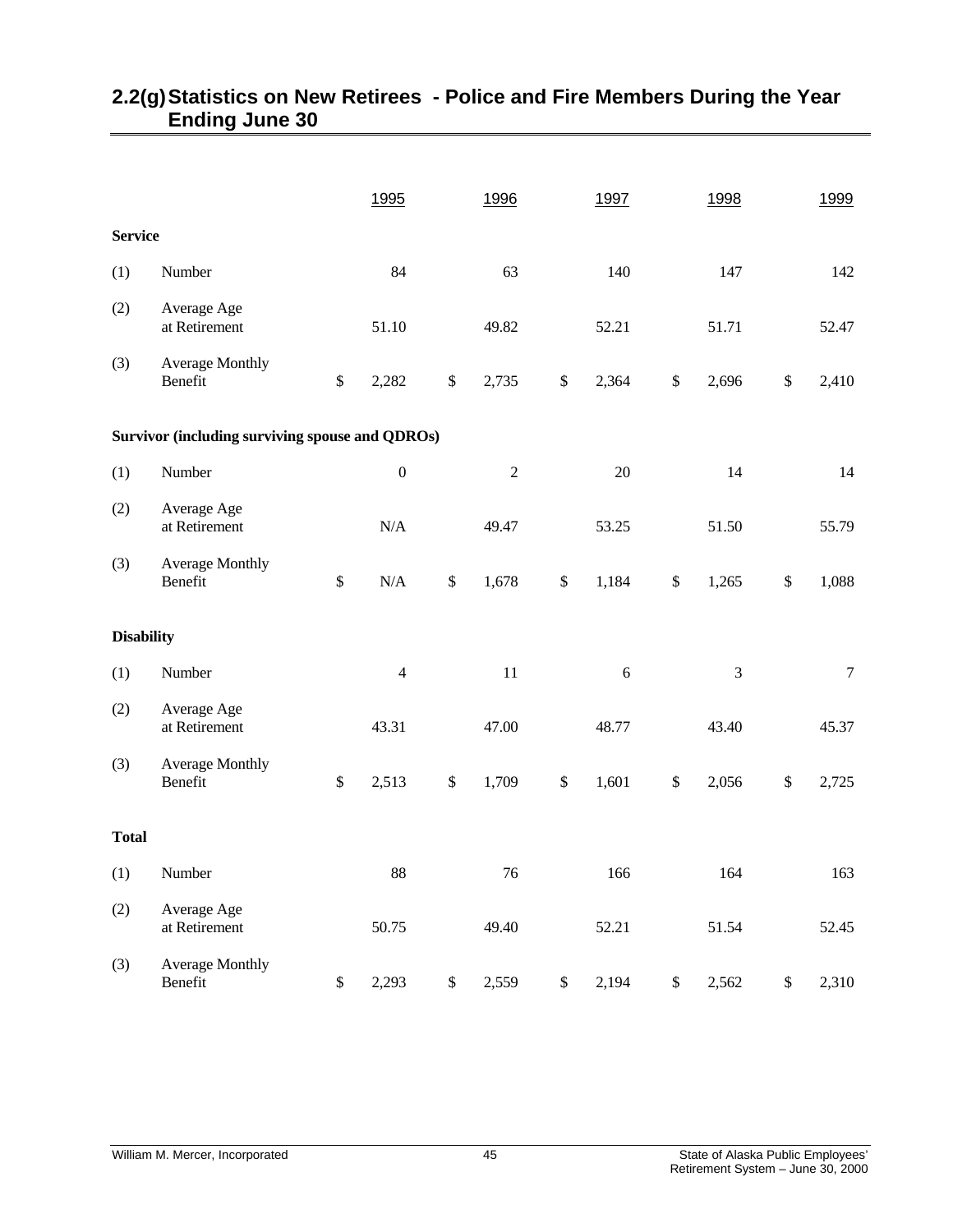## 2.2(g) Statistics on New Retirees - Police and Fire Members During the Year Ending June 30

| | | 1995 | 1996 | 1997 | 1998 | 1999 |
|---|---|---|---|---|---|---|
| **Service** | | | | | | |
| (1) | Number | 84 | 63 | 140 | 147 | 142 |
| (2) | Average Age at Retirement | 51.10 | 49.82 | 52.21 | 51.71 | 52.47 |
| (3) | Average Monthly Benefit | $ 2,282 | $ 2,735 | $ 2,364 | $ 2,696 | $ 2,410 |
| **Survivor (including surviving spouse and QDROs)** | | | | | | |
| (1) | Number | 0 | 2 | 20 | 14 | 14 |
| (2) | Average Age at Retirement | N/A | 49.47 | 53.25 | 51.50 | 55.79 |
| (3) | Average Monthly Benefit | $ N/A | $ 1,678 | $ 1,184 | $ 1,265 | $ 1,088 |
| **Disability** | | | | | | |
| (1) | Number | 4 | 11 | 6 | 3 | 7 |
| (2) | Average Age at Retirement | 43.31 | 47.00 | 48.77 | 43.40 | 45.37 |
| (3) | Average Monthly Benefit | $ 2,513 | $ 1,709 | $ 1,601 | $ 2,056 | $ 2,725 |
| **Total** | | | | | | |
| (1) | Number | 88 | 76 | 166 | 164 | 163 |
| (2) | Average Age at Retirement | 50.75 | 49.40 | 52.21 | 51.54 | 52.45 |
| (3) | Average Monthly Benefit | $ 2,293 | $ 2,559 | $ 2,194 | $ 2,562 | $ 2,310 |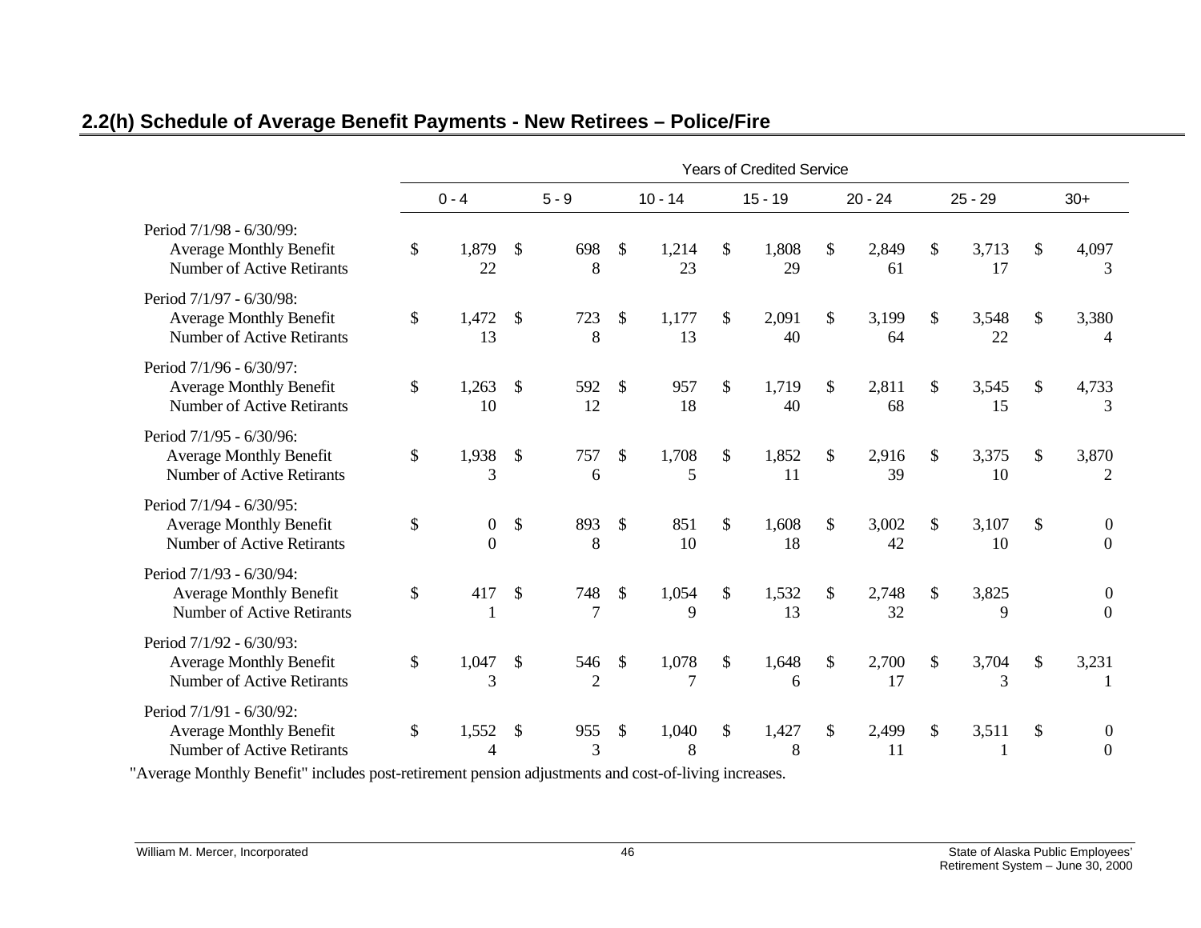## 2.2(h) Schedule of Average Benefit Payments - New Retirees – Police/Fire

| | Years of Credited Service | | | | | | |
|---|---|---|---|---|---|---|---|
| | 0 - 4 | 5 - 9 | 10 - 14 | 15 - 19 | 20 - 24 | 25 - 29 | 30+ |
| **Period 7/1/98 - 6/30/99:** | | | | | | | |
| Average Monthly Benefit | $ 1,879 | $ 698 | $ 1,214 | $ 1,808 | $ 2,849 | $ 3,713 | $ 4,097 |
| Number of Active Retirants | 22 | 8 | 23 | 29 | 61 | 17 | 3 |
| **Period 7/1/97 - 6/30/98:** | | | | | | | |
| Average Monthly Benefit | $ 1,472 | $ 723 | $ 1,177 | $ 2,091 | $ 3,199 | $ 3,548 | $ 3,380 |
| Number of Active Retirants | 13 | 8 | 13 | 40 | 64 | 22 | 4 |
| **Period 7/1/96 - 6/30/97:** | | | | | | | |
| Average Monthly Benefit | $ 1,263 | $ 592 | $ 957 | $ 1,719 | $ 2,811 | $ 3,545 | $ 4,733 |
| Number of Active Retirants | 10 | 12 | 18 | 40 | 68 | 15 | 3 |
| **Period 7/1/95 - 6/30/96:** | | | | | | | |
| Average Monthly Benefit | $ 1,938 | $ 757 | $ 1,708 | $ 1,852 | $ 2,916 | $ 3,375 | $ 3,870 |
| Number of Active Retirants | 3 | 6 | 5 | 11 | 39 | 10 | 2 |
| **Period 7/1/94 - 6/30/95:** | | | | | | | |
| Average Monthly Benefit | $ 0 | $ 893 | $ 851 | $ 1,608 | $ 3,002 | $ 3,107 | $ 0 |
| Number of Active Retirants | 0 | 8 | 10 | 18 | 42 | 10 | 0 |
| **Period 7/1/93 - 6/30/94:** | | | | | | | |
| Average Monthly Benefit | $ 417 | $ 748 | $ 1,054 | $ 1,532 | $ 2,748 | $ 3,825 | 0 |
| Number of Active Retirants | 1 | 7 | 9 | 13 | 32 | 9 | 0 |
| **Period 7/1/92 - 6/30/93:** | | | | | | | |
| Average Monthly Benefit | $ 1,047 | $ 546 | $ 1,078 | $ 1,648 | $ 2,700 | $ 3,704 | $ 3,231 |
| Number of Active Retirants | 3 | 2 | 7 | 6 | 17 | 3 | 1 |
| **Period 7/1/91 - 6/30/92:** | | | | | | | |
| Average Monthly Benefit | $ 1,552 | $ 955 | $ 1,040 | $ 1,427 | $ 2,499 | $ 3,511 | $ 0 |
| Number of Active Retirants | 4 | 3 | 8 | 8 | 11 | 1 | 0 |

"Average Monthly Benefit" includes post-retirement pension adjustments and cost-of-living increases.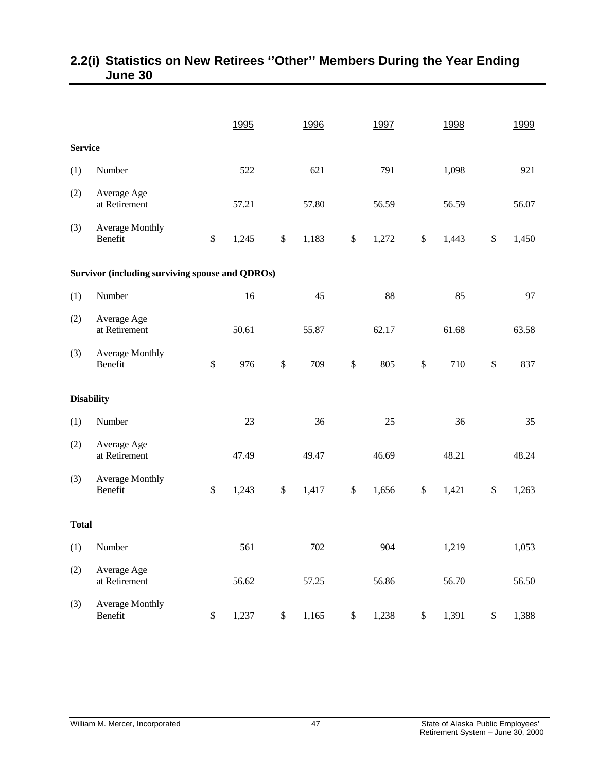## 2.2(i) Statistics on New Retirees ''Other'' Members During the Year Ending June 30

| | | 1995 | 1996 | 1997 | 1998 | 1999 |
|---|---|---|---|---|---|---|
| **Service** | | | | | | |
| (1) | Number | 522 | 621 | 791 | 1,098 | 921 |
| (2) | Average Age at Retirement | 57.21 | 57.80 | 56.59 | 56.59 | 56.07 |
| (3) | Average Monthly Benefit | $ 1,245 | $ 1,183 | $ 1,272 | $ 1,443 | $ 1,450 |
| **Survivor (including surviving spouse and QDROs)** | | | | | | |
| (1) | Number | 16 | 45 | 88 | 85 | 97 |
| (2) | Average Age at Retirement | 50.61 | 55.87 | 62.17 | 61.68 | 63.58 |
| (3) | Average Monthly Benefit | $ 976 | $ 709 | $ 805 | $ 710 | $ 837 |
| **Disability** | | | | | | |
| (1) | Number | 23 | 36 | 25 | 36 | 35 |
| (2) | Average Age at Retirement | 47.49 | 49.47 | 46.69 | 48.21 | 48.24 |
| (3) | Average Monthly Benefit | $ 1,243 | $ 1,417 | $ 1,656 | $ 1,421 | $ 1,263 |
| **Total** | | | | | | |
| (1) | Number | 561 | 702 | 904 | 1,219 | 1,053 |
| (2) | Average Age at Retirement | 56.62 | 57.25 | 56.86 | 56.70 | 56.50 |
| (3) | Average Monthly Benefit | $ 1,237 | $ 1,165 | $ 1,238 | $ 1,391 | $ 1,388 |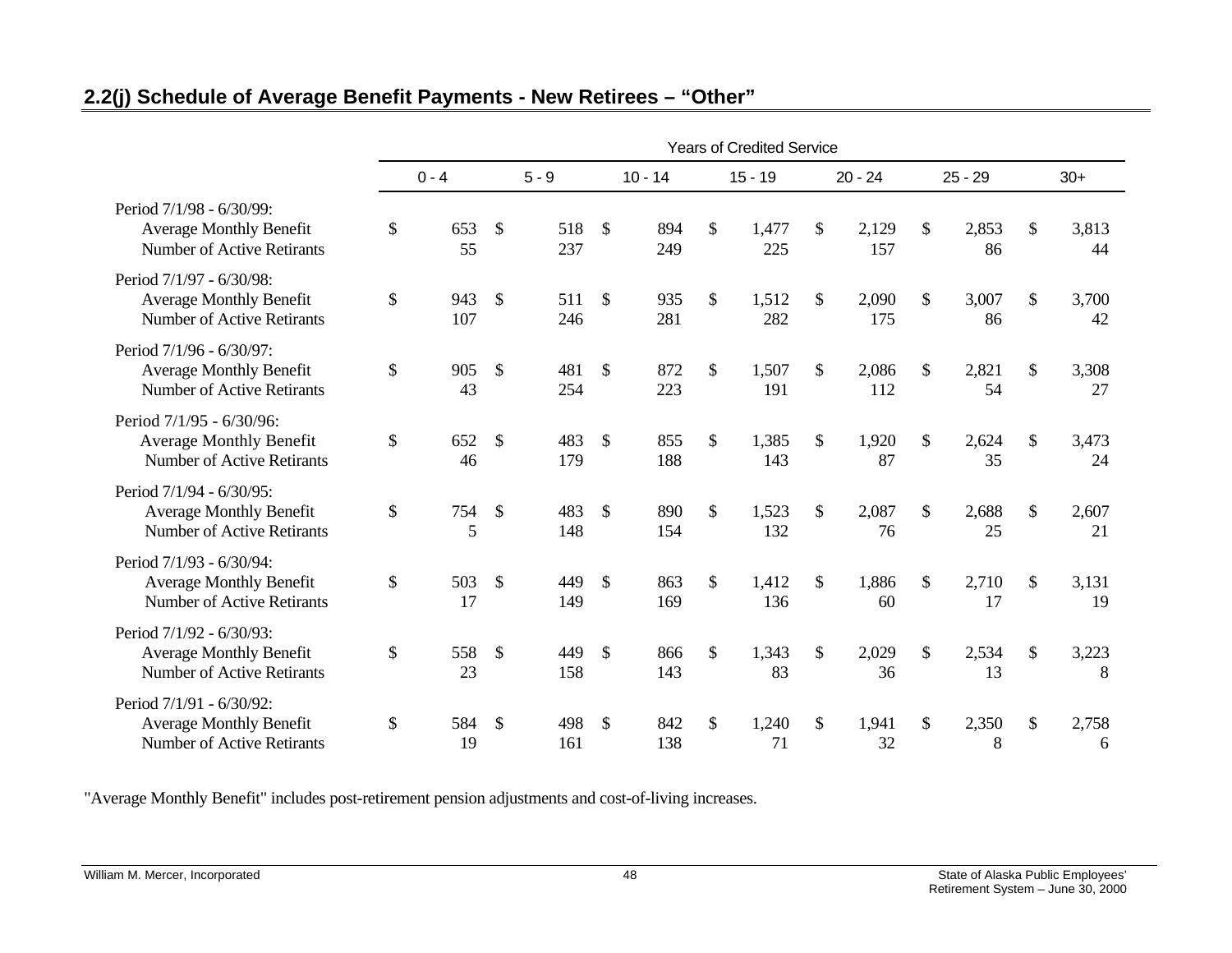## 2.2(j) Schedule of Average Benefit Payments - New Retirees – "Other"

| | Years of Credited Service | | | | | | |
|---|---|---|---|---|---|---|---|
| | 0 - 4 | 5 - 9 | 10 - 14 | 15 - 19 | 20 - 24 | 25 - 29 | 30+ |
| **Period 7/1/98 - 6/30/99:** | | | | | | | |
| Average Monthly Benefit | $ 653 | $ 518 | $ 894 | $ 1,477 | $ 2,129 | $ 2,853 | $ 3,813 |
| Number of Active Retirants | 55 | 237 | 249 | 225 | 157 | 86 | 44 |
| **Period 7/1/97 - 6/30/98:** | | | | | | | |
| Average Monthly Benefit | $ 943 | $ 511 | $ 935 | $ 1,512 | $ 2,090 | $ 3,007 | $ 3,700 |
| Number of Active Retirants | 107 | 246 | 281 | 282 | 175 | 86 | 42 |
| **Period 7/1/96 - 6/30/97:** | | | | | | | |
| Average Monthly Benefit | $ 905 | $ 481 | $ 872 | $ 1,507 | $ 2,086 | $ 2,821 | $ 3,308 |
| Number of Active Retirants | 43 | 254 | 223 | 191 | 112 | 54 | 27 |
| **Period 7/1/95 - 6/30/96:** | | | | | | | |
| Average Monthly Benefit | $ 652 | $ 483 | $ 855 | $ 1,385 | $ 1,920 | $ 2,624 | $ 3,473 |
| Number of Active Retirants | 46 | 179 | 188 | 143 | 87 | 35 | 24 |
| **Period 7/1/94 - 6/30/95:** | | | | | | | |
| Average Monthly Benefit | $ 754 | $ 483 | $ 890 | $ 1,523 | $ 2,087 | $ 2,688 | $ 2,607 |
| Number of Active Retirants | 5 | 148 | 154 | 132 | 76 | 25 | 21 |
| **Period 7/1/93 - 6/30/94:** | | | | | | | |
| Average Monthly Benefit | $ 503 | $ 449 | $ 863 | $ 1,412 | $ 1,886 | $ 2,710 | $ 3,131 |
| Number of Active Retirants | 17 | 149 | 169 | 136 | 60 | 17 | 19 |
| **Period 7/1/92 - 6/30/93:** | | | | | | | |
| Average Monthly Benefit | $ 558 | $ 449 | $ 866 | $ 1,343 | $ 2,029 | $ 2,534 | $ 3,223 |
| Number of Active Retirants | 23 | 158 | 143 | 83 | 36 | 13 | 8 |
| **Period 7/1/91 - 6/30/92:** | | | | | | | |
| Average Monthly Benefit | $ 584 | $ 498 | $ 842 | $ 1,240 | $ 1,941 | $ 2,350 | $ 2,758 |
| Number of Active Retirants | 19 | 161 | 138 | 71 | 32 | 8 | 6 |

"Average Monthly Benefit" includes post-retirement pension adjustments and cost-of-living increases.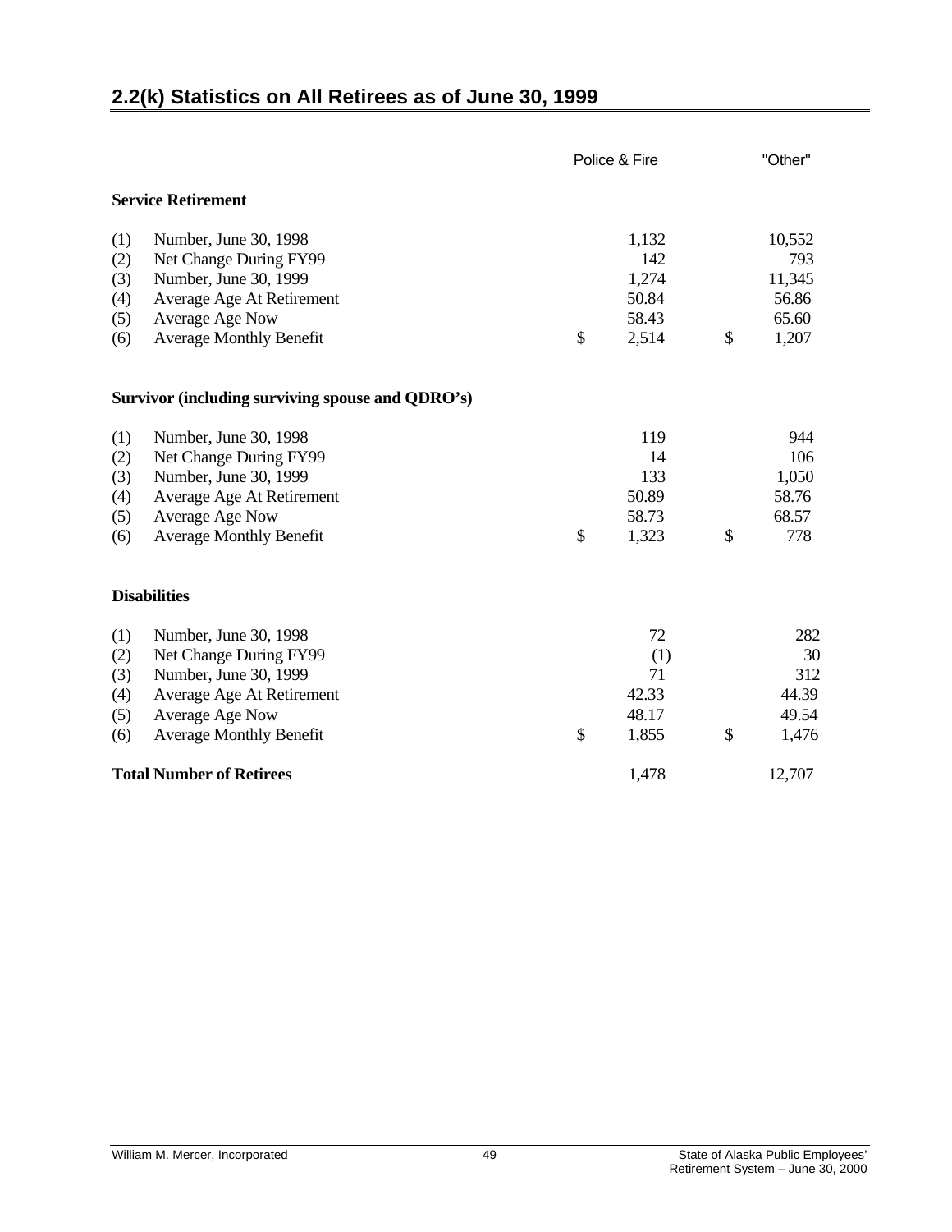## 2.2(k) Statistics on All Retirees as of June 30, 1999

| | | Police & Fire | "Other" |
|---|---|---|---|
| **Service Retirement** | | | |
| (1) | Number, June 30, 1998 | 1,132 | 10,552 |
| (2) | Net Change During FY99 | 142 | 793 |
| (3) | Number, June 30, 1999 | 1,274 | 11,345 |
| (4) | Average Age At Retirement | 50.84 | 56.86 |
| (5) | Average Age Now | 58.43 | 65.60 |
| (6) | Average Monthly Benefit | $ 2,514 | $ 1,207 |
| **Survivor (including surviving spouse and QDRO's)** | | | |
| (1) | Number, June 30, 1998 | 119 | 944 |
| (2) | Net Change During FY99 | 14 | 106 |
| (3) | Number, June 30, 1999 | 133 | 1,050 |
| (4) | Average Age At Retirement | 50.89 | 58.76 |
| (5) | Average Age Now | 58.73 | 68.57 |
| (6) | Average Monthly Benefit | $ 1,323 | $ 778 |
| **Disabilities** | | | |
| (1) | Number, June 30, 1998 | 72 | 282 |
| (2) | Net Change During FY99 | (1) | 30 |
| (3) | Number, June 30, 1999 | 71 | 312 |
| (4) | Average Age At Retirement | 42.33 | 44.39 |
| (5) | Average Age Now | 48.17 | 49.54 |
| (6) | Average Monthly Benefit | $ 1,855 | $ 1,476 |
| **Total Number of Retirees** | | 1,478 | 12,707 |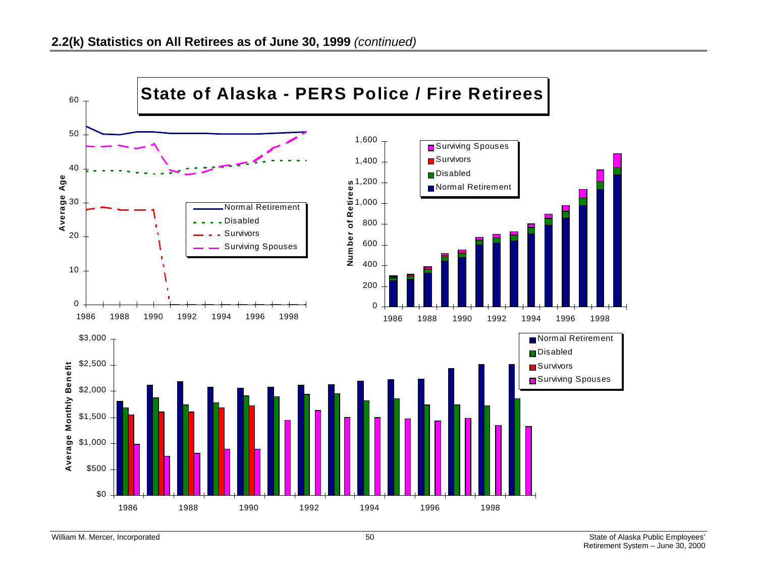## 2.2(k) Statistics on All Retirees as of June 30, 1999 *(continued)*

**State of Alaska - PERS Police / Fire Retirees**

Average Age

Normal Retirement
Disabled
Survivors
Surviving Spouses

Number of Retirees

Surviving Spouses
Survivors
Disabled
Normal Retirement

Average Monthly Benefit

Normal Retirement
Disabled
Survivors
Surviving Spouses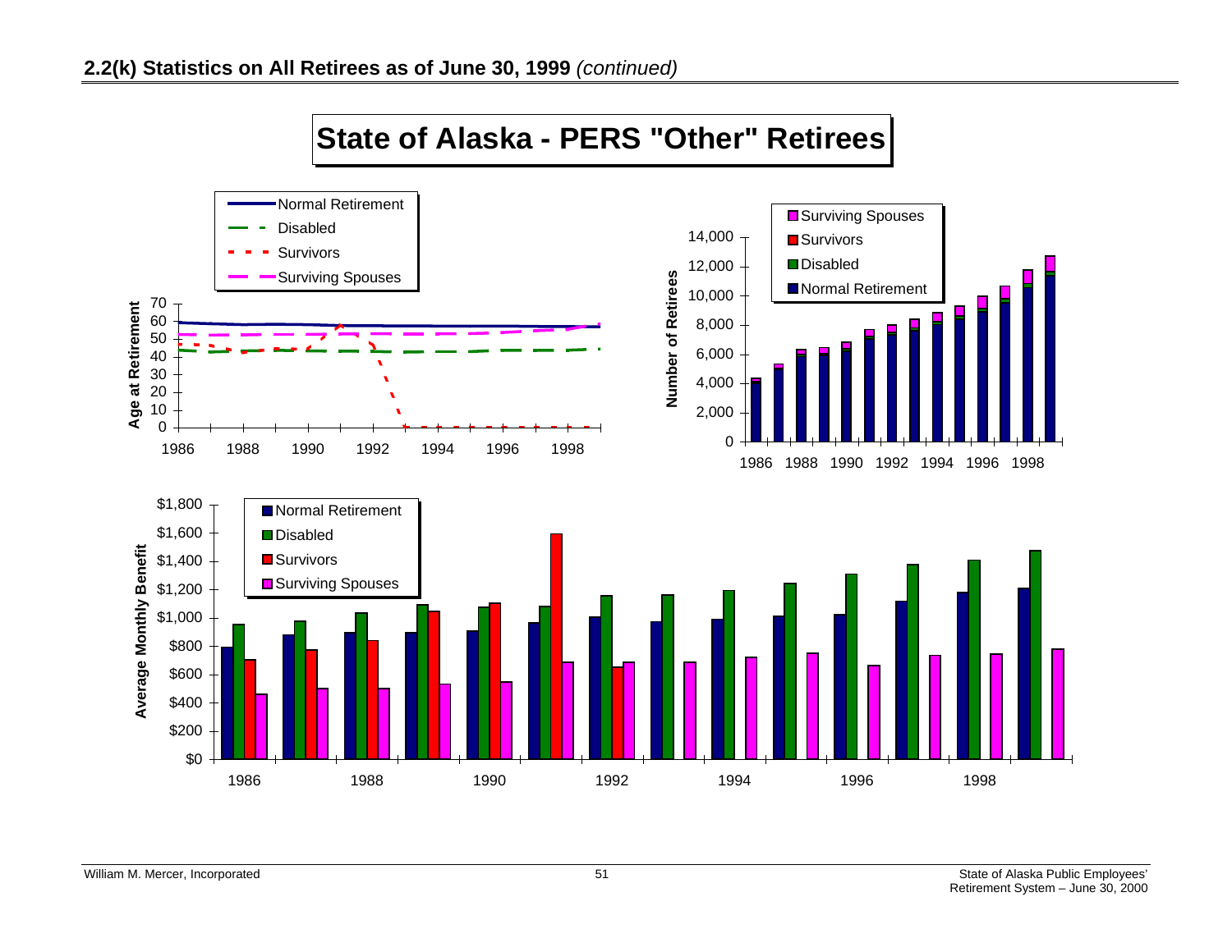## 2.2(k) Statistics on All Retirees as of June 30, 1999 *(continued)*

# State of Alaska - PERS "Other" Retirees

Age at Retirement

- Normal Retirement
- Disabled
- Survivors
- Surviving Spouses

70, 60, 50, 40, 30, 20, 10, 0

1986, 1988, 1990, 1992, 1994, 1996, 1998

Number of Retirees

- Surviving Spouses
- Survivors
- Disabled
- Normal Retirement

14,000, 12,000, 10,000, 8,000, 6,000, 4,000, 2,000, 0

1986, 1988, 1990, 1992, 1994, 1996, 1998

Average Monthly Benefit

- Normal Retirement
- Disabled
- Survivors
- Surviving Spouses

$1,800, $1,600, $1,400, $1,200, $1,000, $800, $600, $400, $200, $0

1986, 1988, 1990, 1992, 1994, 1996, 1998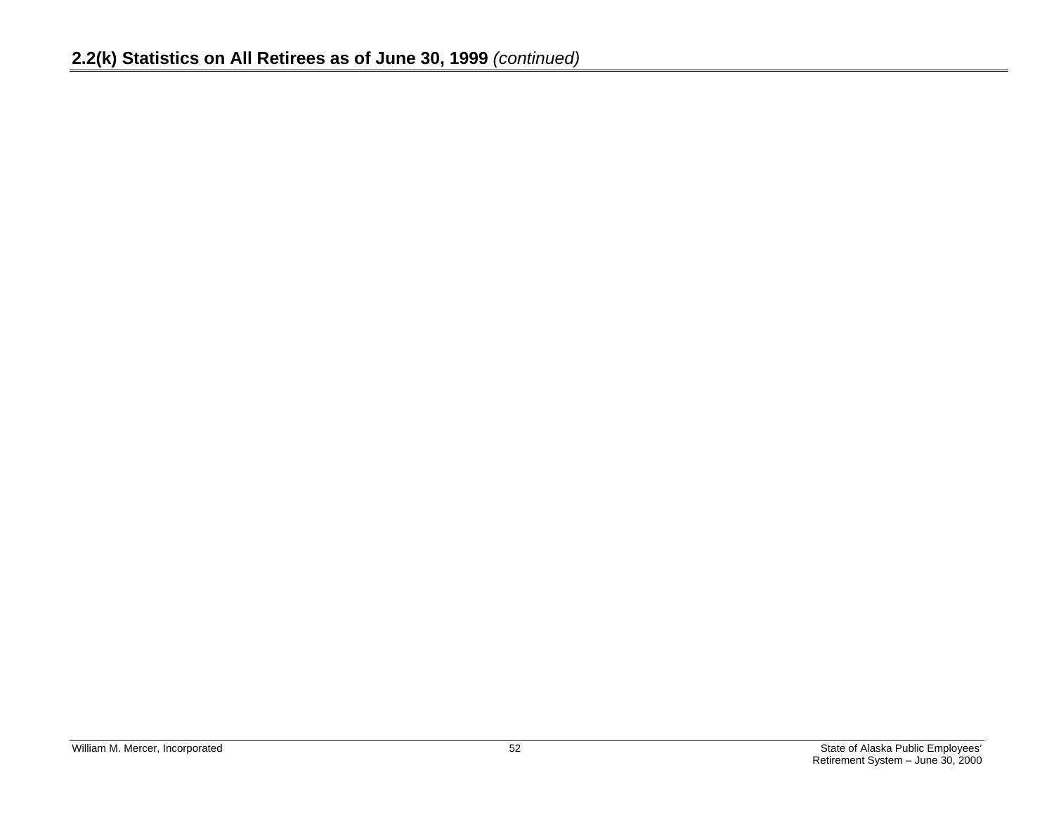## 2.2(k) Statistics on All Retirees as of June 30, 1999 *(continued)*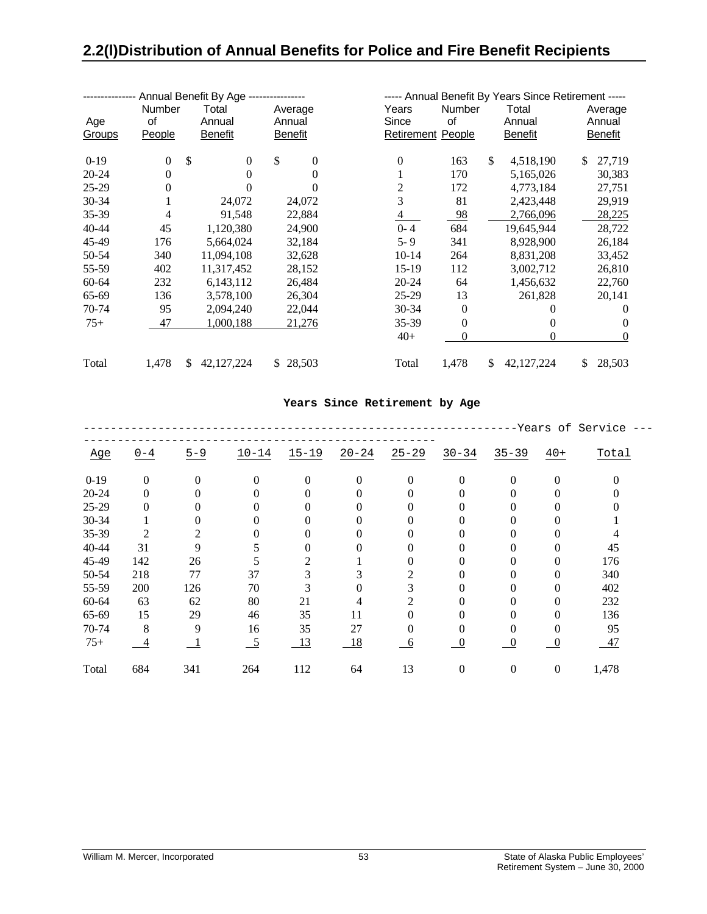## 2.2(l)Distribution of Annual Benefits for Police and Fire Benefit Recipients

| Annual Benefit By Age | | | |
|---|---|---|---|
| Age Groups | Number of People | Total Annual Benefit | Average Annual Benefit |
| 0-19 | 0 | $ 0 | $ 0 |
| 20-24 | 0 | 0 | 0 |
| 25-29 | 0 | 0 | 0 |
| 30-34 | 1 | 24,072 | 24,072 |
| 35-39 | 4 | 91,548 | 22,884 |
| 40-44 | 45 | 1,120,380 | 24,900 |
| 45-49 | 176 | 5,664,024 | 32,184 |
| 50-54 | 340 | 11,094,108 | 32,628 |
| 55-59 | 402 | 11,317,452 | 28,152 |
| 60-64 | 232 | 6,143,112 | 26,484 |
| 65-69 | 136 | 3,578,100 | 26,304 |
| 70-74 | 95 | 2,094,240 | 22,044 |
| 75+ | 47 | 1,000,188 | 21,276 |
| Total | 1,478 | $ 42,127,224 | $ 28,503 |

| Annual Benefit By Years Since Retirement | | | |
|---|---|---|---|
| Years Since Retirement | Number of People | Total Annual Benefit | Average Annual Benefit |
| 0 | 163 | $ 4,518,190 | $ 27,719 |
| 1 | 170 | 5,165,026 | 30,383 |
| 2 | 172 | 4,773,184 | 27,751 |
| 3 | 81 | 2,423,448 | 29,919 |
| 4 | 98 | 2,766,096 | 28,225 |
| 0- 4 | 684 | 19,645,944 | 28,722 |
| 5- 9 | 341 | 8,928,900 | 26,184 |
| 10-14 | 264 | 8,831,208 | 33,452 |
| 15-19 | 112 | 3,002,712 | 26,810 |
| 20-24 | 64 | 1,456,632 | 22,760 |
| 25-29 | 13 | 261,828 | 20,141 |
| 30-34 | 0 | 0 | 0 |
| 35-39 | 0 | 0 | 0 |
| 40+ | 0 | 0 | 0 |
| Total | 1,478 | $ 42,127,224 | $ 28,503 |

**Years Since Retirement by Age**

| | Years of Service | | | | | | | | | |
|---|---|---|---|---|---|---|---|---|---|---|
| Age | 0-4 | 5-9 | 10-14 | 15-19 | 20-24 | 25-29 | 30-34 | 35-39 | 40+ | Total |
| 0-19 | 0 | 0 | 0 | 0 | 0 | 0 | 0 | 0 | 0 | 0 |
| 20-24 | 0 | 0 | 0 | 0 | 0 | 0 | 0 | 0 | 0 | 0 |
| 25-29 | 0 | 0 | 0 | 0 | 0 | 0 | 0 | 0 | 0 | 0 |
| 30-34 | 1 | 0 | 0 | 0 | 0 | 0 | 0 | 0 | 0 | 1 |
| 35-39 | 2 | 2 | 0 | 0 | 0 | 0 | 0 | 0 | 0 | 4 |
| 40-44 | 31 | 9 | 5 | 0 | 0 | 0 | 0 | 0 | 0 | 45 |
| 45-49 | 142 | 26 | 5 | 2 | 1 | 0 | 0 | 0 | 0 | 176 |
| 50-54 | 218 | 77 | 37 | 3 | 3 | 2 | 0 | 0 | 0 | 340 |
| 55-59 | 200 | 126 | 70 | 3 | 0 | 3 | 0 | 0 | 0 | 402 |
| 60-64 | 63 | 62 | 80 | 21 | 4 | 2 | 0 | 0 | 0 | 232 |
| 65-69 | 15 | 29 | 46 | 35 | 11 | 0 | 0 | 0 | 0 | 136 |
| 70-74 | 8 | 9 | 16 | 35 | 27 | 0 | 0 | 0 | 0 | 95 |
| 75+ | 4 | 1 | 5 | 13 | 18 | 6 | 0 | 0 | 0 | 47 |
| Total | 684 | 341 | 264 | 112 | 64 | 13 | 0 | 0 | 0 | 1,478 |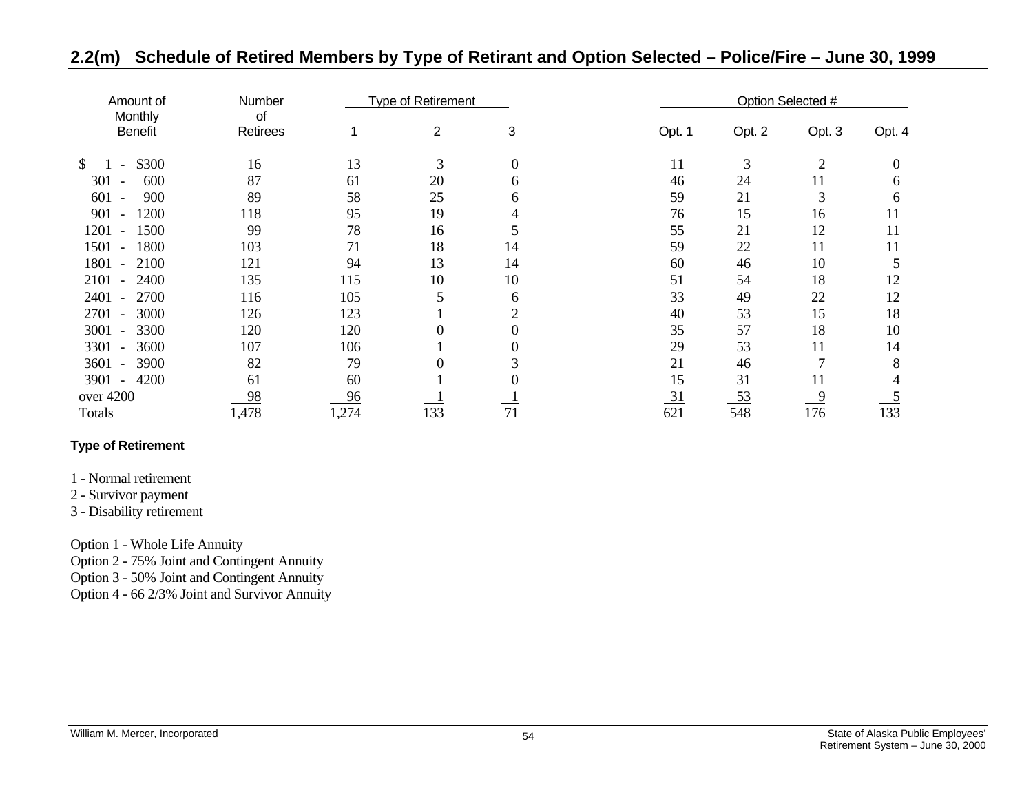## 2.2(m) Schedule of Retired Members by Type of Retirant and Option Selected – Police/Fire – June 30, 1999

| Amount of Monthly Benefit | Number of Retirees | Type of Retirement | | | Option Selected # | | | |
|---|---|---|---|---|---|---|---|---|
| | | 1 | 2 | 3 | Opt. 1 | Opt. 2 | Opt. 3 | Opt. 4 |
| $ 1 - $300 | 16 | 13 | 3 | 0 | 11 | 3 | 2 | 0 |
| 301 - 600 | 87 | 61 | 20 | 6 | 46 | 24 | 11 | 6 |
| 601 - 900 | 89 | 58 | 25 | 6 | 59 | 21 | 3 | 6 |
| 901 - 1200 | 118 | 95 | 19 | 4 | 76 | 15 | 16 | 11 |
| 1201 - 1500 | 99 | 78 | 16 | 5 | 55 | 21 | 12 | 11 |
| 1501 - 1800 | 103 | 71 | 18 | 14 | 59 | 22 | 11 | 11 |
| 1801 - 2100 | 121 | 94 | 13 | 14 | 60 | 46 | 10 | 5 |
| 2101 - 2400 | 135 | 115 | 10 | 10 | 51 | 54 | 18 | 12 |
| 2401 - 2700 | 116 | 105 | 5 | 6 | 33 | 49 | 22 | 12 |
| 2701 - 3000 | 126 | 123 | 1 | 2 | 40 | 53 | 15 | 18 |
| 3001 - 3300 | 120 | 120 | 0 | 0 | 35 | 57 | 18 | 10 |
| 3301 - 3600 | 107 | 106 | 1 | 0 | 29 | 53 | 11 | 14 |
| 3601 - 3900 | 82 | 79 | 0 | 3 | 21 | 46 | 7 | 8 |
| 3901 - 4200 | 61 | 60 | 1 | 0 | 15 | 31 | 11 | 4 |
| over 4200 | 98 | 96 | 1 | 1 | 31 | 53 | 9 | 5 |
| Totals | 1,478 | 1,274 | 133 | 71 | 621 | 548 | 176 | 133 |

**Type of Retirement**

1 - Normal retirement
2 - Survivor payment
3 - Disability retirement

Option 1 - Whole Life Annuity
Option 2 - 75% Joint and Contingent Annuity
Option 3 - 50% Joint and Contingent Annuity
Option 4 - 66 2/3% Joint and Survivor Annuity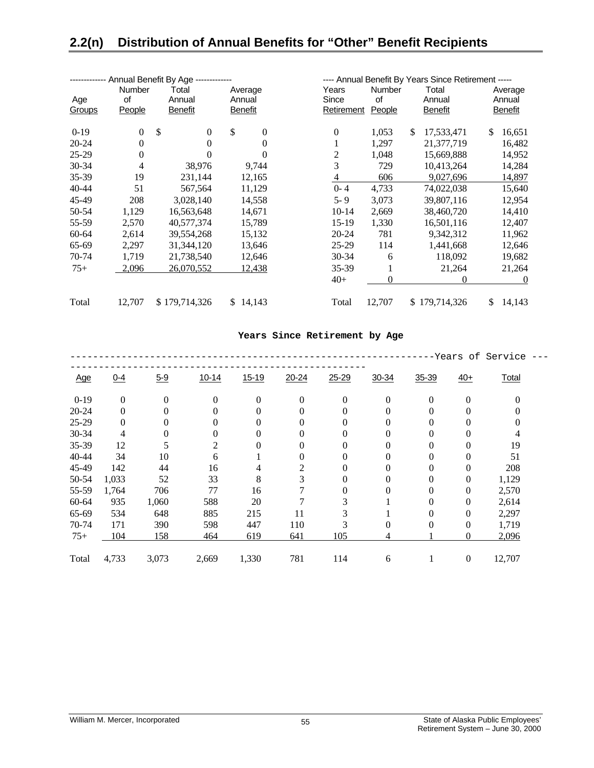## 2.2(n) Distribution of Annual Benefits for "Other" Benefit Recipients

| Annual Benefit By Age | | | |
|---|---|---|---|
| Age Groups | Number of People | Total Annual Benefit | Average Annual Benefit |
| 0-19 | 0 | $ 0 | $ 0 |
| 20-24 | 0 | 0 | 0 |
| 25-29 | 0 | 0 | 0 |
| 30-34 | 4 | 38,976 | 9,744 |
| 35-39 | 19 | 231,144 | 12,165 |
| 40-44 | 51 | 567,564 | 11,129 |
| 45-49 | 208 | 3,028,140 | 14,558 |
| 50-54 | 1,129 | 16,563,648 | 14,671 |
| 55-59 | 2,570 | 40,577,374 | 15,789 |
| 60-64 | 2,614 | 39,554,268 | 15,132 |
| 65-69 | 2,297 | 31,344,120 | 13,646 |
| 70-74 | 1,719 | 21,738,540 | 12,646 |
| 75+ | 2,096 | 26,070,552 | 12,438 |
| Total | 12,707 | $ 179,714,326 | $ 14,143 |

| Annual Benefit By Years Since Retirement | | | |
|---|---|---|---|
| Years Since Retirement | Number of People | Total Annual Benefit | Average Annual Benefit |
| 0 | 1,053 | $ 17,533,471 | $ 16,651 |
| 1 | 1,297 | 21,377,719 | 16,482 |
| 2 | 1,048 | 15,669,888 | 14,952 |
| 3 | 729 | 10,413,264 | 14,284 |
| 4 | 606 | 9,027,696 | 14,897 |
| 0- 4 | 4,733 | 74,022,038 | 15,640 |
| 5- 9 | 3,073 | 39,807,116 | 12,954 |
| 10-14 | 2,669 | 38,460,720 | 14,410 |
| 15-19 | 1,330 | 16,501,116 | 12,407 |
| 20-24 | 781 | 9,342,312 | 11,962 |
| 25-29 | 114 | 1,441,668 | 12,646 |
| 30-34 | 6 | 118,092 | 19,682 |
| 35-39 | 1 | 21,264 | 21,264 |
| 40+ | 0 | 0 | 0 |
| Total | 12,707 | $ 179,714,326 | $ 14,143 |

### Years Since Retirement by Age

| | Years of Service | | | | | | | | | |
|---|---|---|---|---|---|---|---|---|---|---|
| Age | 0-4 | 5-9 | 10-14 | 15-19 | 20-24 | 25-29 | 30-34 | 35-39 | 40+ | Total |
| 0-19 | 0 | 0 | 0 | 0 | 0 | 0 | 0 | 0 | 0 | 0 |
| 20-24 | 0 | 0 | 0 | 0 | 0 | 0 | 0 | 0 | 0 | 0 |
| 25-29 | 0 | 0 | 0 | 0 | 0 | 0 | 0 | 0 | 0 | 0 |
| 30-34 | 4 | 0 | 0 | 0 | 0 | 0 | 0 | 0 | 0 | 4 |
| 35-39 | 12 | 5 | 2 | 0 | 0 | 0 | 0 | 0 | 0 | 19 |
| 40-44 | 34 | 10 | 6 | 1 | 0 | 0 | 0 | 0 | 0 | 51 |
| 45-49 | 142 | 44 | 16 | 4 | 2 | 0 | 0 | 0 | 0 | 208 |
| 50-54 | 1,033 | 52 | 33 | 8 | 3 | 0 | 0 | 0 | 0 | 1,129 |
| 55-59 | 1,764 | 706 | 77 | 16 | 7 | 0 | 0 | 0 | 0 | 2,570 |
| 60-64 | 935 | 1,060 | 588 | 20 | 7 | 3 | 1 | 0 | 0 | 2,614 |
| 65-69 | 534 | 648 | 885 | 215 | 11 | 3 | 1 | 0 | 0 | 2,297 |
| 70-74 | 171 | 390 | 598 | 447 | 110 | 3 | 0 | 0 | 0 | 1,719 |
| 75+ | 104 | 158 | 464 | 619 | 641 | 105 | 4 | 1 | 0 | 2,096 |
| Total | 4,733 | 3,073 | 2,669 | 1,330 | 781 | 114 | 6 | 1 | 0 | 12,707 |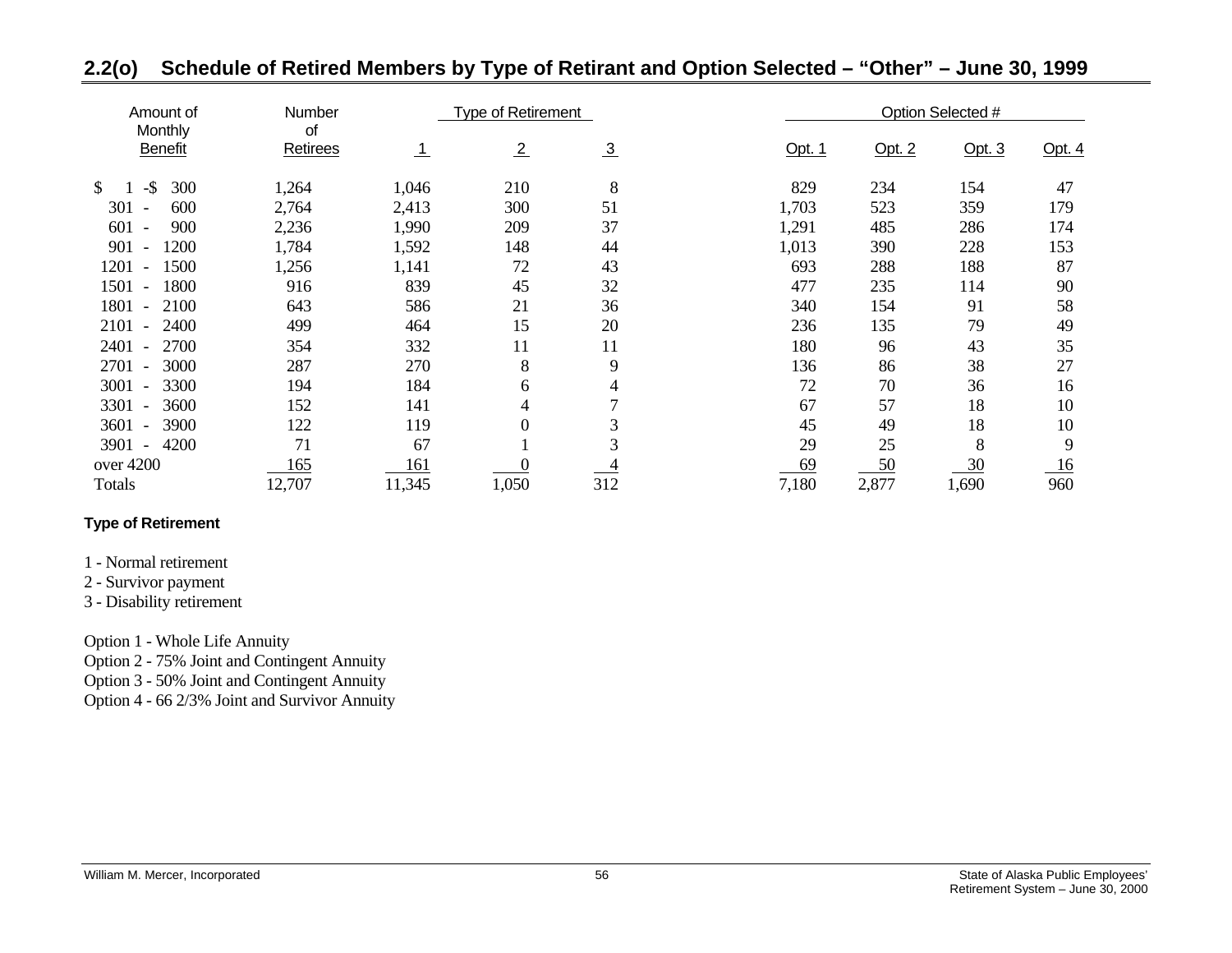## 2.2(o) Schedule of Retired Members by Type of Retirant and Option Selected – "Other" – June 30, 1999

| Amount of Monthly Benefit | Number of Retirees | Type of Retirement 1 | Type of Retirement 2 | Type of Retirement 3 | Option Selected # Opt. 1 | Opt. 2 | Opt. 3 | Opt. 4 |
|---|---|---|---|---|---|---|---|---|
| $ 1 -$ 300 | 1,264 | 1,046 | 210 | 8 | 829 | 234 | 154 | 47 |
| 301 - 600 | 2,764 | 2,413 | 300 | 51 | 1,703 | 523 | 359 | 179 |
| 601 - 900 | 2,236 | 1,990 | 209 | 37 | 1,291 | 485 | 286 | 174 |
| 901 - 1200 | 1,784 | 1,592 | 148 | 44 | 1,013 | 390 | 228 | 153 |
| 1201 - 1500 | 1,256 | 1,141 | 72 | 43 | 693 | 288 | 188 | 87 |
| 1501 - 1800 | 916 | 839 | 45 | 32 | 477 | 235 | 114 | 90 |
| 1801 - 2100 | 643 | 586 | 21 | 36 | 340 | 154 | 91 | 58 |
| 2101 - 2400 | 499 | 464 | 15 | 20 | 236 | 135 | 79 | 49 |
| 2401 - 2700 | 354 | 332 | 11 | 11 | 180 | 96 | 43 | 35 |
| 2701 - 3000 | 287 | 270 | 8 | 9 | 136 | 86 | 38 | 27 |
| 3001 - 3300 | 194 | 184 | 6 | 4 | 72 | 70 | 36 | 16 |
| 3301 - 3600 | 152 | 141 | 4 | 7 | 67 | 57 | 18 | 10 |
| 3601 - 3900 | 122 | 119 | 0 | 3 | 45 | 49 | 18 | 10 |
| 3901 - 4200 | 71 | 67 | 1 | 3 | 29 | 25 | 8 | 9 |
| over 4200 | 165 | 161 | 0 | 4 | 69 | 50 | 30 | 16 |
| Totals | 12,707 | 11,345 | 1,050 | 312 | 7,180 | 2,877 | 1,690 | 960 |

**Type of Retirement**

1 - Normal retirement
2 - Survivor payment
3 - Disability retirement

Option 1 - Whole Life Annuity
Option 2 - 75% Joint and Contingent Annuity
Option 3 - 50% Joint and Contingent Annuity
Option 4 - 66 2/3% Joint and Survivor Annuity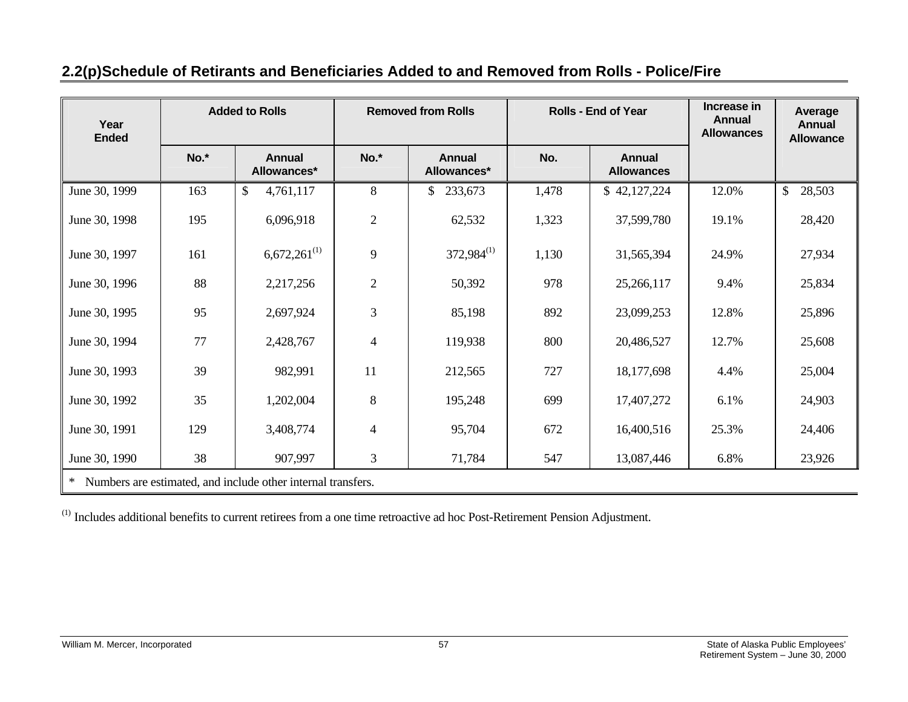## 2.2(p)Schedule of Retirants and Beneficiaries Added to and Removed from Rolls - Police/Fire

| Year Ended | Added to Rolls | | Removed from Rolls | | Rolls - End of Year | | Increase in Annual Allowances | Average Annual Allowance |
|---|---|---|---|---|---|---|---|---|
| | No.* | Annual Allowances* | No.* | Annual Allowances* | No. | Annual Allowances | | |
| June 30, 1999 | 163 | $ 4,761,117 | 8 | $ 233,673 | 1,478 | $ 42,127,224 | 12.0% | $ 28,503 |
| June 30, 1998 | 195 | 6,096,918 | 2 | 62,532 | 1,323 | 37,599,780 | 19.1% | 28,420 |
| June 30, 1997 | 161 | 6,672,261[(1)] | 9 | 372,984[(1)] | 1,130 | 31,565,394 | 24.9% | 27,934 |
| June 30, 1996 | 88 | 2,217,256 | 2 | 50,392 | 978 | 25,266,117 | 9.4% | 25,834 |
| June 30, 1995 | 95 | 2,697,924 | 3 | 85,198 | 892 | 23,099,253 | 12.8% | 25,896 |
| June 30, 1994 | 77 | 2,428,767 | 4 | 119,938 | 800 | 20,486,527 | 12.7% | 25,608 |
| June 30, 1993 | 39 | 982,991 | 11 | 212,565 | 727 | 18,177,698 | 4.4% | 25,004 |
| June 30, 1992 | 35 | 1,202,004 | 8 | 195,248 | 699 | 17,407,272 | 6.1% | 24,903 |
| June 30, 1991 | 129 | 3,408,774 | 4 | 95,704 | 672 | 16,400,516 | 25.3% | 24,406 |
| June 30, 1990 | 38 | 907,997 | 3 | 71,784 | 547 | 13,087,446 | 6.8% | 23,926 |

* Numbers are estimated, and include other internal transfers.

(1) Includes additional benefits to current retirees from a one time retroactive ad hoc Post-Retirement Pension Adjustment.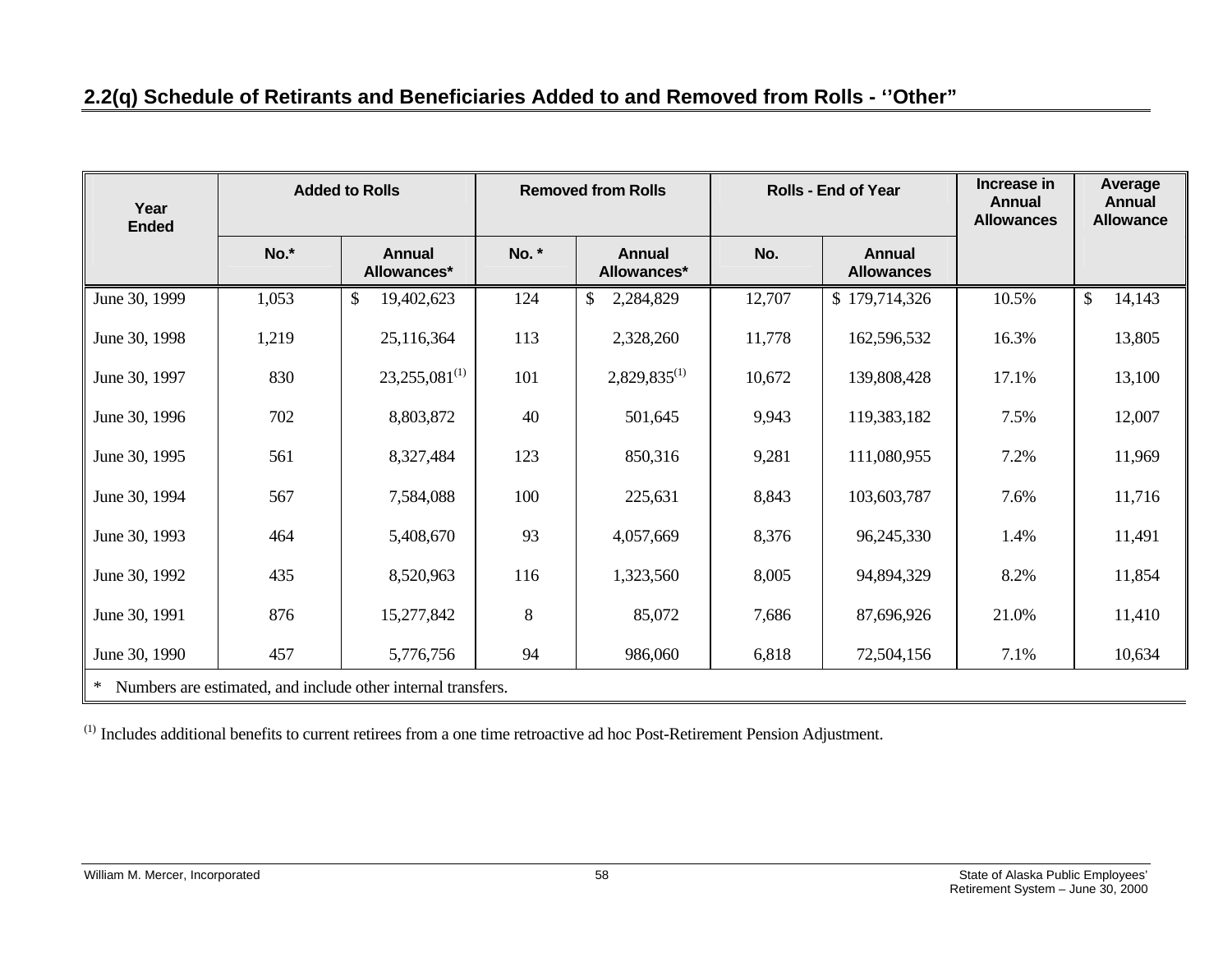## 2.2(q) Schedule of Retirants and Beneficiaries Added to and Removed from Rolls - ''Other"

| Year Ended | Added to Rolls | | Removed from Rolls | | Rolls - End of Year | | Increase in Annual Allowances | Average Annual Allowance |
|---|---|---|---|---|---|---|---|---|
| | No.* | Annual Allowances* | No. * | Annual Allowances* | No. | Annual Allowances | | |
| June 30, 1999 | 1,053 | $ 19,402,623 | 124 | $ 2,284,829 | 12,707 | $ 179,714,326 | 10.5% | $ 14,143 |
| June 30, 1998 | 1,219 | 25,116,364 | 113 | 2,328,260 | 11,778 | 162,596,532 | 16.3% | 13,805 |
| June 30, 1997 | 830 | 23,255,081(1) | 101 | 2,829,835(1) | 10,672 | 139,808,428 | 17.1% | 13,100 |
| June 30, 1996 | 702 | 8,803,872 | 40 | 501,645 | 9,943 | 119,383,182 | 7.5% | 12,007 |
| June 30, 1995 | 561 | 8,327,484 | 123 | 850,316 | 9,281 | 111,080,955 | 7.2% | 11,969 |
| June 30, 1994 | 567 | 7,584,088 | 100 | 225,631 | 8,843 | 103,603,787 | 7.6% | 11,716 |
| June 30, 1993 | 464 | 5,408,670 | 93 | 4,057,669 | 8,376 | 96,245,330 | 1.4% | 11,491 |
| June 30, 1992 | 435 | 8,520,963 | 116 | 1,323,560 | 8,005 | 94,894,329 | 8.2% | 11,854 |
| June 30, 1991 | 876 | 15,277,842 | 8 | 85,072 | 7,686 | 87,696,926 | 21.0% | 11,410 |
| June 30, 1990 | 457 | 5,776,756 | 94 | 986,060 | 6,818 | 72,504,156 | 7.1% | 10,634 |

\* Numbers are estimated, and include other internal transfers.

(1) Includes additional benefits to current retirees from a one time retroactive ad hoc Post-Retirement Pension Adjustment.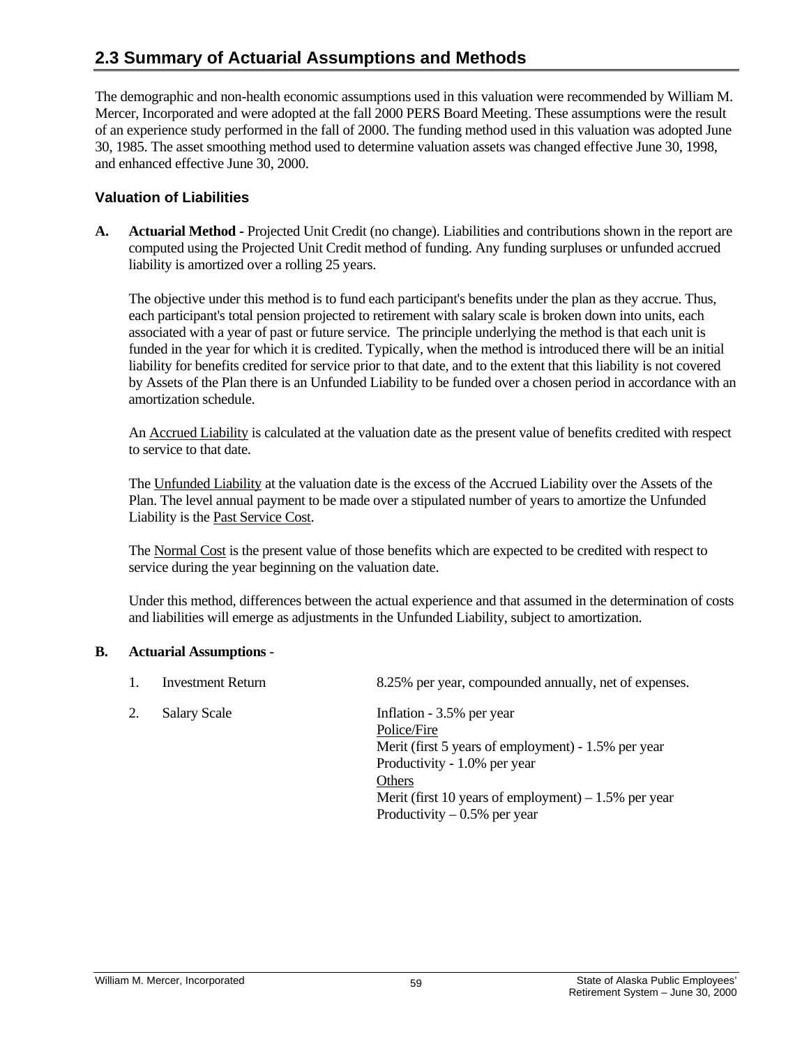## 2.3 Summary of Actuarial Assumptions and Methods

The demographic and non-health economic assumptions used in this valuation were recommended by William M. Mercer, Incorporated and were adopted at the fall 2000 PERS Board Meeting. These assumptions were the result of an experience study performed in the fall of 2000. The funding method used in this valuation was adopted June 30, 1985. The asset smoothing method used to determine valuation assets was changed effective June 30, 1998, and enhanced effective June 30, 2000.

### Valuation of Liabilities

**A. Actuarial Method** - Projected Unit Credit (no change). Liabilities and contributions shown in the report are computed using the Projected Unit Credit method of funding. Any funding surpluses or unfunded accrued liability is amortized over a rolling 25 years.

The objective under this method is to fund each participant's benefits under the plan as they accrue. Thus, each participant's total pension projected to retirement with salary scale is broken down into units, each associated with a year of past or future service. The principle underlying the method is that each unit is funded in the year for which it is credited. Typically, when the method is introduced there will be an initial liability for benefits credited for service prior to that date, and to the extent that this liability is not covered by Assets of the Plan there is an Unfunded Liability to be funded over a chosen period in accordance with an amortization schedule.

An <u>Accrued Liability</u> is calculated at the valuation date as the present value of benefits credited with respect to service to that date.

The <u>Unfunded Liability</u> at the valuation date is the excess of the Accrued Liability over the Assets of the Plan. The level annual payment to be made over a stipulated number of years to amortize the Unfunded Liability is the <u>Past Service Cost</u>.

The <u>Normal Cost</u> is the present value of those benefits which are expected to be credited with respect to service during the year beginning on the valuation date.

Under this method, differences between the actual experience and that assumed in the determination of costs and liabilities will emerge as adjustments in the Unfunded Liability, subject to amortization.

**B. Actuarial Assumptions** -

1. Investment Return — 8.25% per year, compounded annually, net of expenses.

2. Salary Scale — Inflation - 3.5% per year

   <u>Police/Fire</u>
   Merit (first 5 years of employment) - 1.5% per year
   Productivity - 1.0% per year

   <u>Others</u>
   Merit (first 10 years of employment) – 1.5% per year
   Productivity – 0.5% per year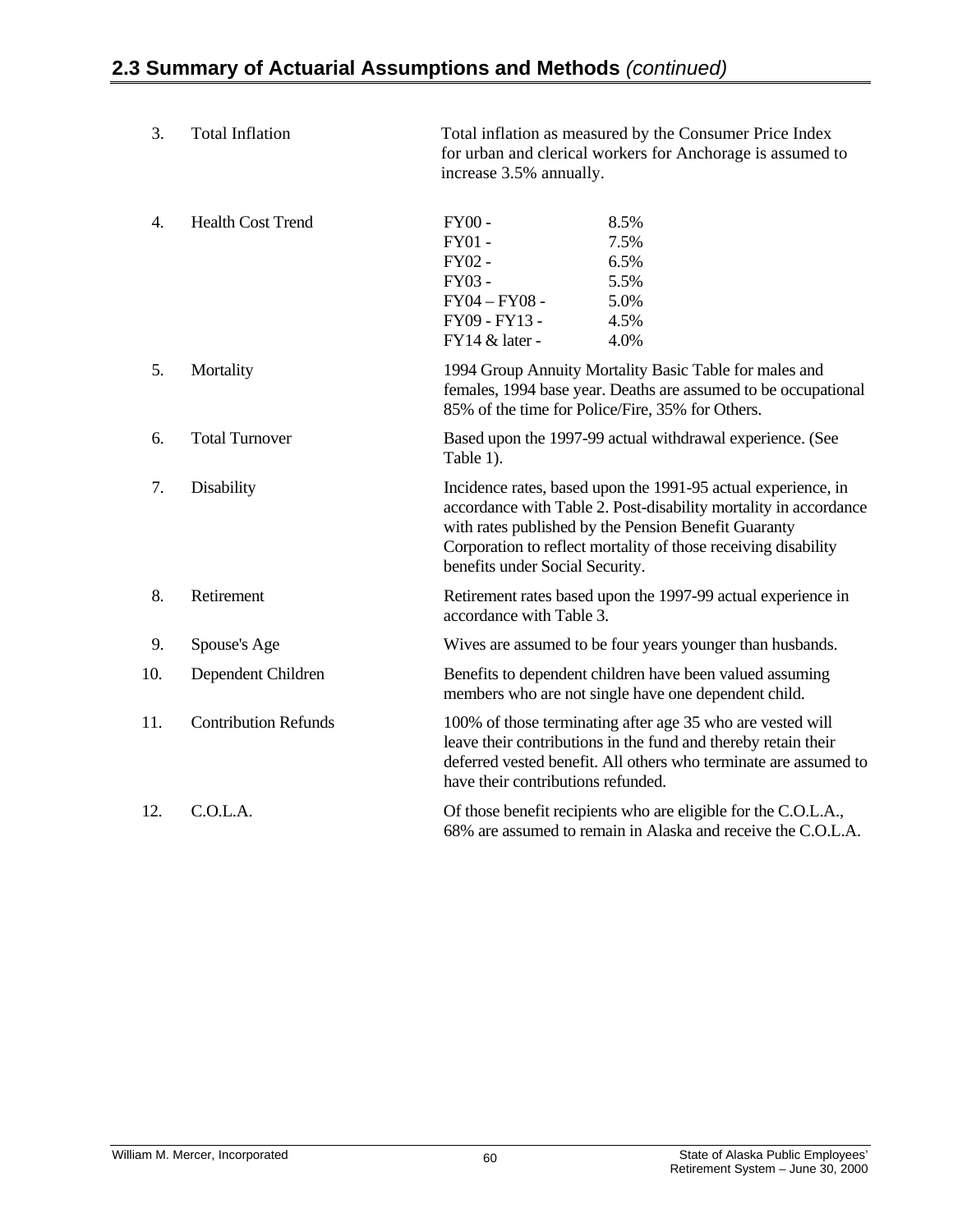## 2.3 Summary of Actuarial Assumptions and Methods *(continued)*

3. **Total Inflation**

   Total inflation as measured by the Consumer Price Index for urban and clerical workers for Anchorage is assumed to increase 3.5% annually.

4. **Health Cost Trend**

   | | |
   |---|---|
   | FY00 - | 8.5% |
   | FY01 - | 7.5% |
   | FY02 - | 6.5% |
   | FY03 - | 5.5% |
   | FY04 – FY08 - | 5.0% |
   | FY09 - FY13 - | 4.5% |
   | FY14 & later - | 4.0% |

5. **Mortality**

   1994 Group Annuity Mortality Basic Table for males and females, 1994 base year. Deaths are assumed to be occupational 85% of the time for Police/Fire, 35% for Others.

6. **Total Turnover**

   Based upon the 1997-99 actual withdrawal experience. (See Table 1).

7. **Disability**

   Incidence rates, based upon the 1991-95 actual experience, in accordance with Table 2. Post-disability mortality in accordance with rates published by the Pension Benefit Guaranty Corporation to reflect mortality of those receiving disability benefits under Social Security.

8. **Retirement**

   Retirement rates based upon the 1997-99 actual experience in accordance with Table 3.

9. **Spouse's Age**

   Wives are assumed to be four years younger than husbands.

10. **Dependent Children**

    Benefits to dependent children have been valued assuming members who are not single have one dependent child.

11. **Contribution Refunds**

    100% of those terminating after age 35 who are vested will leave their contributions in the fund and thereby retain their deferred vested benefit. All others who terminate are assumed to have their contributions refunded.

12. **C.O.L.A.**

    Of those benefit recipients who are eligible for the C.O.L.A., 68% are assumed to remain in Alaska and receive the C.O.L.A.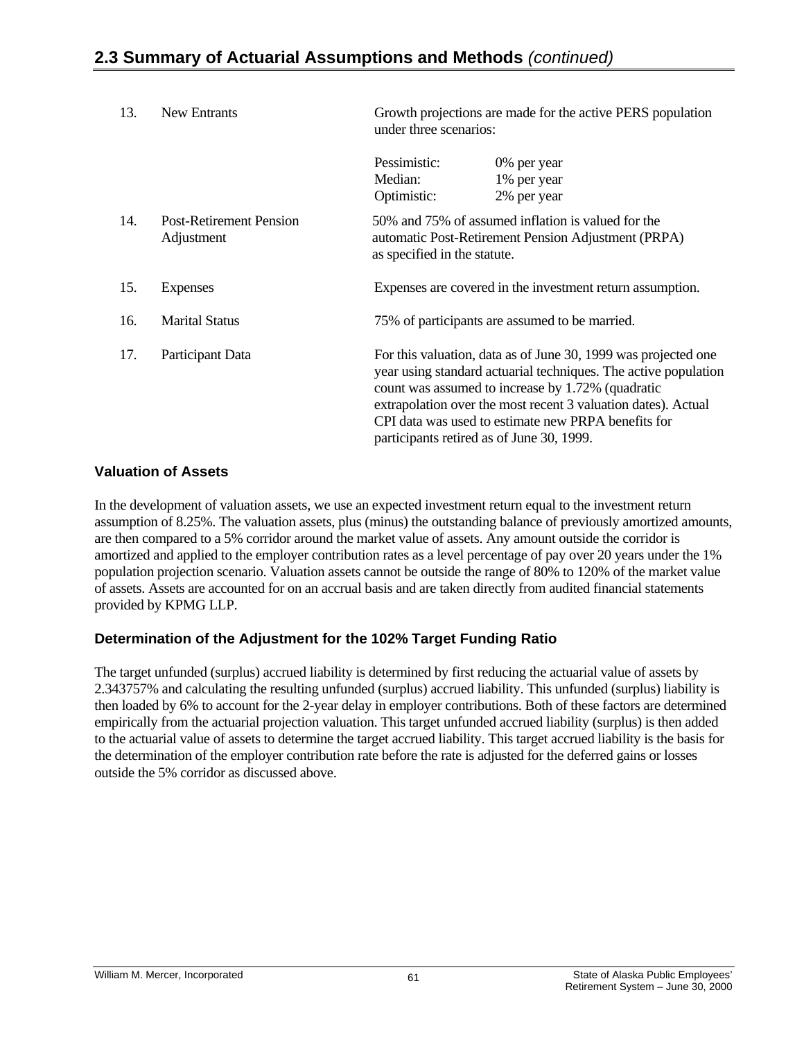## 2.3 Summary of Actuarial Assumptions and Methods *(continued)*

13. **New Entrants**

    Growth projections are made for the active PERS population under three scenarios:

    | | |
    |---|---|
    | Pessimistic: | 0% per year |
    | Median: | 1% per year |
    | Optimistic: | 2% per year |

14. **Post-Retirement Pension Adjustment**

    50% and 75% of assumed inflation is valued for the automatic Post-Retirement Pension Adjustment (PRPA) as specified in the statute.

15. **Expenses**

    Expenses are covered in the investment return assumption.

16. **Marital Status**

    75% of participants are assumed to be married.

17. **Participant Data**

    For this valuation, data as of June 30, 1999 was projected one year using standard actuarial techniques. The active population count was assumed to increase by 1.72% (quadratic extrapolation over the most recent 3 valuation dates). Actual CPI data was used to estimate new PRPA benefits for participants retired as of June 30, 1999.

### Valuation of Assets

In the development of valuation assets, we use an expected investment return equal to the investment return assumption of 8.25%. The valuation assets, plus (minus) the outstanding balance of previously amortized amounts, are then compared to a 5% corridor around the market value of assets. Any amount outside the corridor is amortized and applied to the employer contribution rates as a level percentage of pay over 20 years under the 1% population projection scenario. Valuation assets cannot be outside the range of 80% to 120% of the market value of assets. Assets are accounted for on an accrual basis and are taken directly from audited financial statements provided by KPMG LLP.

### Determination of the Adjustment for the 102% Target Funding Ratio

The target unfunded (surplus) accrued liability is determined by first reducing the actuarial value of assets by 2.343757% and calculating the resulting unfunded (surplus) accrued liability. This unfunded (surplus) liability is then loaded by 6% to account for the 2-year delay in employer contributions. Both of these factors are determined empirically from the actuarial projection valuation. This target unfunded accrued liability (surplus) is then added to the actuarial value of assets to determine the target accrued liability. This target accrued liability is the basis for the determination of the employer contribution rate before the rate is adjusted for the deferred gains or losses outside the 5% corridor as discussed above.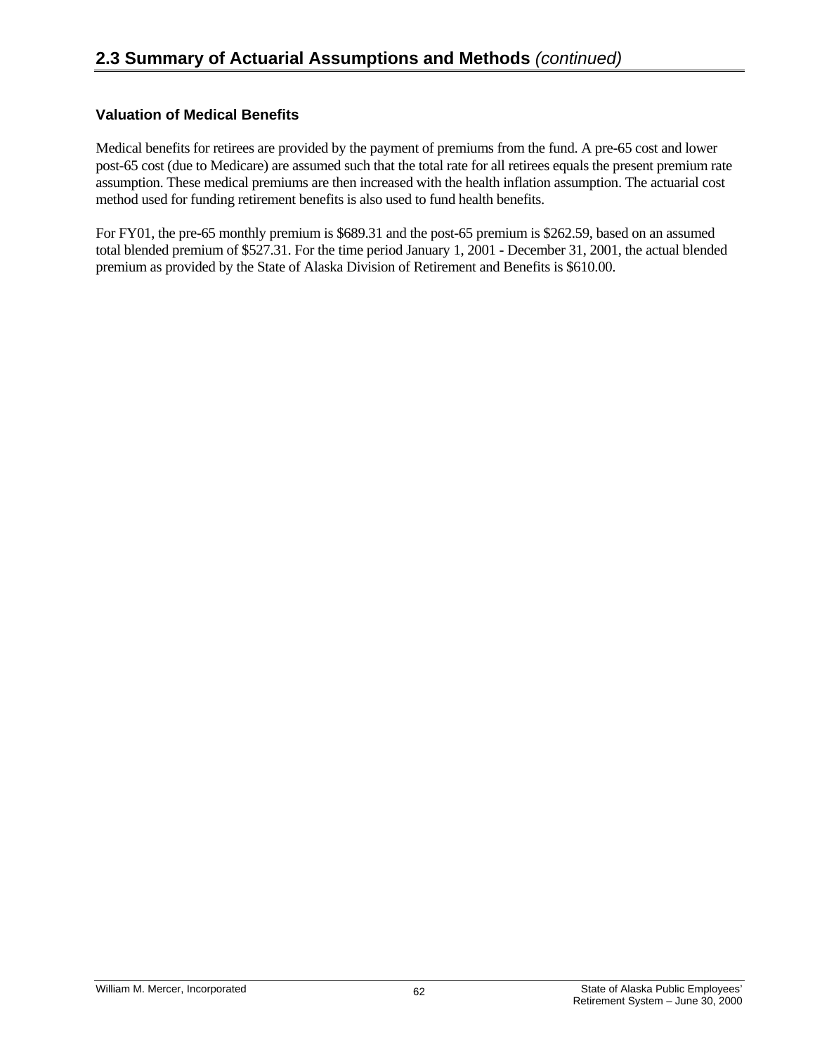## 2.3 Summary of Actuarial Assumptions and Methods *(continued)*

### Valuation of Medical Benefits

Medical benefits for retirees are provided by the payment of premiums from the fund. A pre-65 cost and lower post-65 cost (due to Medicare) are assumed such that the total rate for all retirees equals the present premium rate assumption. These medical premiums are then increased with the health inflation assumption. The actuarial cost method used for funding retirement benefits is also used to fund health benefits.

For FY01, the pre-65 monthly premium is $689.31 and the post-65 premium is $262.59, based on an assumed total blended premium of $527.31. For the time period January 1, 2001 - December 31, 2001, the actual blended premium as provided by the State of Alaska Division of Retirement and Benefits is $610.00.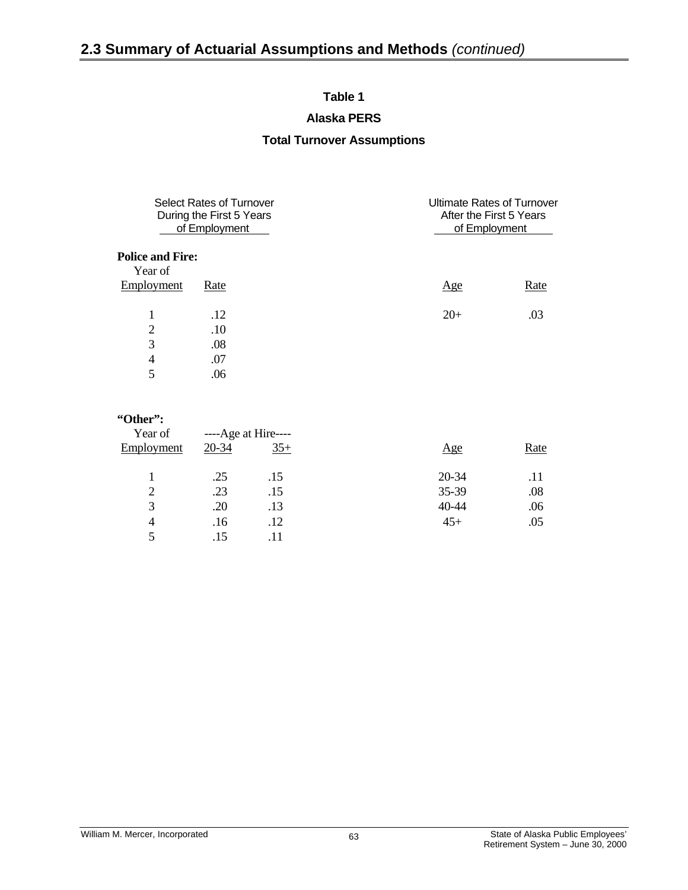## 2.3 Summary of Actuarial Assumptions and Methods *(continued)*

**Table 1**

**Alaska PERS**

**Total Turnover Assumptions**

Select Rates of Turnover During the First 5 Years of Employment

Ultimate Rates of Turnover After the First 5 Years of Employment

**Police and Fire:**

| Year of Employment | Rate | | Age | Rate |
|---|---|---|---|---|
| 1 | .12 | | 20+ | .03 |
| 2 | .10 | | | |
| 3 | .08 | | | |
| 4 | .07 | | | |
| 5 | .06 | | | |

**"Other":**

| Year of Employment | ----Age at Hire---- | | | Age | Rate |
|---|---|---|---|---|---|
| | 20-34 | 35+ | | | |
| 1 | .25 | .15 | | 20-34 | .11 |
| 2 | .23 | .15 | | 35-39 | .08 |
| 3 | .20 | .13 | | 40-44 | .06 |
| 4 | .16 | .12 | | 45+ | .05 |
| 5 | .15 | .11 | | | |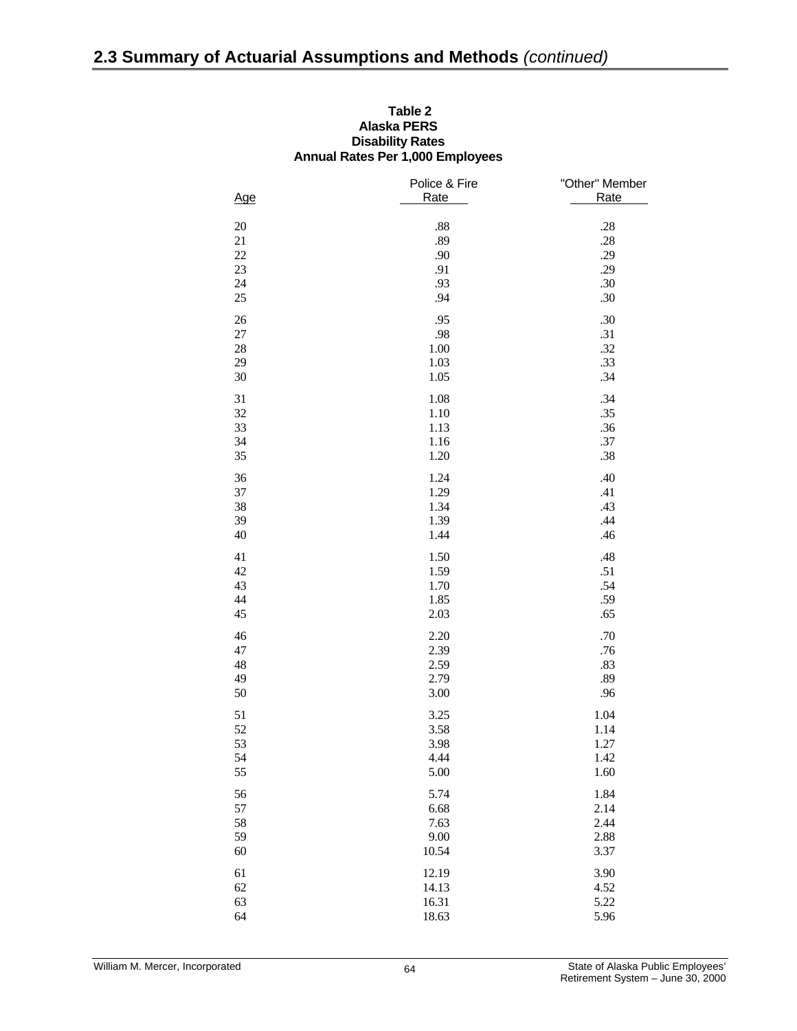## 2.3 Summary of Actuarial Assumptions and Methods *(continued)*

**Table 2**
**Alaska PERS**
**Disability Rates**
**Annual Rates Per 1,000 Employees**

| Age | Police & Fire Rate | "Other" Member Rate |
|---|---|---|
| 20 | .88 | .28 |
| 21 | .89 | .28 |
| 22 | .90 | .29 |
| 23 | .91 | .29 |
| 24 | .93 | .30 |
| 25 | .94 | .30 |
| 26 | .95 | .30 |
| 27 | .98 | .31 |
| 28 | 1.00 | .32 |
| 29 | 1.03 | .33 |
| 30 | 1.05 | .34 |
| 31 | 1.08 | .34 |
| 32 | 1.10 | .35 |
| 33 | 1.13 | .36 |
| 34 | 1.16 | .37 |
| 35 | 1.20 | .38 |
| 36 | 1.24 | .40 |
| 37 | 1.29 | .41 |
| 38 | 1.34 | .43 |
| 39 | 1.39 | .44 |
| 40 | 1.44 | .46 |
| 41 | 1.50 | .48 |
| 42 | 1.59 | .51 |
| 43 | 1.70 | .54 |
| 44 | 1.85 | .59 |
| 45 | 2.03 | .65 |
| 46 | 2.20 | .70 |
| 47 | 2.39 | .76 |
| 48 | 2.59 | .83 |
| 49 | 2.79 | .89 |
| 50 | 3.00 | .96 |
| 51 | 3.25 | 1.04 |
| 52 | 3.58 | 1.14 |
| 53 | 3.98 | 1.27 |
| 54 | 4.44 | 1.42 |
| 55 | 5.00 | 1.60 |
| 56 | 5.74 | 1.84 |
| 57 | 6.68 | 2.14 |
| 58 | 7.63 | 2.44 |
| 59 | 9.00 | 2.88 |
| 60 | 10.54 | 3.37 |
| 61 | 12.19 | 3.90 |
| 62 | 14.13 | 4.52 |
| 63 | 16.31 | 5.22 |
| 64 | 18.63 | 5.96 |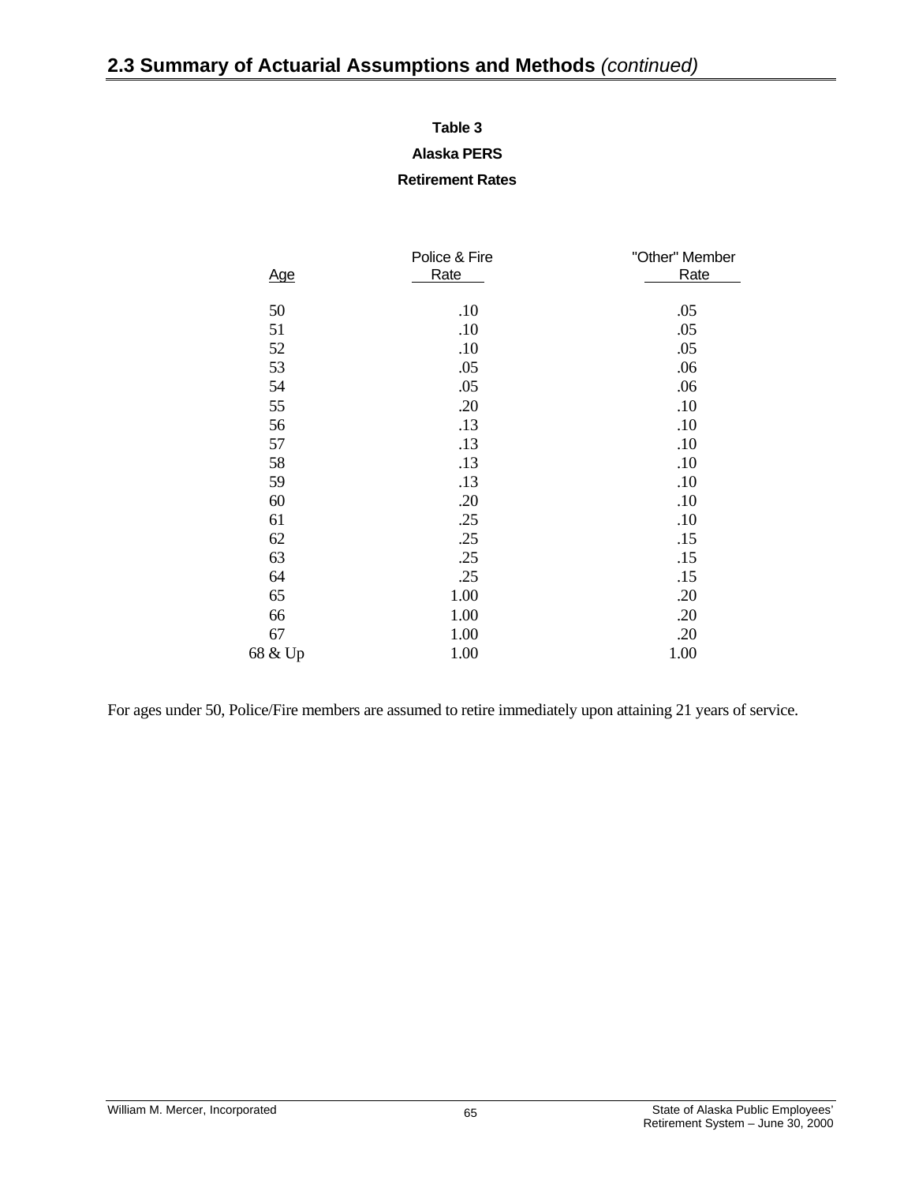## 2.3 Summary of Actuarial Assumptions and Methods *(continued)*

**Table 3**

**Alaska PERS**

**Retirement Rates**

| Age | Police & Fire Rate | "Other" Member Rate |
|---|---|---|
| 50 | .10 | .05 |
| 51 | .10 | .05 |
| 52 | .10 | .05 |
| 53 | .05 | .06 |
| 54 | .05 | .06 |
| 55 | .20 | .10 |
| 56 | .13 | .10 |
| 57 | .13 | .10 |
| 58 | .13 | .10 |
| 59 | .13 | .10 |
| 60 | .20 | .10 |
| 61 | .25 | .10 |
| 62 | .25 | .15 |
| 63 | .25 | .15 |
| 64 | .25 | .15 |
| 65 | 1.00 | .20 |
| 66 | 1.00 | .20 |
| 67 | 1.00 | .20 |
| 68 & Up | 1.00 | 1.00 |

For ages under 50, Police/Fire members are assumed to retire immediately upon attaining 21 years of service.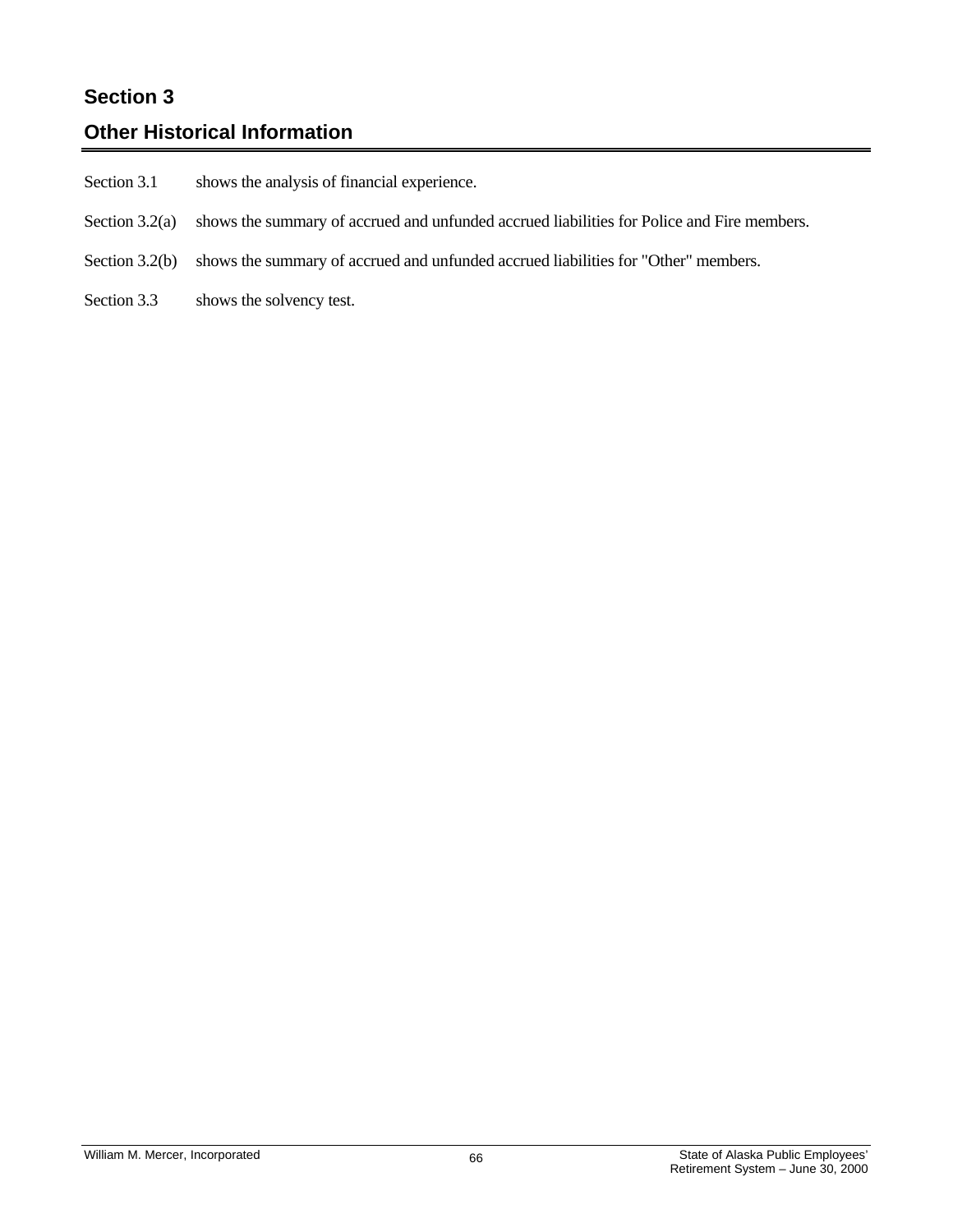# Section 3

## Other Historical Information

Section 3.1 shows the analysis of financial experience.

Section 3.2(a) shows the summary of accrued and unfunded accrued liabilities for Police and Fire members.

Section 3.2(b) shows the summary of accrued and unfunded accrued liabilities for "Other" members.

Section 3.3 shows the solvency test.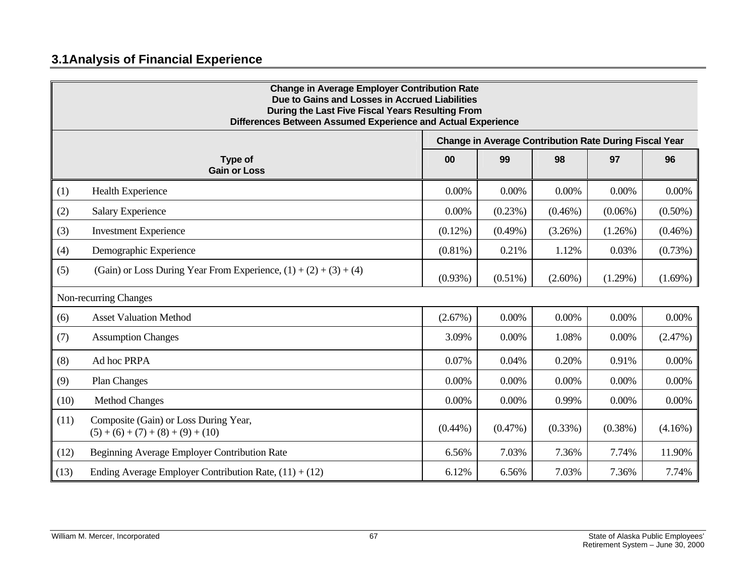## 3.1Analysis of Financial Experience

| Change in Average Employer Contribution Rate<br>Due to Gains and Losses in Accrued Liabilities<br>During the Last Five Fiscal Years Resulting From<br>Differences Between Assumed Experience and Actual Experience | | | | | | |
|---|---|---|---|---|---|---|
| | | Change in Average Contribution Rate During Fiscal Year | | | | |
| **Type of Gain or Loss** | | **00** | **99** | **98** | **97** | **96** |
| (1) | Health Experience | 0.00% | 0.00% | 0.00% | 0.00% | 0.00% |
| (2) | Salary Experience | 0.00% | (0.23%) | (0.46%) | (0.06%) | (0.50%) |
| (3) | Investment Experience | (0.12%) | (0.49%) | (3.26%) | (1.26%) | (0.46%) |
| (4) | Demographic Experience | (0.81%) | 0.21% | 1.12% | 0.03% | (0.73%) |
| (5) | (Gain) or Loss During Year From Experience, (1) + (2) + (3) + (4) | (0.93%) | (0.51%) | (2.60%) | (1.29%) | (1.69%) |
| Non-recurring Changes | | | | | | |
| (6) | Asset Valuation Method | (2.67%) | 0.00% | 0.00% | 0.00% | 0.00% |
| (7) | Assumption Changes | 3.09% | 0.00% | 1.08% | 0.00% | (2.47%) |
| (8) | Ad hoc PRPA | 0.07% | 0.04% | 0.20% | 0.91% | 0.00% |
| (9) | Plan Changes | 0.00% | 0.00% | 0.00% | 0.00% | 0.00% |
| (10) | Method Changes | 0.00% | 0.00% | 0.99% | 0.00% | 0.00% |
| (11) | Composite (Gain) or Loss During Year, (5) + (6) + (7) + (8) + (9) + (10) | (0.44%) | (0.47%) | (0.33%) | (0.38%) | (4.16%) |
| (12) | Beginning Average Employer Contribution Rate | 6.56% | 7.03% | 7.36% | 7.74% | 11.90% |
| (13) | Ending Average Employer Contribution Rate, (11) + (12) | 6.12% | 6.56% | 7.03% | 7.36% | 7.74% |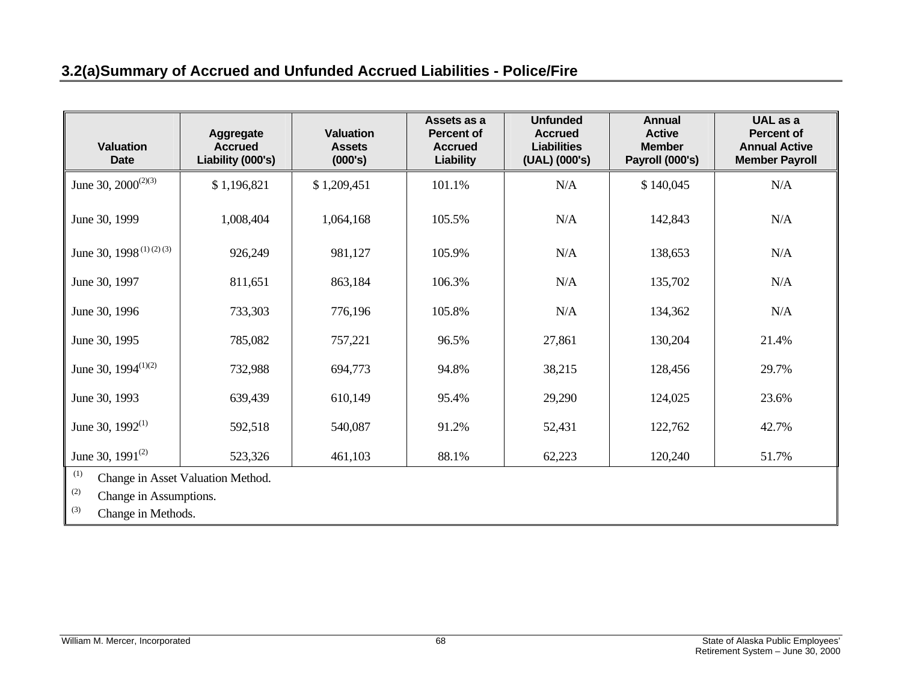## 3.2(a)Summary of Accrued and Unfunded Accrued Liabilities - Police/Fire

| Valuation Date | Aggregate Accrued Liability (000's) | Valuation Assets (000's) | Assets as a Percent of Accrued Liability | Unfunded Accrued Liabilities (UAL) (000's) | Annual Active Member Payroll (000's) | UAL as a Percent of Annual Active Member Payroll |
|---|---|---|---|---|---|---|
| June 30, 2000[(2)(3)] | $ 1,196,821 | $ 1,209,451 | 101.1% | N/A | $ 140,045 | N/A |
| June 30, 1999 | 1,008,404 | 1,064,168 | 105.5% | N/A | 142,843 | N/A |
| June 30, 1998[(1)(2)(3)] | 926,249 | 981,127 | 105.9% | N/A | 138,653 | N/A |
| June 30, 1997 | 811,651 | 863,184 | 106.3% | N/A | 135,702 | N/A |
| June 30, 1996 | 733,303 | 776,196 | 105.8% | N/A | 134,362 | N/A |
| June 30, 1995 | 785,082 | 757,221 | 96.5% | 27,861 | 130,204 | 21.4% |
| June 30, 1994[(1)(2)] | 732,988 | 694,773 | 94.8% | 38,215 | 128,456 | 29.7% |
| June 30, 1993 | 639,439 | 610,149 | 95.4% | 29,290 | 124,025 | 23.6% |
| June 30, 1992[(1)] | 592,518 | 540,087 | 91.2% | 52,431 | 122,762 | 42.7% |
| June 30, 1991[(2)] | 523,326 | 461,103 | 88.1% | 62,223 | 120,240 | 51.7% |

(1) Change in Asset Valuation Method.

(2) Change in Assumptions.

(3) Change in Methods.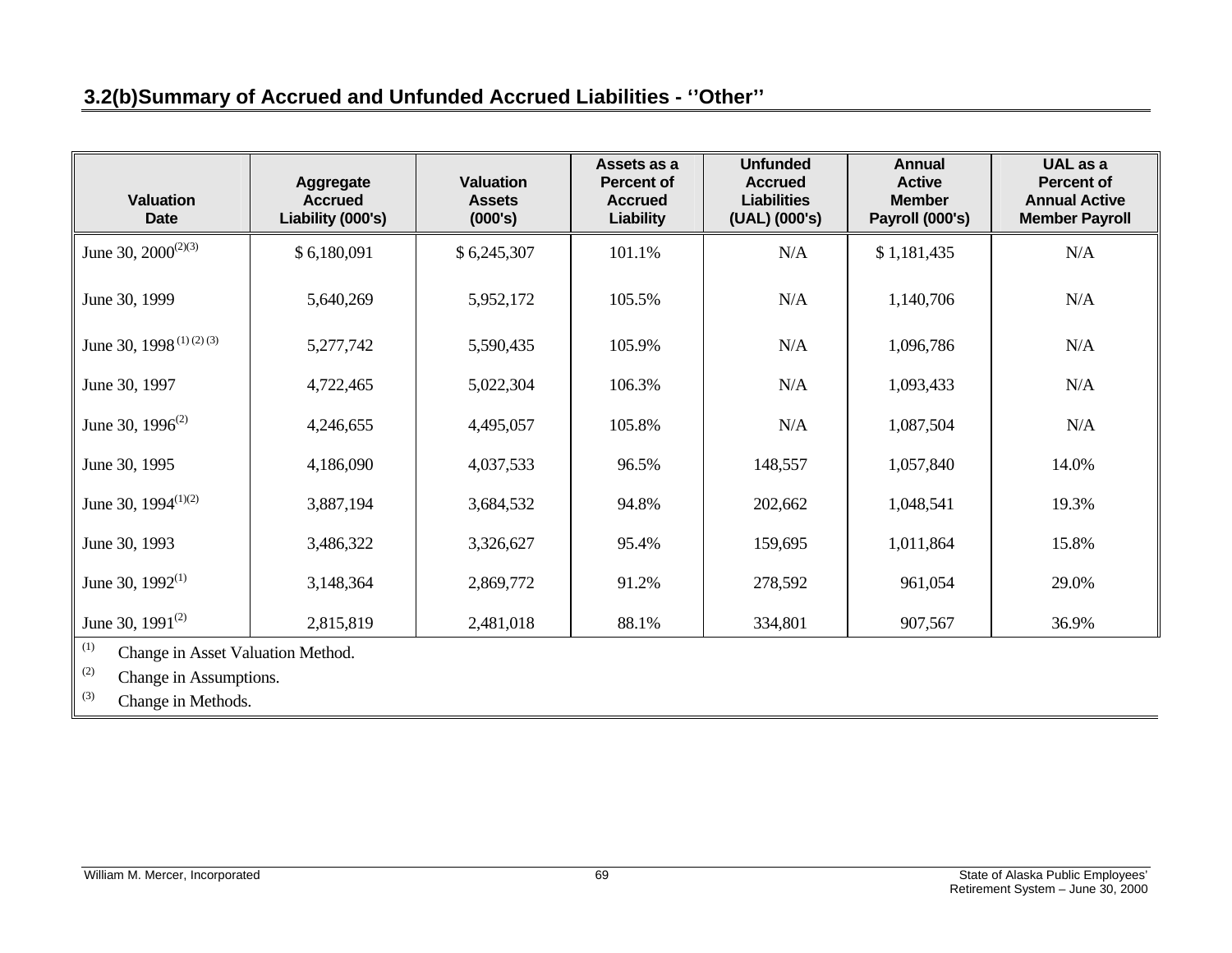### 3.2(b)Summary of Accrued and Unfunded Accrued Liabilities - ''Other''

| Valuation Date | Aggregate Accrued Liability (000's) | Valuation Assets (000's) | Assets as a Percent of Accrued Liability | Unfunded Accrued Liabilities (UAL) (000's) | Annual Active Member Payroll (000's) | UAL as a Percent of Annual Active Member Payroll |
|---|---|---|---|---|---|---|
| June 30, 2000[(2)(3)] | $ 6,180,091 | $ 6,245,307 | 101.1% | N/A | $ 1,181,435 | N/A |
| June 30, 1999 | 5,640,269 | 5,952,172 | 105.5% | N/A | 1,140,706 | N/A |
| June 30, 1998[(1)(2)(3)] | 5,277,742 | 5,590,435 | 105.9% | N/A | 1,096,786 | N/A |
| June 30, 1997 | 4,722,465 | 5,022,304 | 106.3% | N/A | 1,093,433 | N/A |
| June 30, 1996[(2)] | 4,246,655 | 4,495,057 | 105.8% | N/A | 1,087,504 | N/A |
| June 30, 1995 | 4,186,090 | 4,037,533 | 96.5% | 148,557 | 1,057,840 | 14.0% |
| June 30, 1994[(1)(2)] | 3,887,194 | 3,684,532 | 94.8% | 202,662 | 1,048,541 | 19.3% |
| June 30, 1993 | 3,486,322 | 3,326,627 | 95.4% | 159,695 | 1,011,864 | 15.8% |
| June 30, 1992[(1)] | 3,148,364 | 2,869,772 | 91.2% | 278,592 | 961,054 | 29.0% |
| June 30, 1991[(2)] | 2,815,819 | 2,481,018 | 88.1% | 334,801 | 907,567 | 36.9% |

(1) Change in Asset Valuation Method.

(2) Change in Assumptions.

(3) Change in Methods.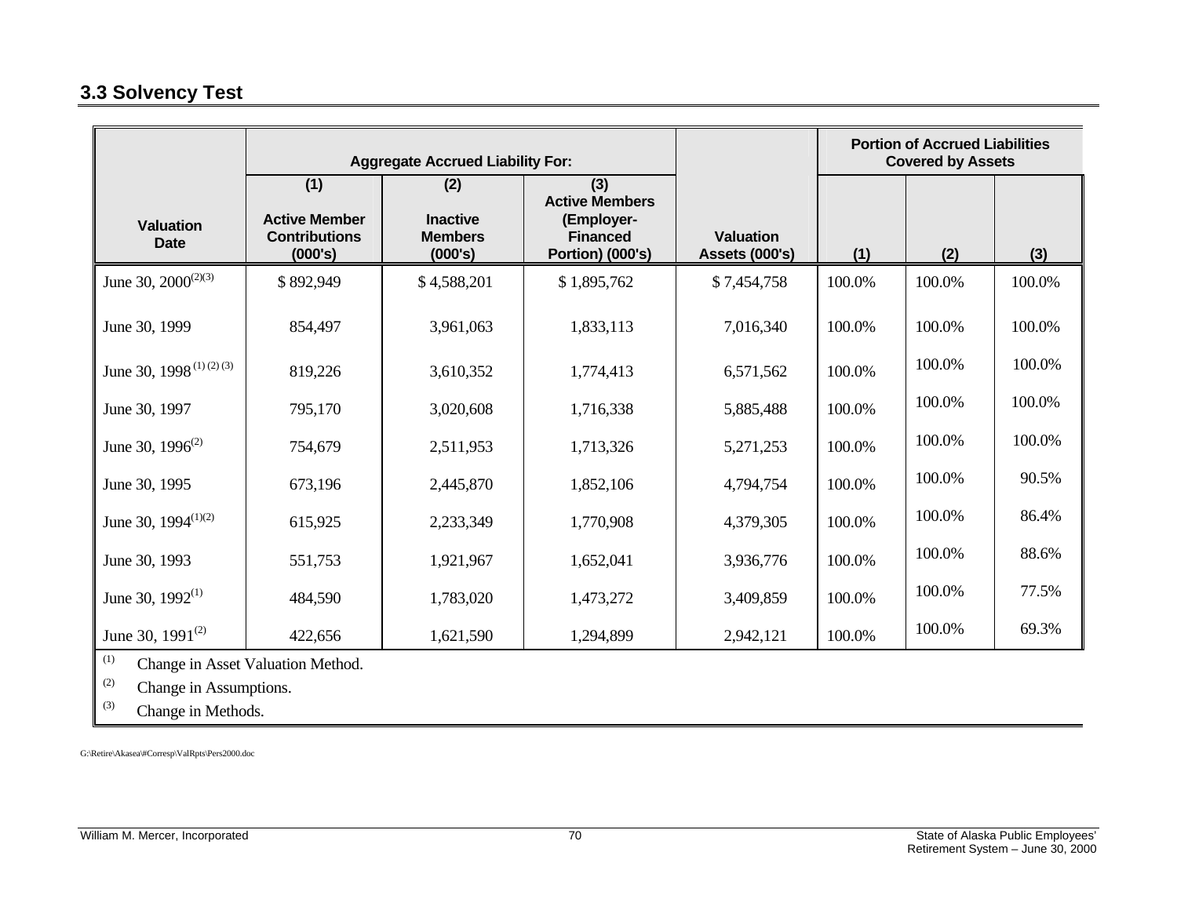## 3.3 Solvency Test

| Valuation Date | Aggregate Accrued Liability For: | | | Valuation Assets (000's) | Portion of Accrued Liabilities Covered by Assets | | |
|---|---|---|---|---|---|---|---|
| | (1) Active Member Contributions (000's) | (2) Inactive Members (000's) | (3) Active Members (Employer-Financed Portion) (000's) | | (1) | (2) | (3) |
| June 30, 2000[(2)(3)] | $ 892,949 | $ 4,588,201 | $ 1,895,762 | $ 7,454,758 | 100.0% | 100.0% | 100.0% |
| June 30, 1999 | 854,497 | 3,961,063 | 1,833,113 | 7,016,340 | 100.0% | 100.0% | 100.0% |
| June 30, 1998 [(1) (2) (3)] | 819,226 | 3,610,352 | 1,774,413 | 6,571,562 | 100.0% | 100.0% | 100.0% |
| June 30, 1997 | 795,170 | 3,020,608 | 1,716,338 | 5,885,488 | 100.0% | 100.0% | 100.0% |
| June 30, 1996[(2)] | 754,679 | 2,511,953 | 1,713,326 | 5,271,253 | 100.0% | 100.0% | 100.0% |
| June 30, 1995 | 673,196 | 2,445,870 | 1,852,106 | 4,794,754 | 100.0% | 100.0% | 90.5% |
| June 30, 1994[(1)(2)] | 615,925 | 2,233,349 | 1,770,908 | 4,379,305 | 100.0% | 100.0% | 86.4% |
| June 30, 1993 | 551,753 | 1,921,967 | 1,652,041 | 3,936,776 | 100.0% | 100.0% | 88.6% |
| June 30, 1992[(1)] | 484,590 | 1,783,020 | 1,473,272 | 3,409,859 | 100.0% | 100.0% | 77.5% |
| June 30, 1991[(2)] | 422,656 | 1,621,590 | 1,294,899 | 2,942,121 | 100.0% | 100.0% | 69.3% |

(1) Change in Asset Valuation Method.

(2) Change in Assumptions.

(3) Change in Methods.

G:\Retire\Akasea\#Corresp\ValRpts\Pers2000.doc